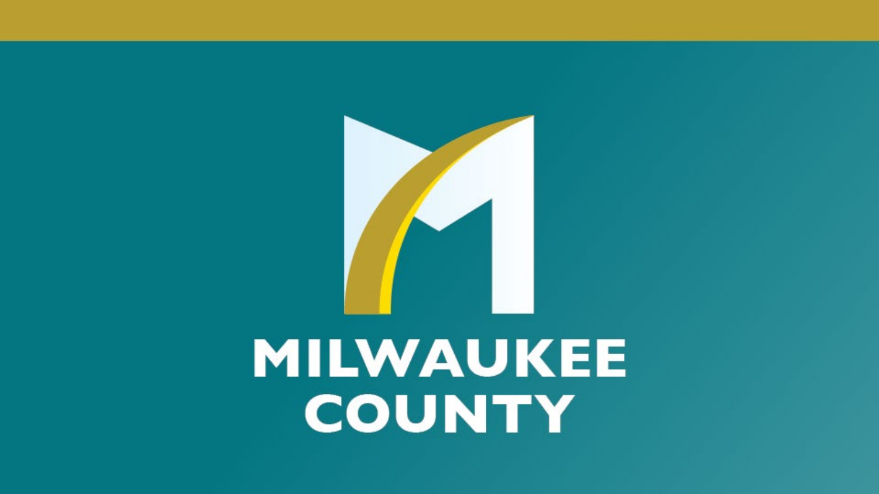# MILWAUKEE COUNTY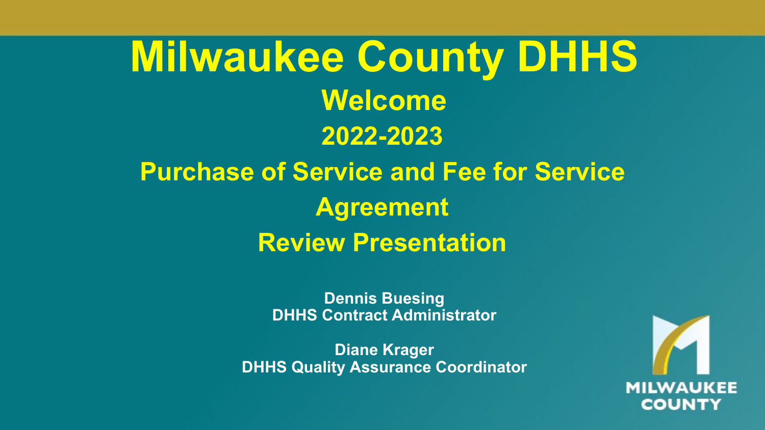# Milwaukee County DHHS

## Welcome

## 2022-2023

## Purchase of Service and Fee for Service Agreement

## Review Presentation

**Dennis Buesing**
**DHHS Contract Administrator**

**Diane Krager**
**DHHS Quality Assurance Coordinator**

MILWAUKEE COUNTY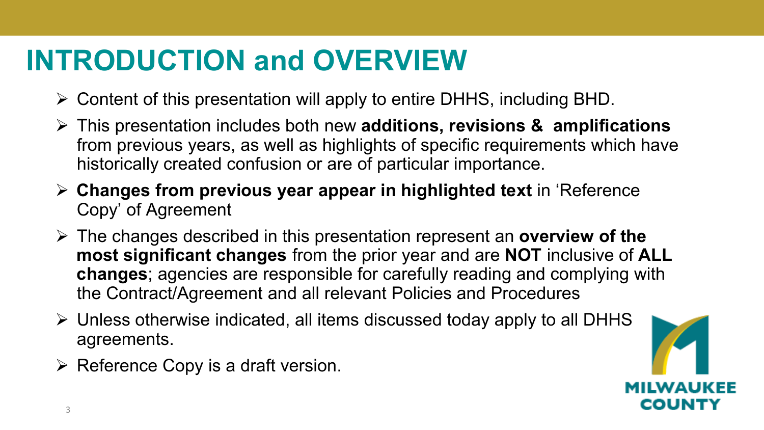# INTRODUCTION and OVERVIEW

- Content of this presentation will apply to entire DHHS, including BHD.
- This presentation includes both new **additions, revisions & amplifications** from previous years, as well as highlights of specific requirements which have historically created confusion or are of particular importance.
- **Changes from previous year appear in highlighted text** in 'Reference Copy' of Agreement
- The changes described in this presentation represent an **overview of the most significant changes** from the prior year and are **NOT** inclusive of **ALL changes**; agencies are responsible for carefully reading and complying with the Contract/Agreement and all relevant Policies and Procedures
- Unless otherwise indicated, all items discussed today apply to all DHHS agreements.
- Reference Copy is a draft version.

MILWAUKEE COUNTY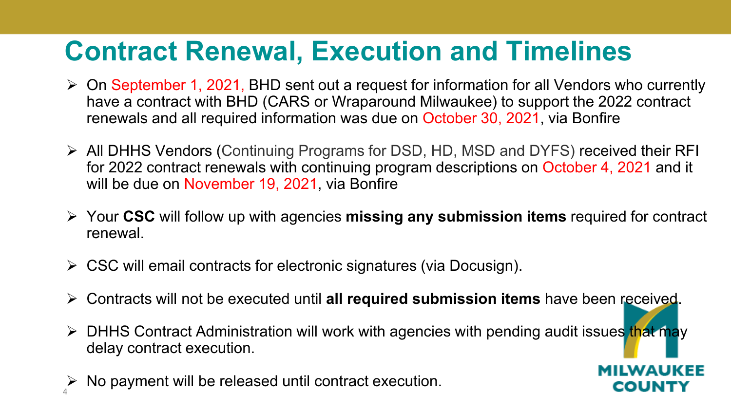# Contract Renewal, Execution and Timelines

- On September 1, 2021, BHD sent out a request for information for all Vendors who currently have a contract with BHD (CARS or Wraparound Milwaukee) to support the 2022 contract renewals and all required information was due on October 30, 2021, via Bonfire
- All DHHS Vendors (Continuing Programs for DSD, HD, MSD and DYFS) received their RFI for 2022 contract renewals with continuing program descriptions on October 4, 2021 and it will be due on November 19, 2021, via Bonfire
- Your **CSC** will follow up with agencies **missing any submission items** required for contract renewal.
- CSC will email contracts for electronic signatures (via Docusign).
- Contracts will not be executed until **all required submission items** have been received.
- DHHS Contract Administration will work with agencies with pending audit issues that may delay contract execution.
- No payment will be released until contract execution.

MILWAUKEE COUNTY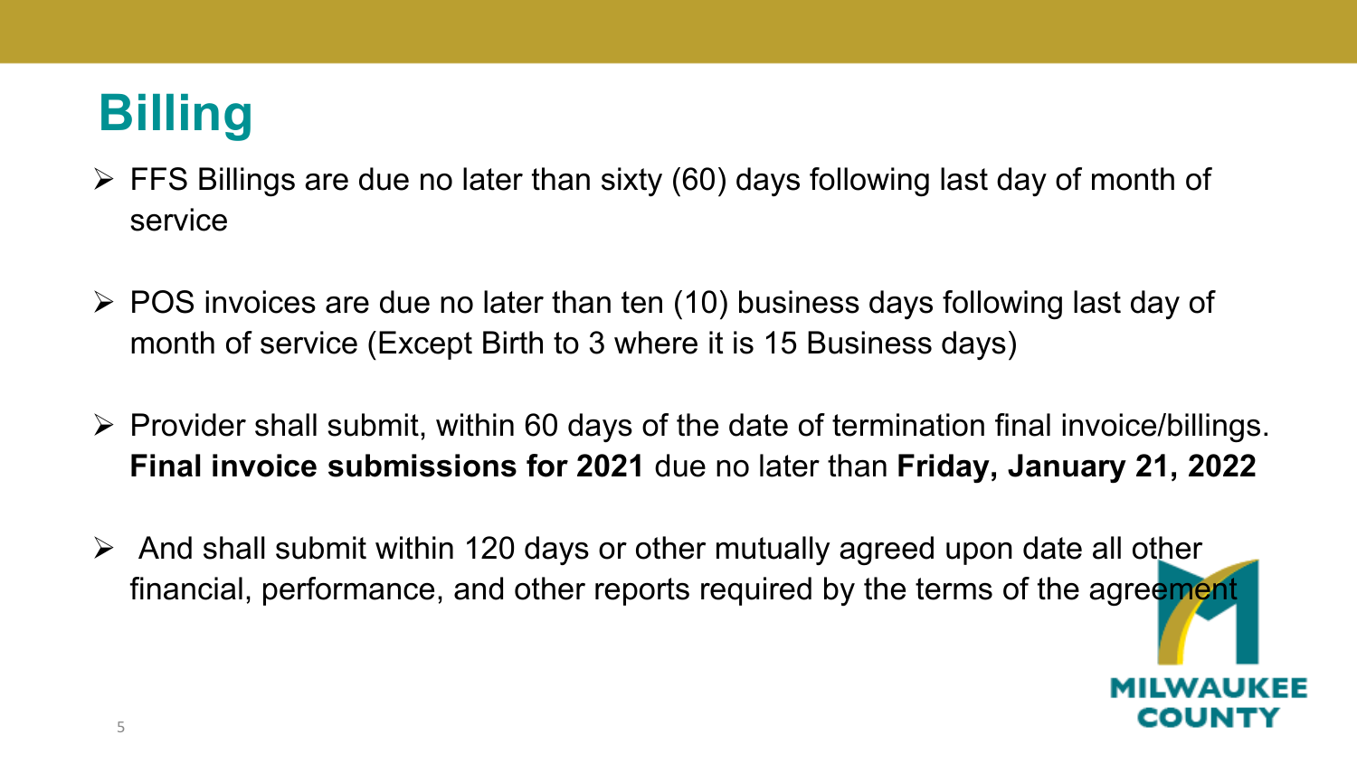# Billing

- FFS Billings are due no later than sixty (60) days following last day of month of service
- POS invoices are due no later than ten (10) business days following last day of month of service (Except Birth to 3 where it is 15 Business days)
- Provider shall submit, within 60 days of the date of termination final invoice/billings. **Final invoice submissions for 2021** due no later than **Friday, January 21, 2022**
- And shall submit within 120 days or other mutually agreed upon date all other financial, performance, and other reports required by the terms of the agreement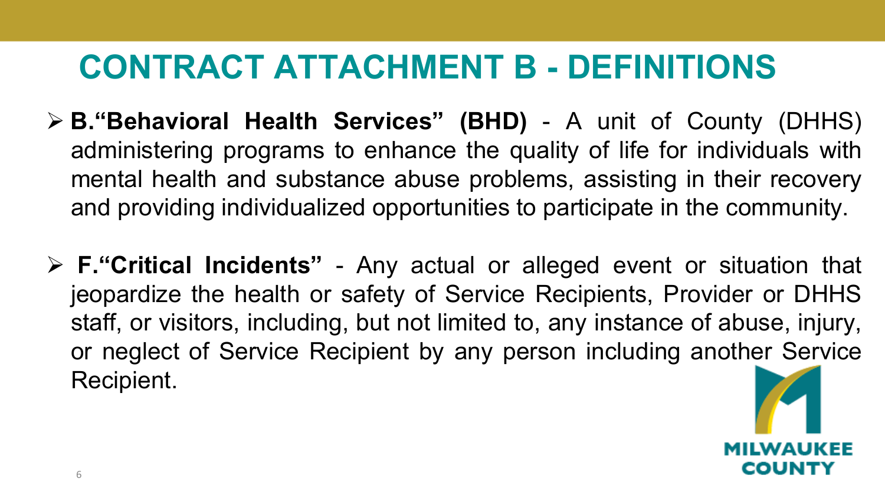# CONTRACT ATTACHMENT B - DEFINITIONS

- **B.“Behavioral Health Services” (BHD)** - A unit of County (DHHS) administering programs to enhance the quality of life for individuals with mental health and substance abuse problems, assisting in their recovery and providing individualized opportunities to participate in the community.

- **F.“Critical Incidents”** - Any actual or alleged event or situation that jeopardize the health or safety of Service Recipients, Provider or DHHS staff, or visitors, including, but not limited to, any instance of abuse, injury, or neglect of Service Recipient by any person including another Service Recipient.

MILWAUKEE COUNTY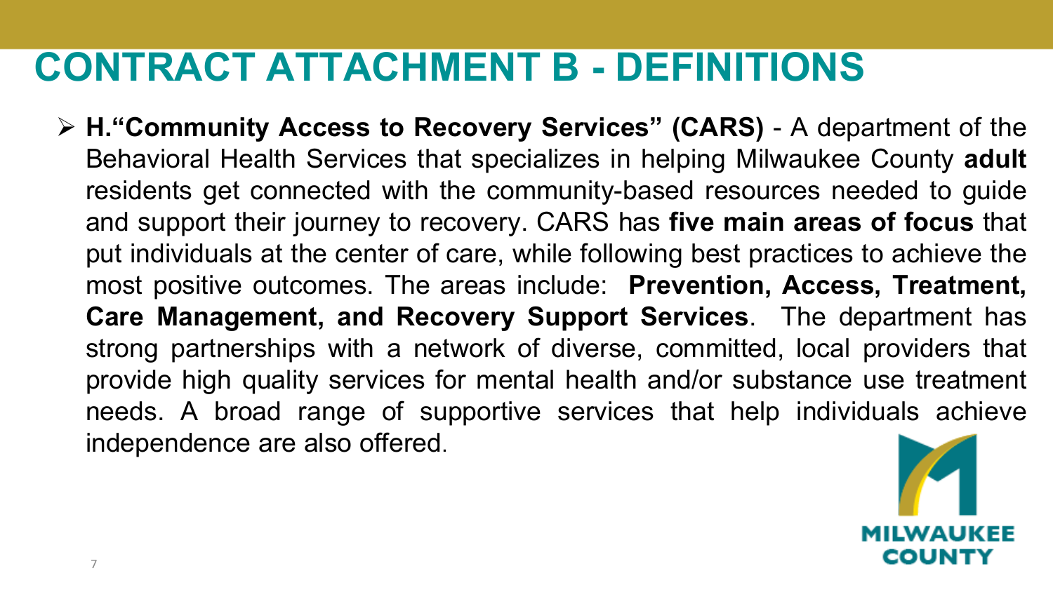# CONTRACT ATTACHMENT B - DEFINITIONS

- **H."Community Access to Recovery Services" (CARS)** - A department of the Behavioral Health Services that specializes in helping Milwaukee County **adult** residents get connected with the community-based resources needed to guide and support their journey to recovery. CARS has **five main areas of focus** that put individuals at the center of care, while following best practices to achieve the most positive outcomes. The areas include: **Prevention, Access, Treatment, Care Management, and Recovery Support Services**. The department has strong partnerships with a network of diverse, committed, local providers that provide high quality services for mental health and/or substance use treatment needs. A broad range of supportive services that help individuals achieve independence are also offered.

MILWAUKEE COUNTY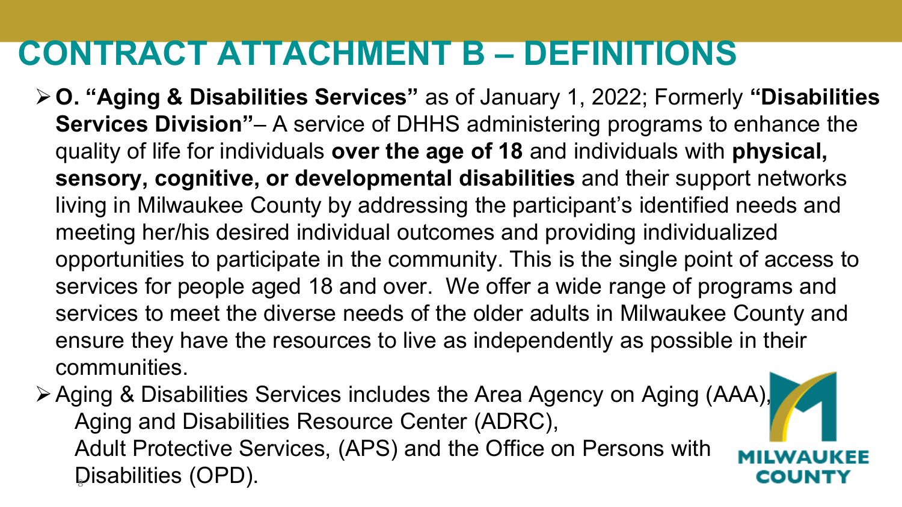# CONTRACT ATTACHMENT B – DEFINITIONS

- **O. "Aging & Disabilities Services"** as of January 1, 2022; Formerly **"Disabilities Services Division"**– A service of DHHS administering programs to enhance the quality of life for individuals **over the age of 18** and individuals with **physical, sensory, cognitive, or developmental disabilities** and their support networks living in Milwaukee County by addressing the participant's identified needs and meeting her/his desired individual outcomes and providing individualized opportunities to participate in the community. This is the single point of access to services for people aged 18 and over. We offer a wide range of programs and services to meet the diverse needs of the older adults in Milwaukee County and ensure they have the resources to live as independently as possible in their communities.
- Aging & Disabilities Services includes the Area Agency on Aging (AAA), Aging and Disabilities Resource Center (ADRC), Adult Protective Services, (APS) and the Office on Persons with Disabilities (OPD).

MILWAUKEE COUNTY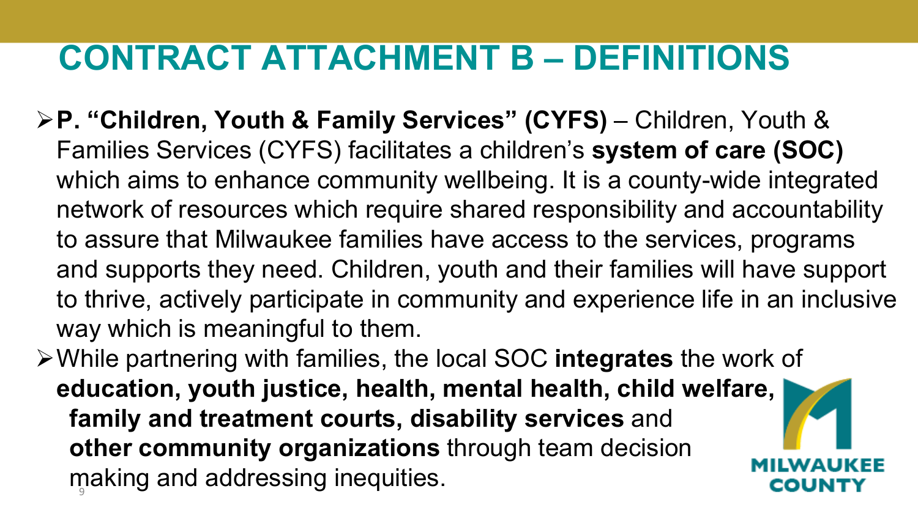# CONTRACT ATTACHMENT B – DEFINITIONS

- **P. "Children, Youth & Family Services" (CYFS)** – Children, Youth & Families Services (CYFS) facilitates a children's **system of care (SOC)** which aims to enhance community wellbeing. It is a county-wide integrated network of resources which require shared responsibility and accountability to assure that Milwaukee families have access to the services, programs and supports they need. Children, youth and their families will have support to thrive, actively participate in community and experience life in an inclusive way which is meaningful to them.
- While partnering with families, the local SOC **integrates** the work of **education, youth justice, health, mental health, child welfare, family and treatment courts, disability services** and **other community organizations** through team decision making and addressing inequities.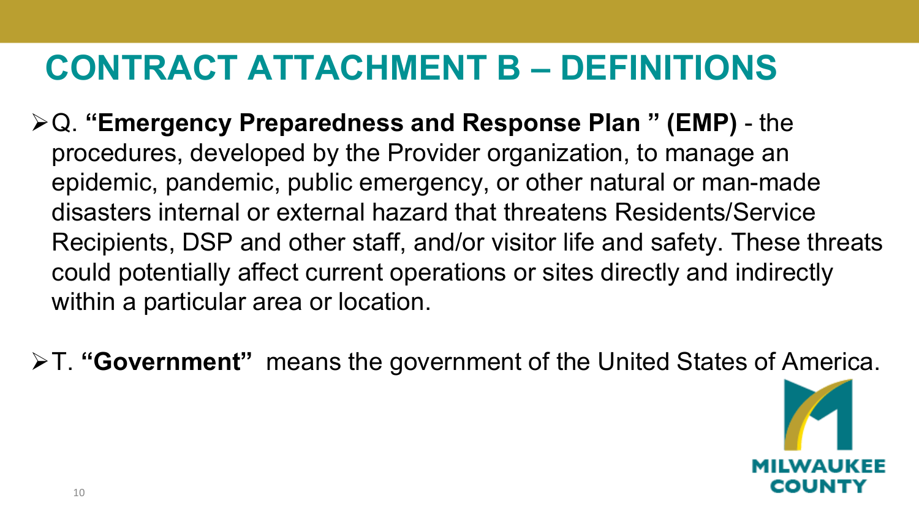# CONTRACT ATTACHMENT B – DEFINITIONS

- Q. **"Emergency Preparedness and Response Plan " (EMP)** - the procedures, developed by the Provider organization, to manage an epidemic, pandemic, public emergency, or other natural or man-made disasters internal or external hazard that threatens Residents/Service Recipients, DSP and other staff, and/or visitor life and safety. These threats could potentially affect current operations or sites directly and indirectly within a particular area or location.

- T. **"Government"** means the government of the United States of America.

MILWAUKEE COUNTY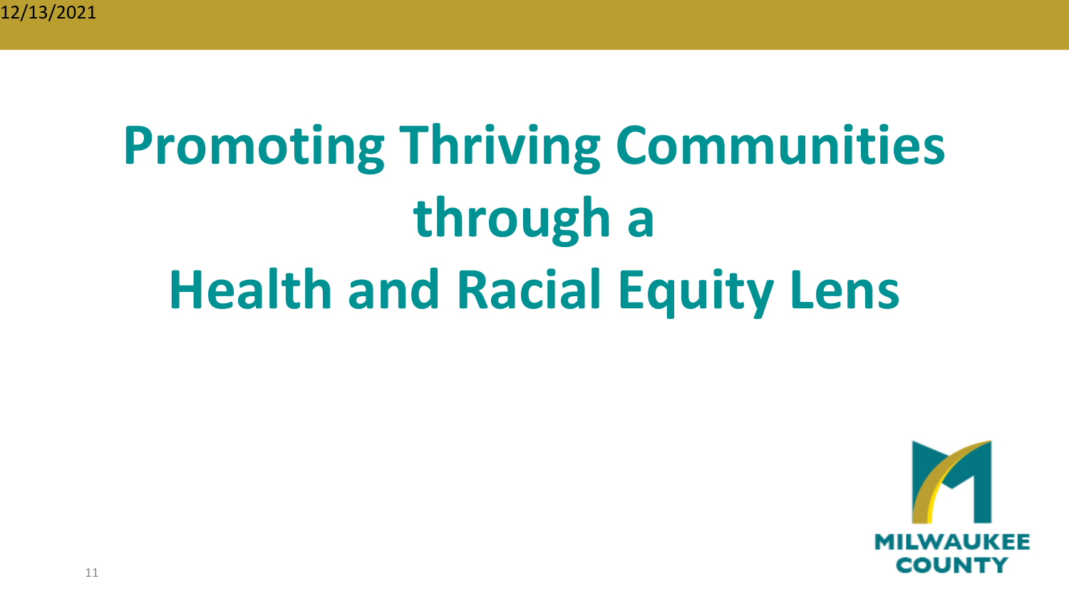# Promoting Thriving Communities through a Health and Racial Equity Lens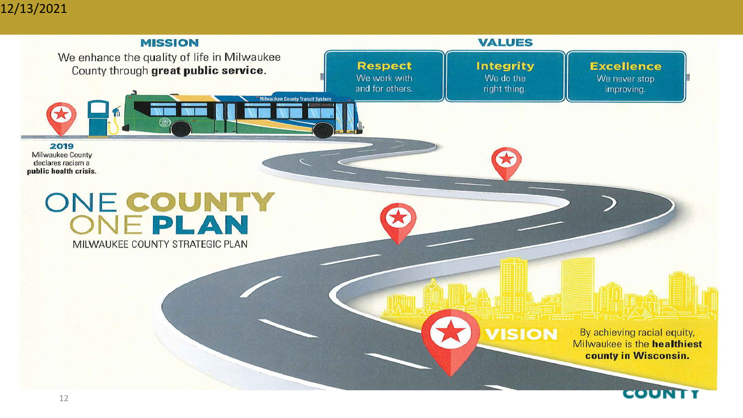## MISSION

We enhance the quality of life in Milwaukee County through **great public service.**

## VALUES

**Respect**
We work with and for others.

**Integrity**
We do the right thing.

**Excellence**
We never stop improving.

**2019**
Milwaukee County declares racism a **public health crisis.**

# ONE COUNTY ONE PLAN

MILWAUKEE COUNTY STRATEGIC PLAN

## VISION

By achieving racial equity, Milwaukee is the **healthiest county in Wisconsin.**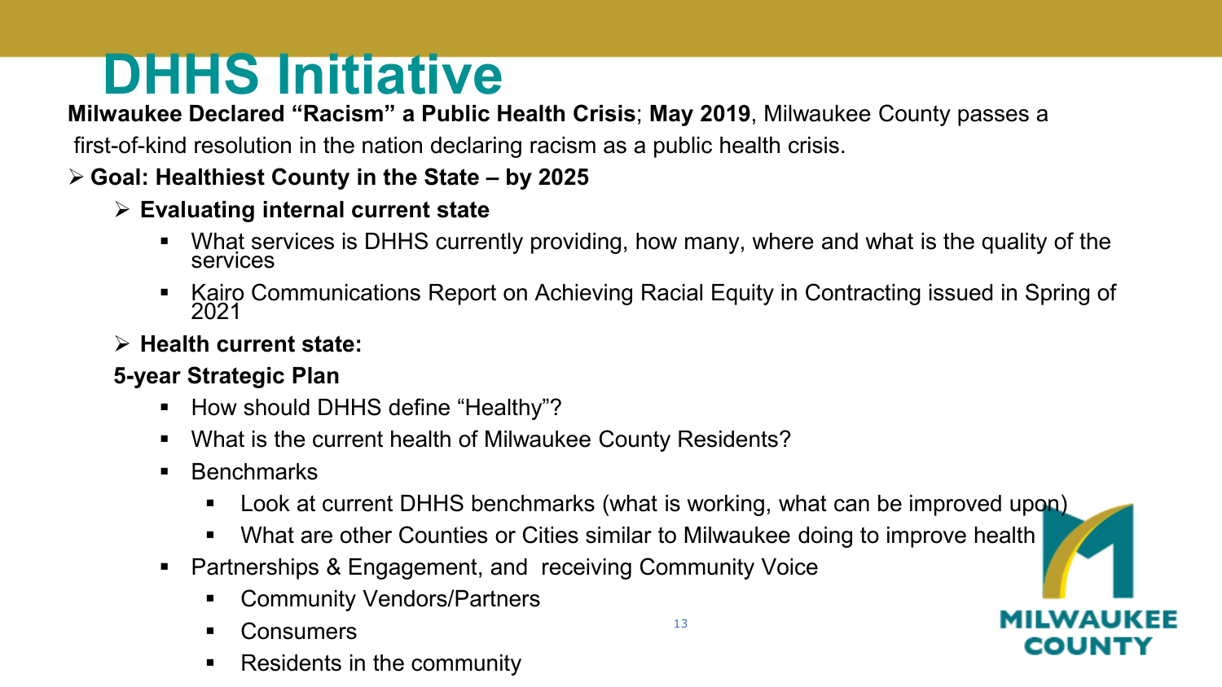# DHHS Initiative

**Milwaukee Declared "Racism" a Public Health Crisis**; **May 2019**, Milwaukee County passes a first-of-kind resolution in the nation declaring racism as a public health crisis.

- **Goal: Healthiest County in the State – by 2025**
  - **Evaluating internal current state**
    - What services is DHHS currently providing, how many, where and what is the quality of the services
    - Kairo Communications Report on Achieving Racial Equity in Contracting issued in Spring of 2021
  - **Health current state:**

  **5-year Strategic Plan**
    - How should DHHS define "Healthy"?
    - What is the current health of Milwaukee County Residents?
    - Benchmarks
      - Look at current DHHS benchmarks (what is working, what can be improved upon)
      - What are other Counties or Cities similar to Milwaukee doing to improve health
    - Partnerships & Engagement, and receiving Community Voice
      - Community Vendors/Partners
      - Consumers
      - Residents in the community

MILWAUKEE COUNTY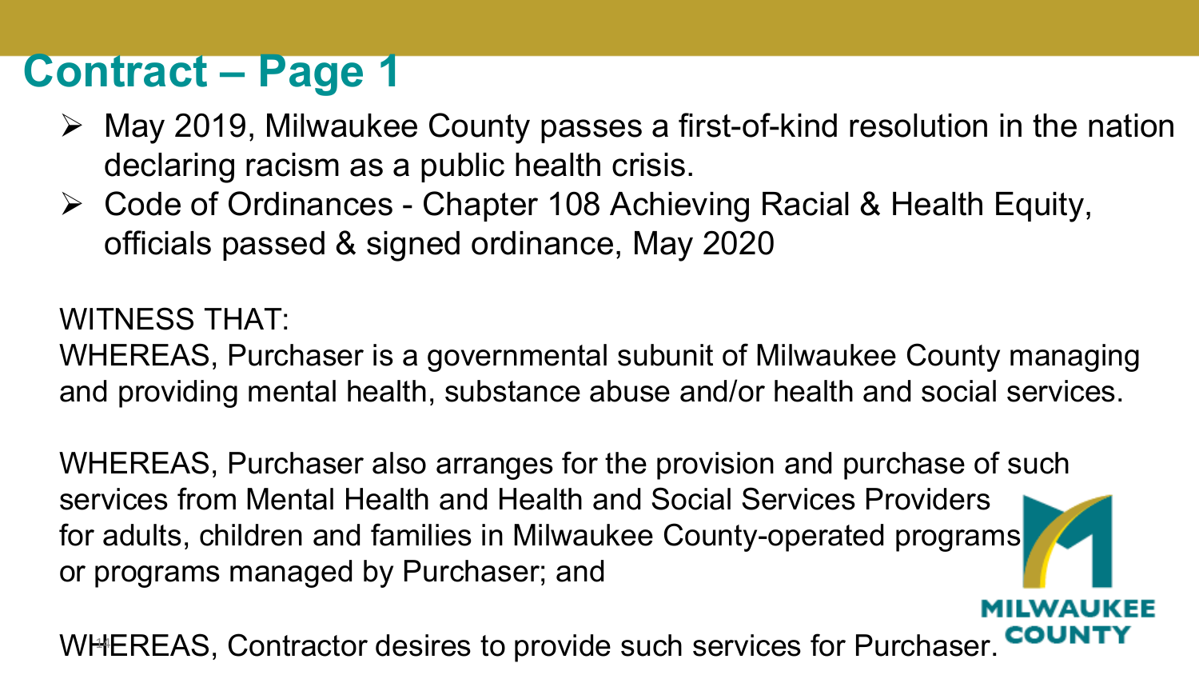# Contract – Page 1

- May 2019, Milwaukee County passes a first-of-kind resolution in the nation declaring racism as a public health crisis.
- Code of Ordinances - Chapter 108 Achieving Racial & Health Equity, officials passed & signed ordinance, May 2020

WITNESS THAT:

WHEREAS, Purchaser is a governmental subunit of Milwaukee County managing and providing mental health, substance abuse and/or health and social services.

WHEREAS, Purchaser also arranges for the provision and purchase of such services from Mental Health and Health and Social Services Providers for adults, children and families in Milwaukee County-operated programs or programs managed by Purchaser; and

WHEREAS, Contractor desires to provide such services for Purchaser.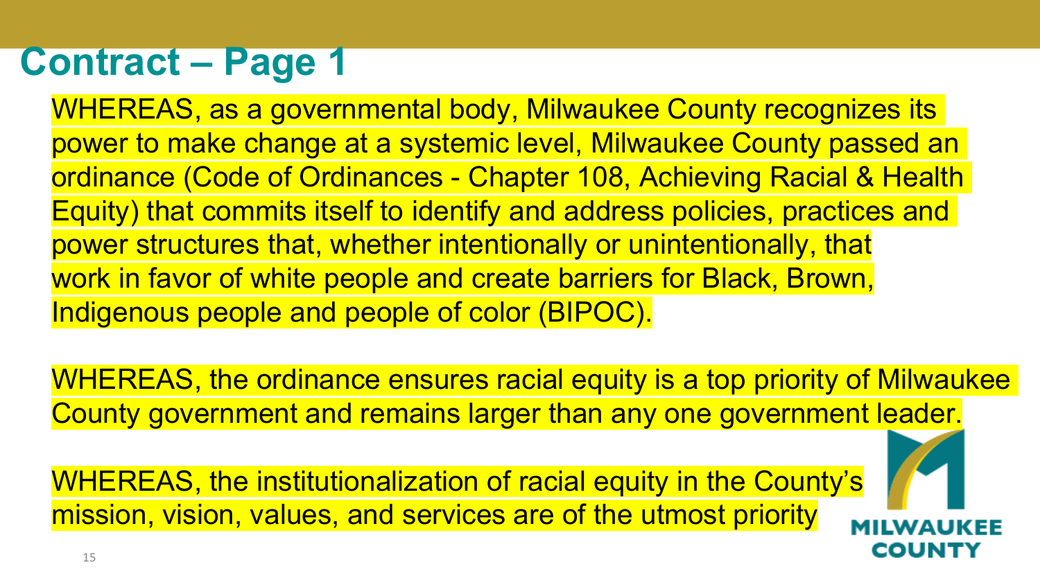# Contract – Page 1

WHEREAS, as a governmental body, Milwaukee County recognizes its power to make change at a systemic level, Milwaukee County passed an ordinance (Code of Ordinances - Chapter 108, Achieving Racial & Health Equity) that commits itself to identify and address policies, practices and power structures that, whether intentionally or unintentionally, that work in favor of white people and create barriers for Black, Brown, Indigenous people and people of color (BIPOC).

WHEREAS, the ordinance ensures racial equity is a top priority of Milwaukee County government and remains larger than any one government leader.

WHEREAS, the institutionalization of racial equity in the County's mission, vision, values, and services are of the utmost priority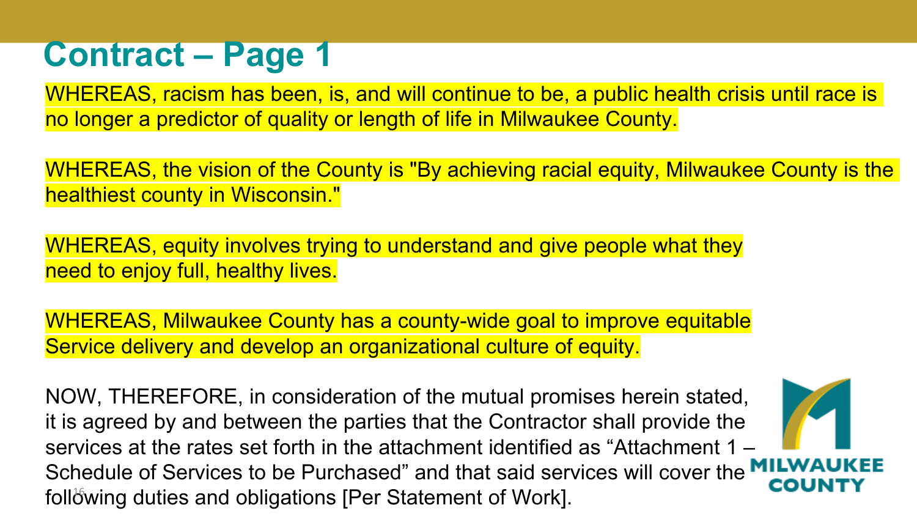# Contract – Page 1

WHEREAS, racism has been, is, and will continue to be, a public health crisis until race is no longer a predictor of quality or length of life in Milwaukee County.

WHEREAS, the vision of the County is "By achieving racial equity, Milwaukee County is the healthiest county in Wisconsin."

WHEREAS, equity involves trying to understand and give people what they need to enjoy full, healthy lives.

WHEREAS, Milwaukee County has a county-wide goal to improve equitable Service delivery and develop an organizational culture of equity.

NOW, THEREFORE, in consideration of the mutual promises herein stated, it is agreed by and between the parties that the Contractor shall provide the services at the rates set forth in the attachment identified as “Attachment 1 – Schedule of Services to be Purchased” and that said services will cover the following duties and obligations [Per Statement of Work].

MILWAUKEE COUNTY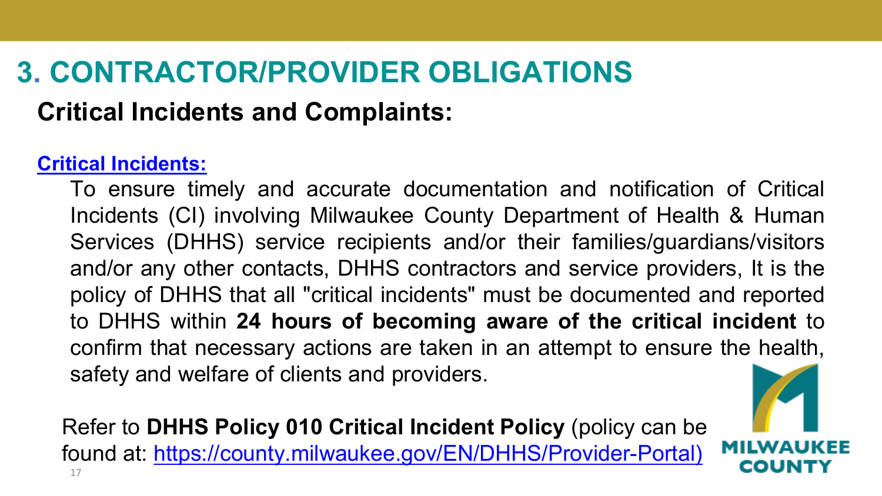# 3. CONTRACTOR/PROVIDER OBLIGATIONS

## Critical Incidents and Complaints:

**Critical Incidents:**

To ensure timely and accurate documentation and notification of Critical Incidents (CI) involving Milwaukee County Department of Health & Human Services (DHHS) service recipients and/or their families/guardians/visitors and/or any other contacts, DHHS contractors and service providers, It is the policy of DHHS that all "critical incidents" must be documented and reported to DHHS within **24 hours of becoming aware of the critical incident** to confirm that necessary actions are taken in an attempt to ensure the health, safety and welfare of clients and providers.

Refer to **DHHS Policy 010 Critical Incident Policy** (policy can be found at: https://county.milwaukee.gov/EN/DHHS/Provider-Portal)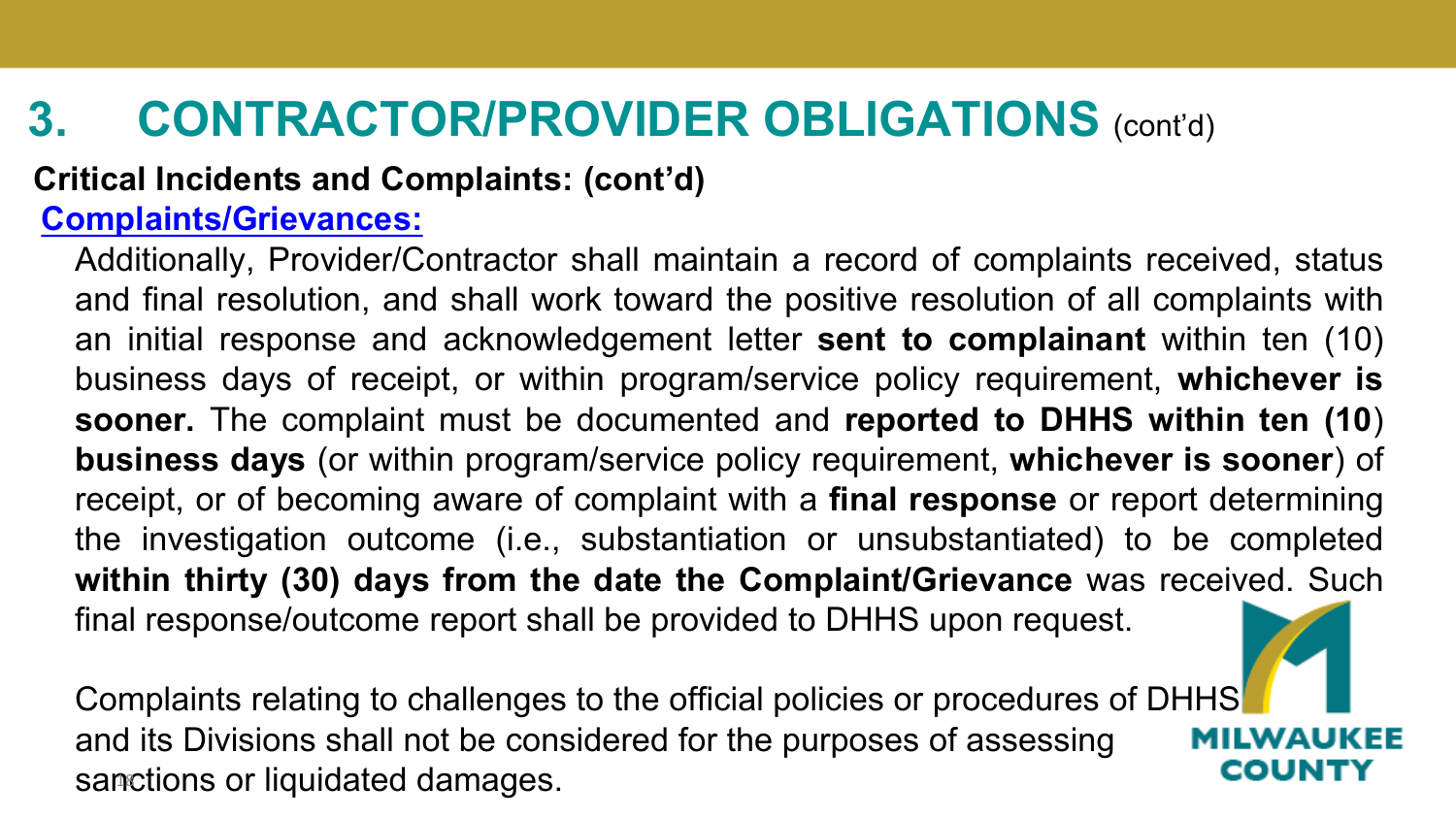# 3. CONTRACTOR/PROVIDER OBLIGATIONS (cont'd)

**Critical Incidents and Complaints: (cont'd)**

**Complaints/Grievances:**

Additionally, Provider/Contractor shall maintain a record of complaints received, status and final resolution, and shall work toward the positive resolution of all complaints with an initial response and acknowledgement letter **sent to complainant** within ten (10) business days of receipt, or within program/service policy requirement, **whichever is sooner.** The complaint must be documented and **reported to DHHS within ten (10) business days** (or within program/service policy requirement, **whichever is sooner**) of receipt, or of becoming aware of complaint with a **final response** or report determining the investigation outcome (i.e., substantiation or unsubstantiated) to be completed **within thirty (30) days from the date the Complaint/Grievance** was received. Such final response/outcome report shall be provided to DHHS upon request.

Complaints relating to challenges to the official policies or procedures of DHHS and its Divisions shall not be considered for the purposes of assessing sanctions or liquidated damages.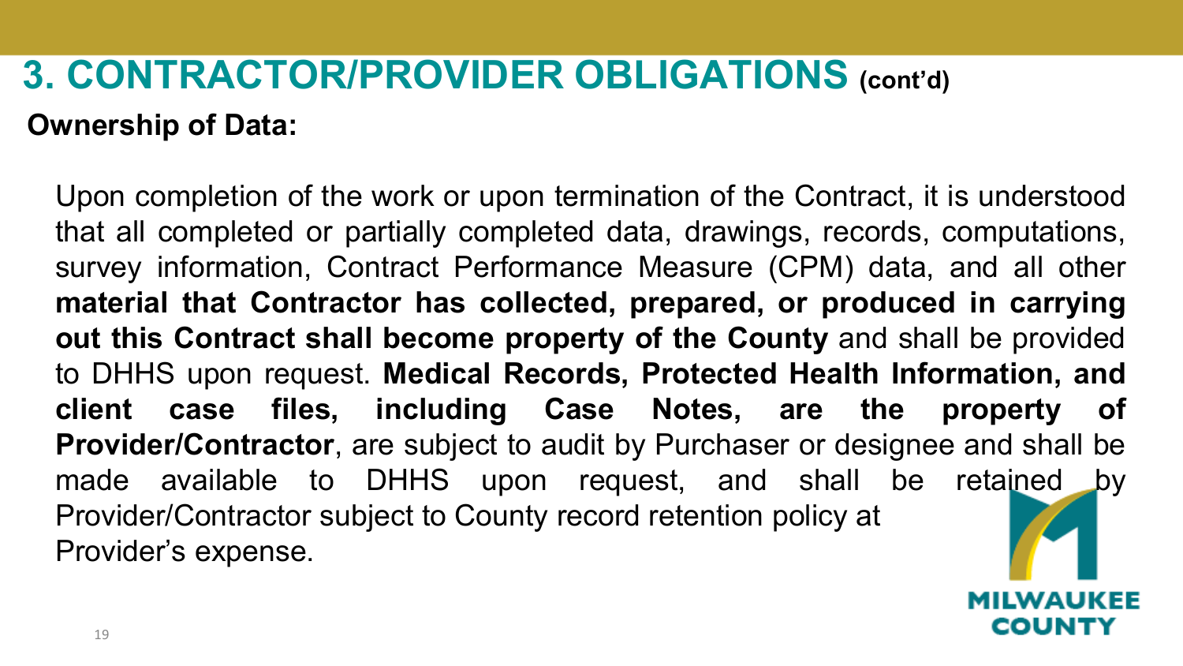# 3. CONTRACTOR/PROVIDER OBLIGATIONS (cont'd)

**Ownership of Data:**

Upon completion of the work or upon termination of the Contract, it is understood that all completed or partially completed data, drawings, records, computations, survey information, Contract Performance Measure (CPM) data, and all other **material that Contractor has collected, prepared, or produced in carrying out this Contract shall become property of the County** and shall be provided to DHHS upon request. **Medical Records, Protected Health Information, and client case files, including Case Notes, are the property of Provider/Contractor**, are subject to audit by Purchaser or designee and shall be made available to DHHS upon request, and shall be retained by Provider/Contractor subject to County record retention policy at Provider's expense.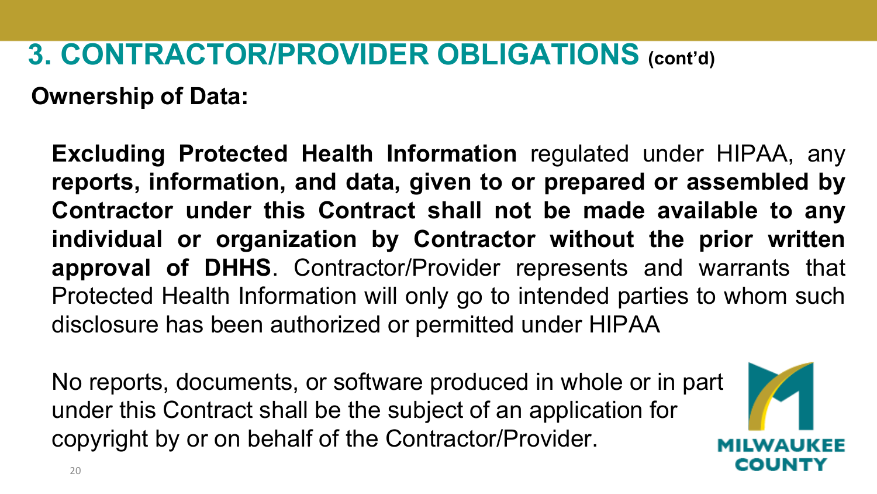# 3. CONTRACTOR/PROVIDER OBLIGATIONS (cont'd)

**Ownership of Data:**

**Excluding Protected Health Information** regulated under HIPAA, any **reports, information, and data, given to or prepared or assembled by Contractor under this Contract shall not be made available to any individual or organization by Contractor without the prior written approval of DHHS**. Contractor/Provider represents and warrants that Protected Health Information will only go to intended parties to whom such disclosure has been authorized or permitted under HIPAA

No reports, documents, or software produced in whole or in part under this Contract shall be the subject of an application for copyright by or on behalf of the Contractor/Provider.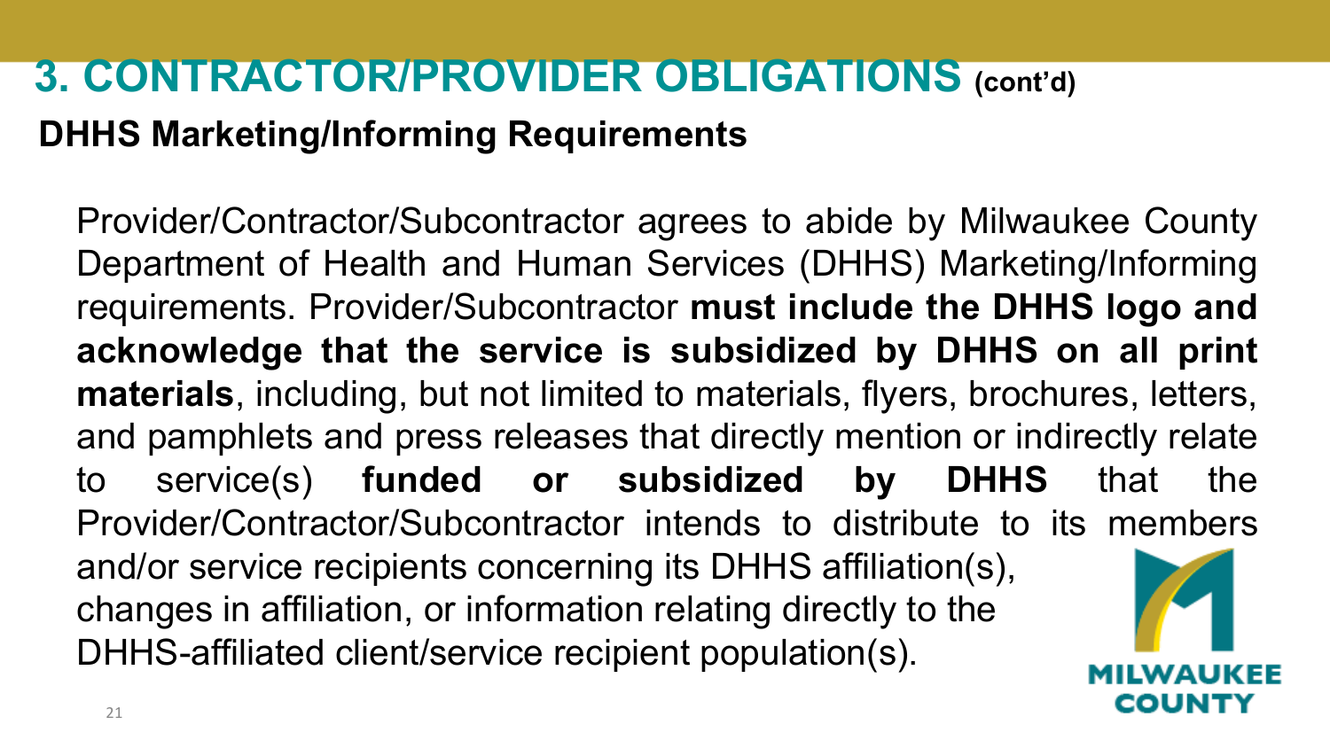# 3. CONTRACTOR/PROVIDER OBLIGATIONS (cont'd)

## DHHS Marketing/Informing Requirements

Provider/Contractor/Subcontractor agrees to abide by Milwaukee County Department of Health and Human Services (DHHS) Marketing/Informing requirements. Provider/Subcontractor **must include the DHHS logo and acknowledge that the service is subsidized by DHHS on all print materials**, including, but not limited to materials, flyers, brochures, letters, and pamphlets and press releases that directly mention or indirectly relate to service(s) **funded or subsidized by DHHS** that the Provider/Contractor/Subcontractor intends to distribute to its members and/or service recipients concerning its DHHS affiliation(s), changes in affiliation, or information relating directly to the DHHS-affiliated client/service recipient population(s).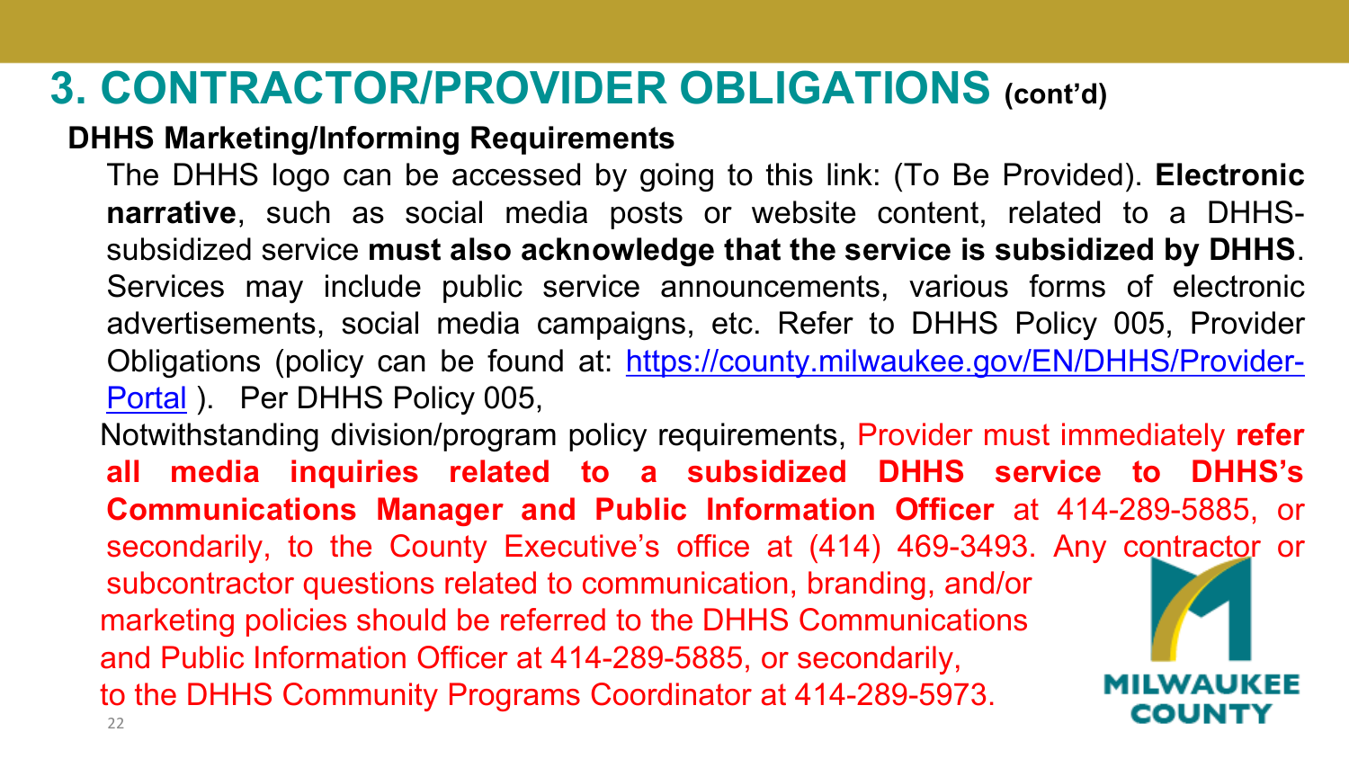# 3. CONTRACTOR/PROVIDER OBLIGATIONS (cont'd)

**DHHS Marketing/Informing Requirements**

The DHHS logo can be accessed by going to this link: (To Be Provided). **Electronic narrative**, such as social media posts or website content, related to a DHHS-subsidized service **must also acknowledge that the service is subsidized by DHHS**. Services may include public service announcements, various forms of electronic advertisements, social media campaigns, etc. Refer to DHHS Policy 005, Provider Obligations (policy can be found at: [https://county.milwaukee.gov/EN/DHHS/Provider-Portal](https://county.milwaukee.gov/EN/DHHS/Provider-Portal) ). Per DHHS Policy 005,

Notwithstanding division/program policy requirements, Provider must immediately **refer all media inquiries related to a subsidized DHHS service to DHHS's Communications Manager and Public Information Officer** at 414-289-5885, or secondarily, to the County Executive's office at (414) 469-3493. Any contractor or subcontractor questions related to communication, branding, and/or marketing policies should be referred to the DHHS Communications and Public Information Officer at 414-289-5885, or secondarily, to the DHHS Community Programs Coordinator at 414-289-5973.

MILWAUKEE COUNTY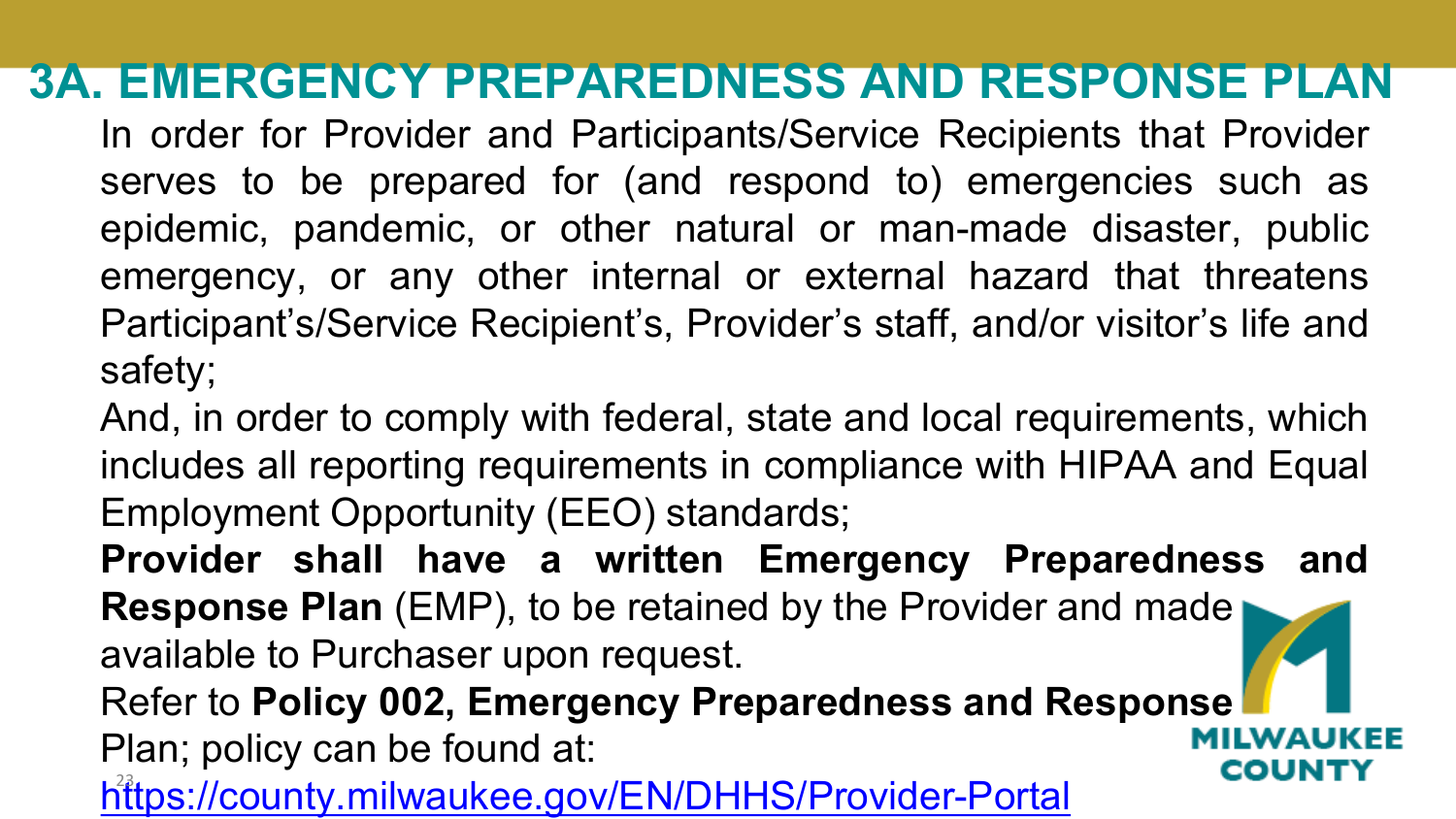# 3A. EMERGENCY PREPAREDNESS AND RESPONSE PLAN

In order for Provider and Participants/Service Recipients that Provider serves to be prepared for (and respond to) emergencies such as epidemic, pandemic, or other natural or man-made disaster, public emergency, or any other internal or external hazard that threatens Participant's/Service Recipient's, Provider's staff, and/or visitor's life and safety;

And, in order to comply with federal, state and local requirements, which includes all reporting requirements in compliance with HIPAA and Equal Employment Opportunity (EEO) standards;

**Provider shall have a written Emergency Preparedness and Response Plan** (EMP), to be retained by the Provider and made available to Purchaser upon request.

Refer to **Policy 002, Emergency Preparedness and Response** Plan; policy can be found at:

https://county.milwaukee.gov/EN/DHHS/Provider-Portal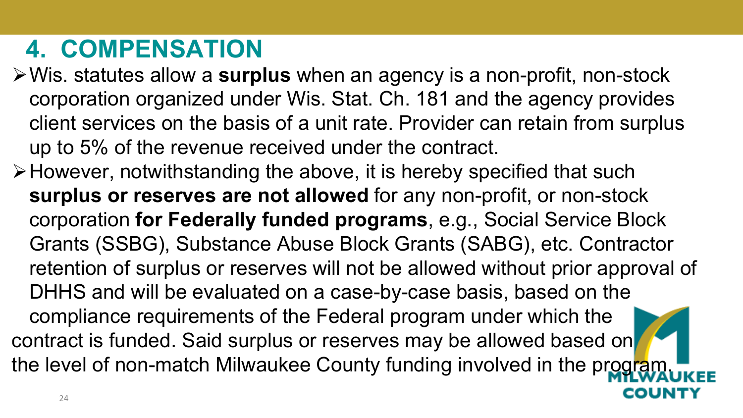## 4. COMPENSATION

- Wis. statutes allow a **surplus** when an agency is a non-profit, non-stock corporation organized under Wis. Stat. Ch. 181 and the agency provides client services on the basis of a unit rate. Provider can retain from surplus up to 5% of the revenue received under the contract.
- However, notwithstanding the above, it is hereby specified that such **surplus or reserves are not allowed** for any non-profit, or non-stock corporation **for Federally funded programs**, e.g., Social Service Block Grants (SSBG), Substance Abuse Block Grants (SABG), etc. Contractor retention of surplus or reserves will not be allowed without prior approval of DHHS and will be evaluated on a case-by-case basis, based on the compliance requirements of the Federal program under which the contract is funded. Said surplus or reserves may be allowed based on the level of non-match Milwaukee County funding involved in the program.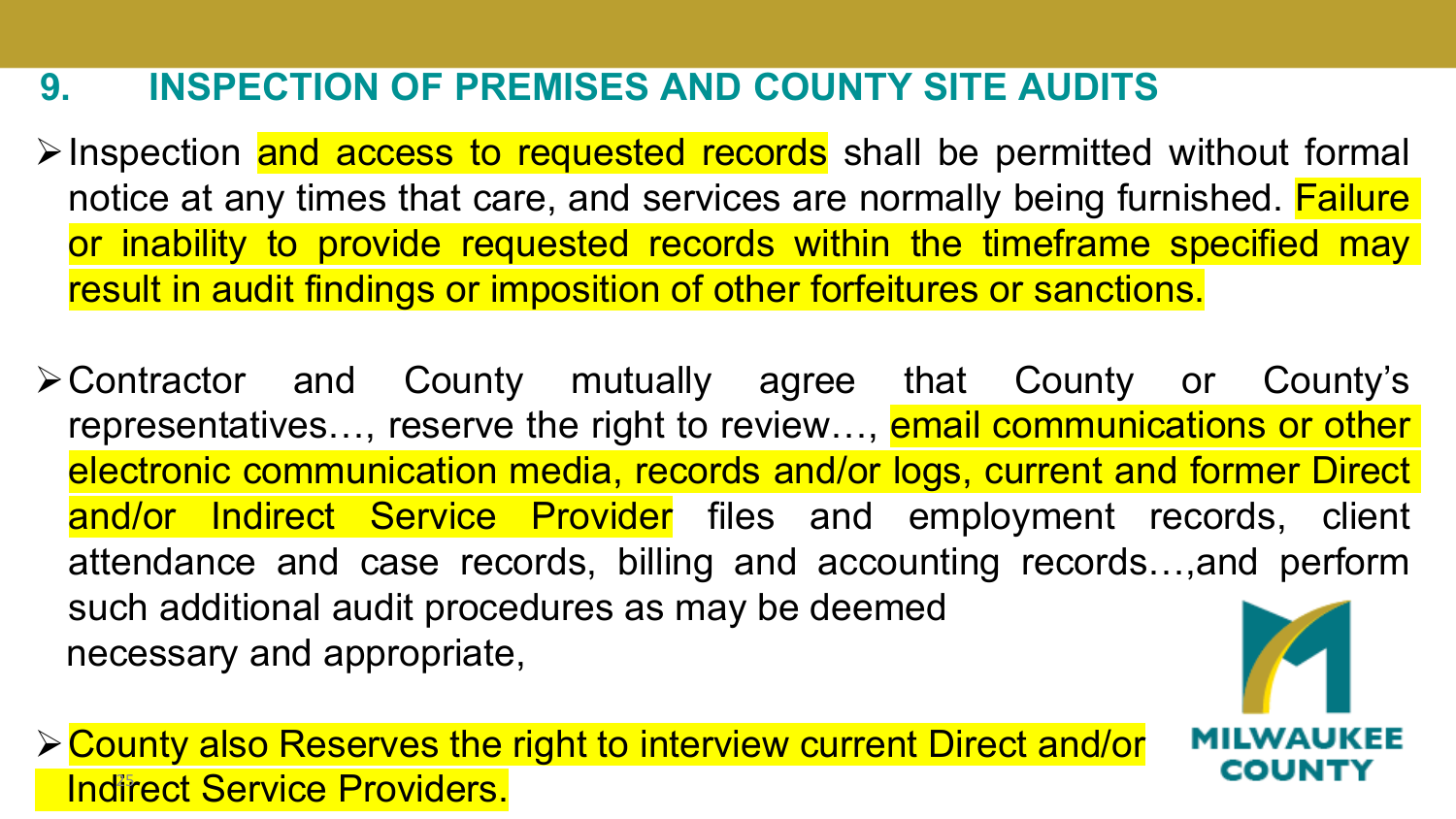## 9. INSPECTION OF PREMISES AND COUNTY SITE AUDITS

- Inspection and access to requested records shall be permitted without formal notice at any times that care, and services are normally being furnished. Failure or inability to provide requested records within the timeframe specified may result in audit findings or imposition of other forfeitures or sanctions.

- Contractor and County mutually agree that County or County's representatives…, reserve the right to review…, email communications or other electronic communication media, records and/or logs, current and former Direct and/or Indirect Service Provider files and employment records, client attendance and case records, billing and accounting records…,and perform such additional audit procedures as may be deemed necessary and appropriate,

- County also Reserves the right to interview current Direct and/or Indirect Service Providers.

MILWAUKEE COUNTY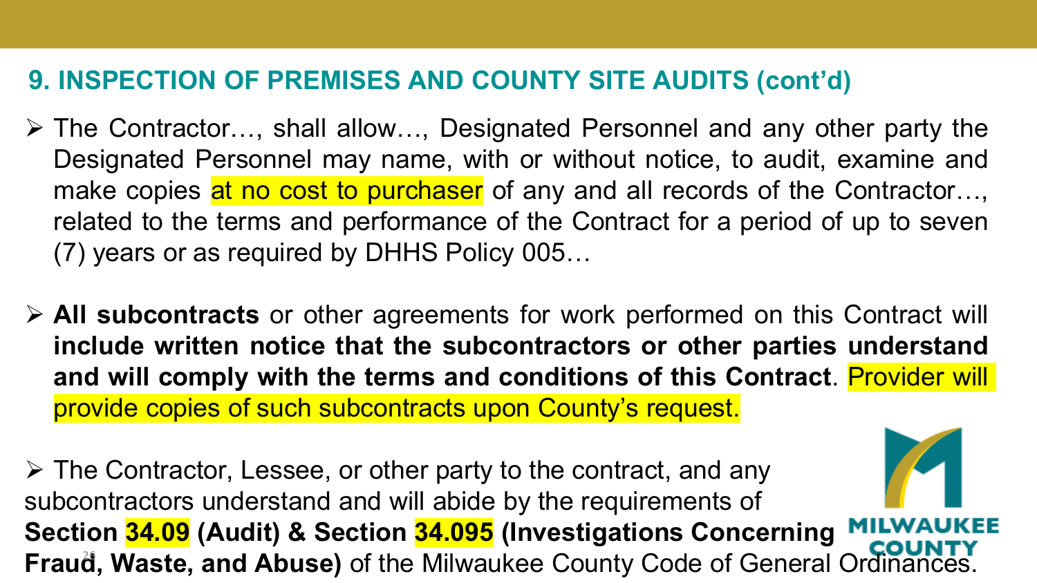## 9. INSPECTION OF PREMISES AND COUNTY SITE AUDITS (cont'd)

- The Contractor…, shall allow…, Designated Personnel and any other party the Designated Personnel may name, with or without notice, to audit, examine and make copies at no cost to purchaser of any and all records of the Contractor…, related to the terms and performance of the Contract for a period of up to seven (7) years or as required by DHHS Policy 005…

- **All subcontracts** or other agreements for work performed on this Contract will **include written notice that the subcontractors or other parties understand and will comply with the terms and conditions of this Contract**. Provider will provide copies of such subcontracts upon County's request.

- The Contractor, Lessee, or other party to the contract, and any subcontractors understand and will abide by the requirements of **Section 34.09 (Audit) & Section 34.095 (Investigations Concerning Fraud, Waste, and Abuse)** of the Milwaukee County Code of General Ordinances.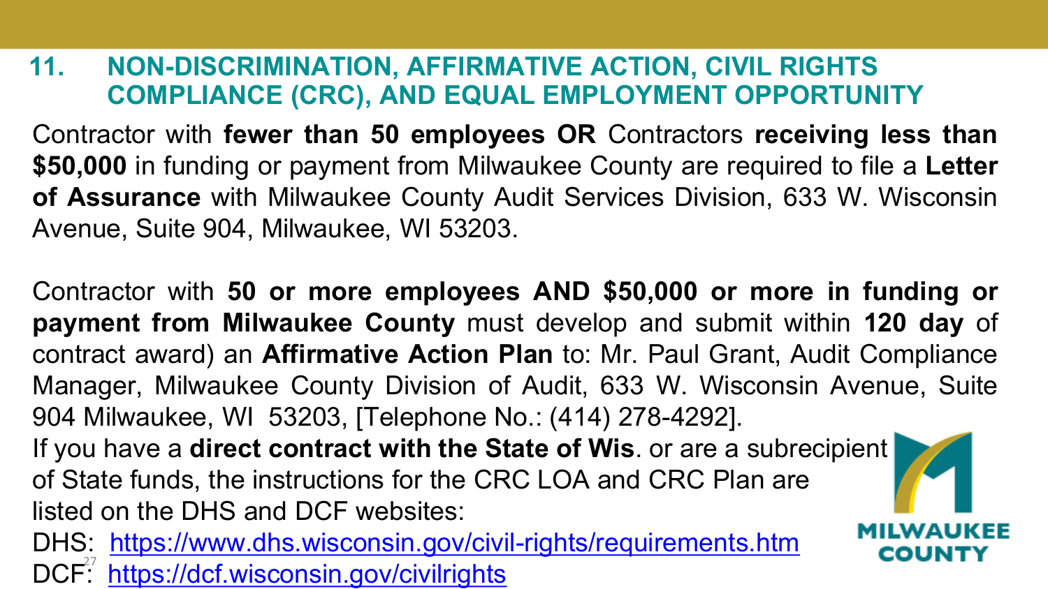## 11. NON-DISCRIMINATION, AFFIRMATIVE ACTION, CIVIL RIGHTS COMPLIANCE (CRC), AND EQUAL EMPLOYMENT OPPORTUNITY

Contractor with **fewer than 50 employees OR** Contractors **receiving less than $50,000** in funding or payment from Milwaukee County are required to file a **Letter of Assurance** with Milwaukee County Audit Services Division, 633 W. Wisconsin Avenue, Suite 904, Milwaukee, WI 53203.

Contractor with **50 or more employees AND $50,000 or more in funding or payment from Milwaukee County** must develop and submit within **120 day** of contract award) an **Affirmative Action Plan** to: Mr. Paul Grant, Audit Compliance Manager, Milwaukee County Division of Audit, 633 W. Wisconsin Avenue, Suite 904 Milwaukee, WI 53203, [Telephone No.: (414) 278-4292].

If you have a **direct contract with the State of Wis**. or are a subrecipient of State funds, the instructions for the CRC LOA and CRC Plan are listed on the DHS and DCF websites:

DHS: https://www.dhs.wisconsin.gov/civil-rights/requirements.htm

DCF: https://dcf.wisconsin.gov/civilrights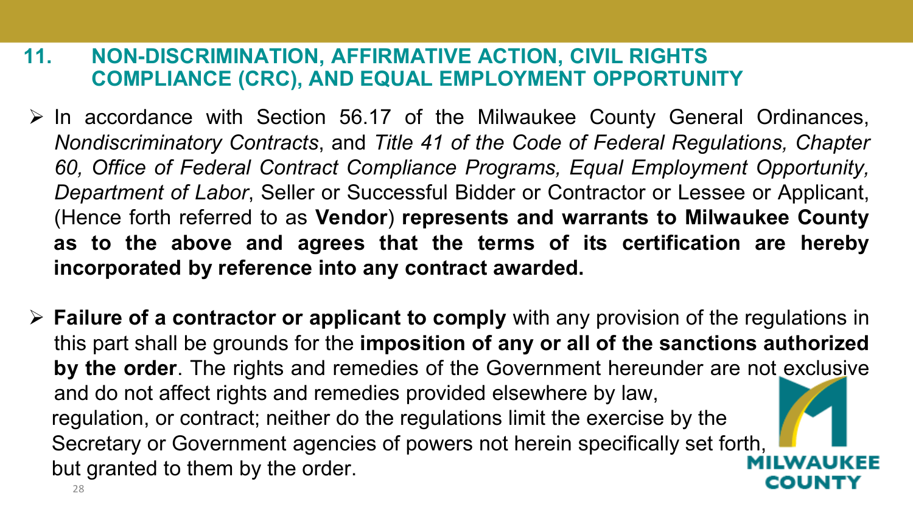## 11. NON-DISCRIMINATION, AFFIRMATIVE ACTION, CIVIL RIGHTS COMPLIANCE (CRC), AND EQUAL EMPLOYMENT OPPORTUNITY

- In accordance with Section 56.17 of the Milwaukee County General Ordinances, *Nondiscriminatory Contracts*, and *Title 41 of the Code of Federal Regulations, Chapter 60, Office of Federal Contract Compliance Programs, Equal Employment Opportunity, Department of Labor*, Seller or Successful Bidder or Contractor or Lessee or Applicant, (Hence forth referred to as **Vendor**) **represents and warrants to Milwaukee County as to the above and agrees that the terms of its certification are hereby incorporated by reference into any contract awarded.**

- **Failure of a contractor or applicant to comply** with any provision of the regulations in this part shall be grounds for the **imposition of any or all of the sanctions authorized by the order**. The rights and remedies of the Government hereunder are not exclusive and do not affect rights and remedies provided elsewhere by law, regulation, or contract; neither do the regulations limit the exercise by the Secretary or Government agencies of powers not herein specifically set forth, but granted to them by the order.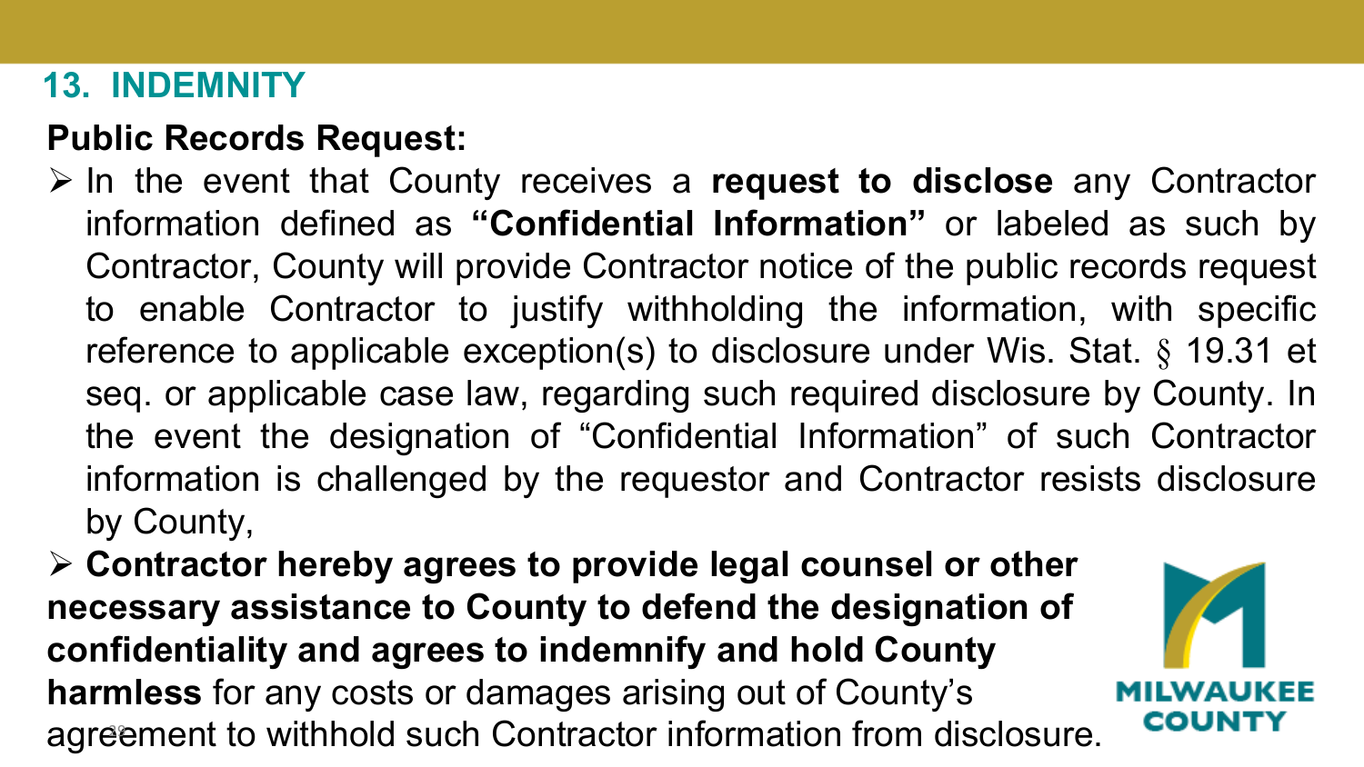## 13. INDEMNITY

**Public Records Request:**

- In the event that County receives a **request to disclose** any Contractor information defined as **"Confidential Information"** or labeled as such by Contractor, County will provide Contractor notice of the public records request to enable Contractor to justify withholding the information, with specific reference to applicable exception(s) to disclosure under Wis. Stat. § 19.31 et seq. or applicable case law, regarding such required disclosure by County. In the event the designation of "Confidential Information" of such Contractor information is challenged by the requestor and Contractor resists disclosure by County,
- **Contractor hereby agrees to provide legal counsel or other necessary assistance to County to defend the designation of confidentiality and agrees to indemnify and hold County harmless** for any costs or damages arising out of County's agreement to withhold such Contractor information from disclosure.

MILWAUKEE COUNTY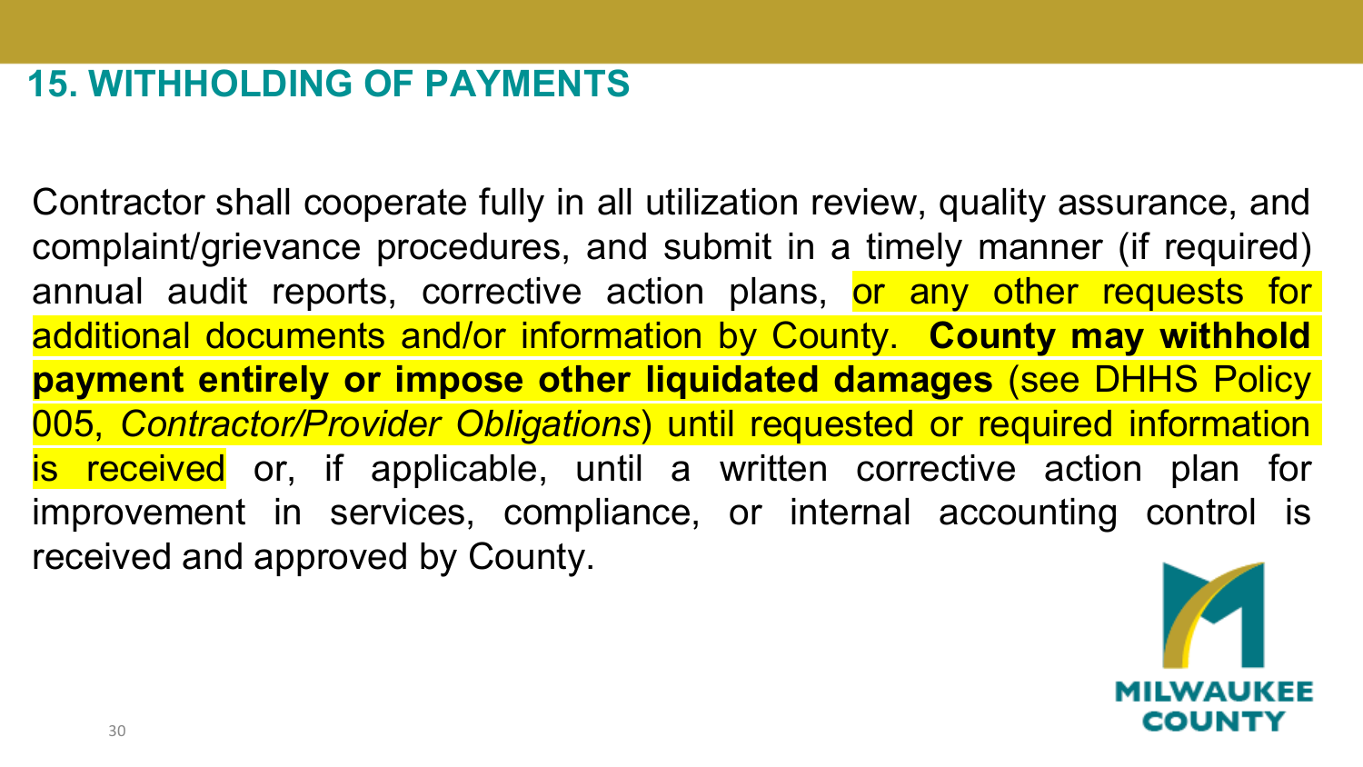## 15. WITHHOLDING OF PAYMENTS

Contractor shall cooperate fully in all utilization review, quality assurance, and complaint/grievance procedures, and submit in a timely manner (if required) annual audit reports, corrective action plans, or any other requests for additional documents and/or information by County. **County may withhold payment entirely or impose other liquidated damages** (see DHHS Policy 005, *Contractor/Provider Obligations*) until requested or required information is received or, if applicable, until a written corrective action plan for improvement in services, compliance, or internal accounting control is received and approved by County.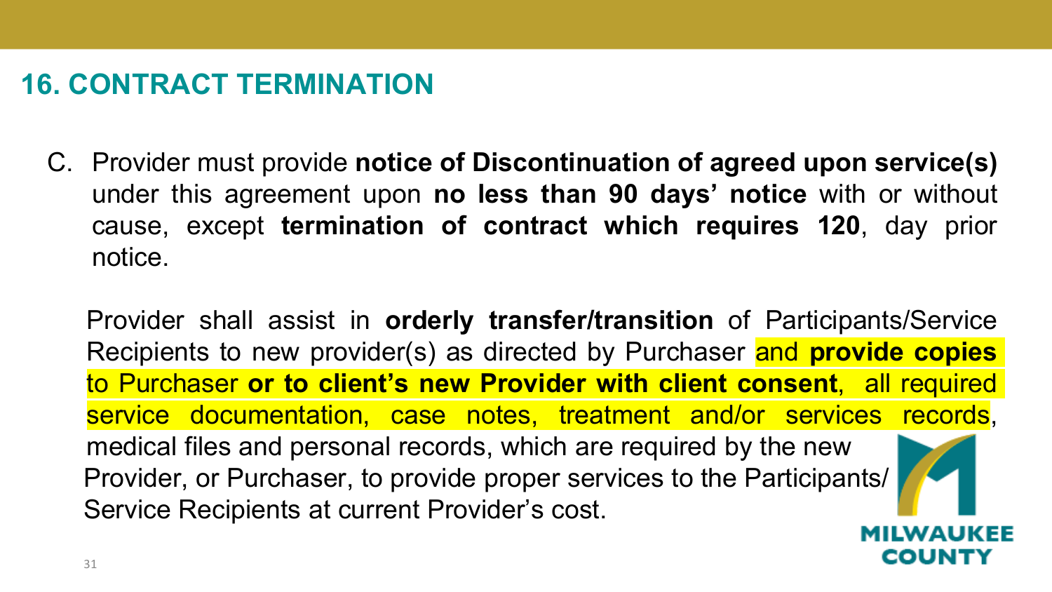## 16. CONTRACT TERMINATION

C. Provider must provide **notice of Discontinuation of agreed upon service(s)** under this agreement upon **no less than 90 days' notice** with or without cause, except **termination of contract which requires 120**, day prior notice.

Provider shall assist in **orderly transfer/transition** of Participants/Service Recipients to new provider(s) as directed by Purchaser and **provide copies** to Purchaser **or to client's new Provider with client consent**, all required service documentation, case notes, treatment and/or services records, medical files and personal records, which are required by the new Provider, or Purchaser, to provide proper services to the Participants/ Service Recipients at current Provider's cost.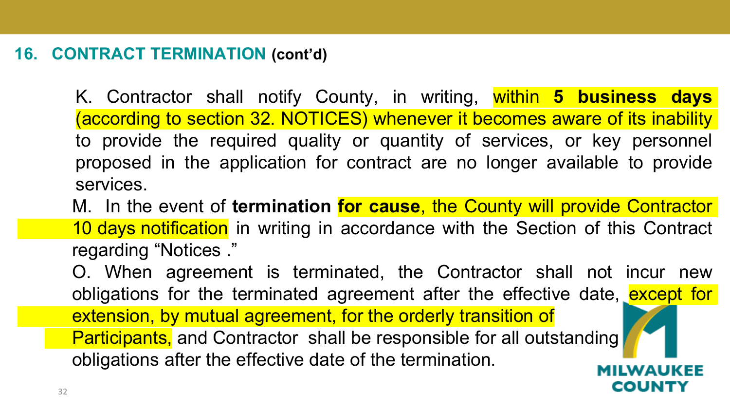## 16. CONTRACT TERMINATION (cont'd)

K. Contractor shall notify County, in writing, within **5 business days** (according to section 32. NOTICES) whenever it becomes aware of its inability to provide the required quality or quantity of services, or key personnel proposed in the application for contract are no longer available to provide services.

M. In the event of **termination for cause**, the County will provide Contractor 10 days notification in writing in accordance with the Section of this Contract regarding "Notices ."

O. When agreement is terminated, the Contractor shall not incur new obligations for the terminated agreement after the effective date, except for extension, by mutual agreement, for the orderly transition of Participants, and Contractor shall be responsible for all outstanding obligations after the effective date of the termination.

MILWAUKEE COUNTY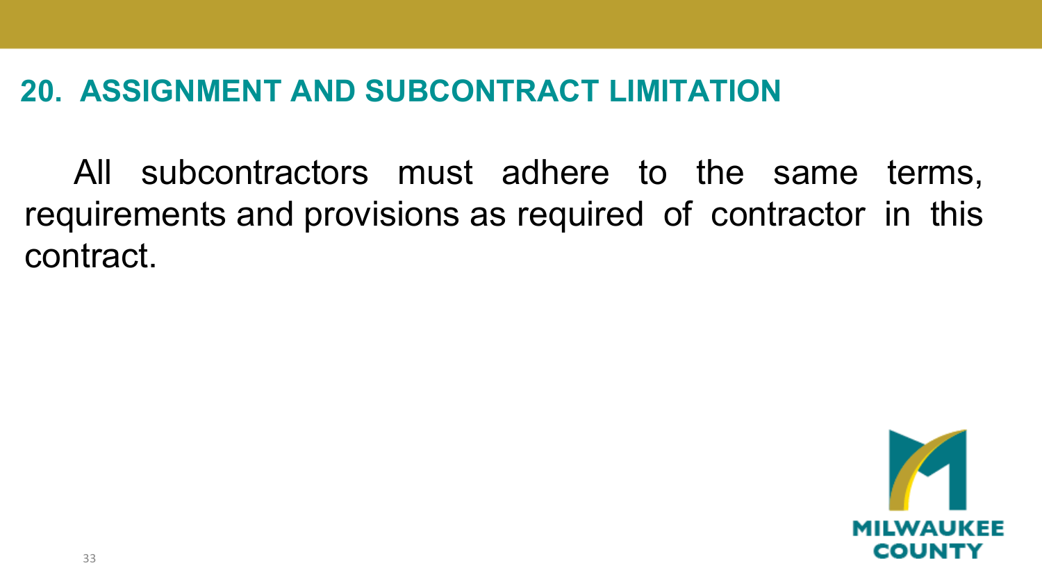## 20. ASSIGNMENT AND SUBCONTRACT LIMITATION

All subcontractors must adhere to the same terms, requirements and provisions as required of contractor in this contract.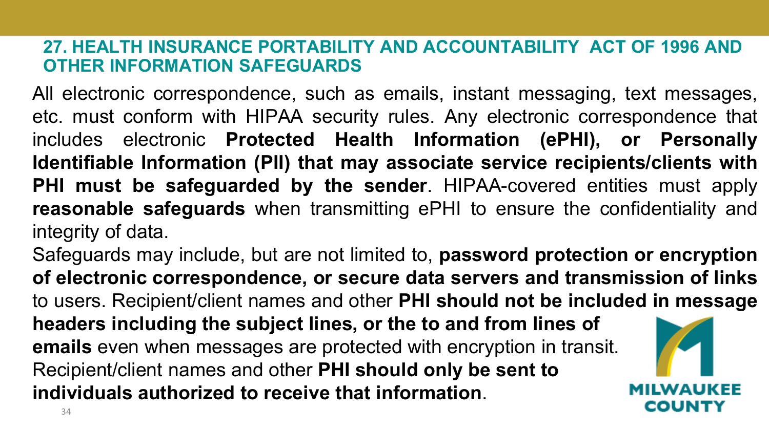## 27. HEALTH INSURANCE PORTABILITY AND ACCOUNTABILITY ACT OF 1996 AND OTHER INFORMATION SAFEGUARDS

All electronic correspondence, such as emails, instant messaging, text messages, etc. must conform with HIPAA security rules. Any electronic correspondence that includes electronic **Protected Health Information (ePHI), or Personally Identifiable Information (PII) that may associate service recipients/clients with PHI must be safeguarded by the sender**. HIPAA-covered entities must apply **reasonable safeguards** when transmitting ePHI to ensure the confidentiality and integrity of data.

Safeguards may include, but are not limited to, **password protection or encryption of electronic correspondence, or secure data servers and transmission of links** to users. Recipient/client names and other **PHI should not be included in message headers including the subject lines, or the to and from lines of emails** even when messages are protected with encryption in transit. Recipient/client names and other **PHI should only be sent to individuals authorized to receive that information**.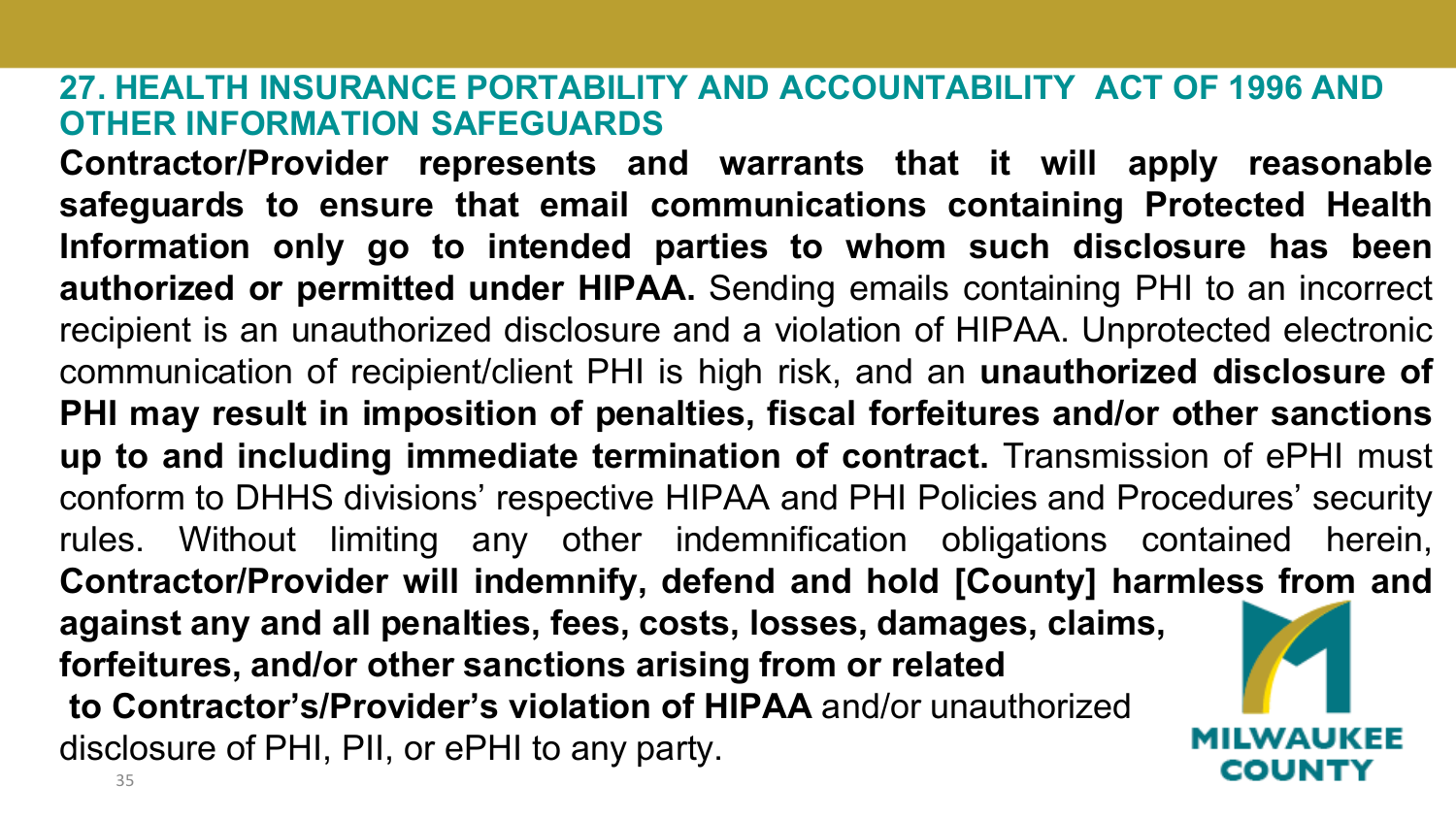## 27. HEALTH INSURANCE PORTABILITY AND ACCOUNTABILITY ACT OF 1996 AND OTHER INFORMATION SAFEGUARDS

**Contractor/Provider represents and warrants that it will apply reasonable safeguards to ensure that email communications containing Protected Health Information only go to intended parties to whom such disclosure has been authorized or permitted under HIPAA.** Sending emails containing PHI to an incorrect recipient is an unauthorized disclosure and a violation of HIPAA. Unprotected electronic communication of recipient/client PHI is high risk, and an **unauthorized disclosure of PHI may result in imposition of penalties, fiscal forfeitures and/or other sanctions up to and including immediate termination of contract.** Transmission of ePHI must conform to DHHS divisions' respective HIPAA and PHI Policies and Procedures' security rules. Without limiting any other indemnification obligations contained herein, **Contractor/Provider will indemnify, defend and hold [County] harmless from and against any and all penalties, fees, costs, losses, damages, claims, forfeitures, and/or other sanctions arising from or related to Contractor's/Provider's violation of HIPAA** and/or unauthorized disclosure of PHI, PII, or ePHI to any party.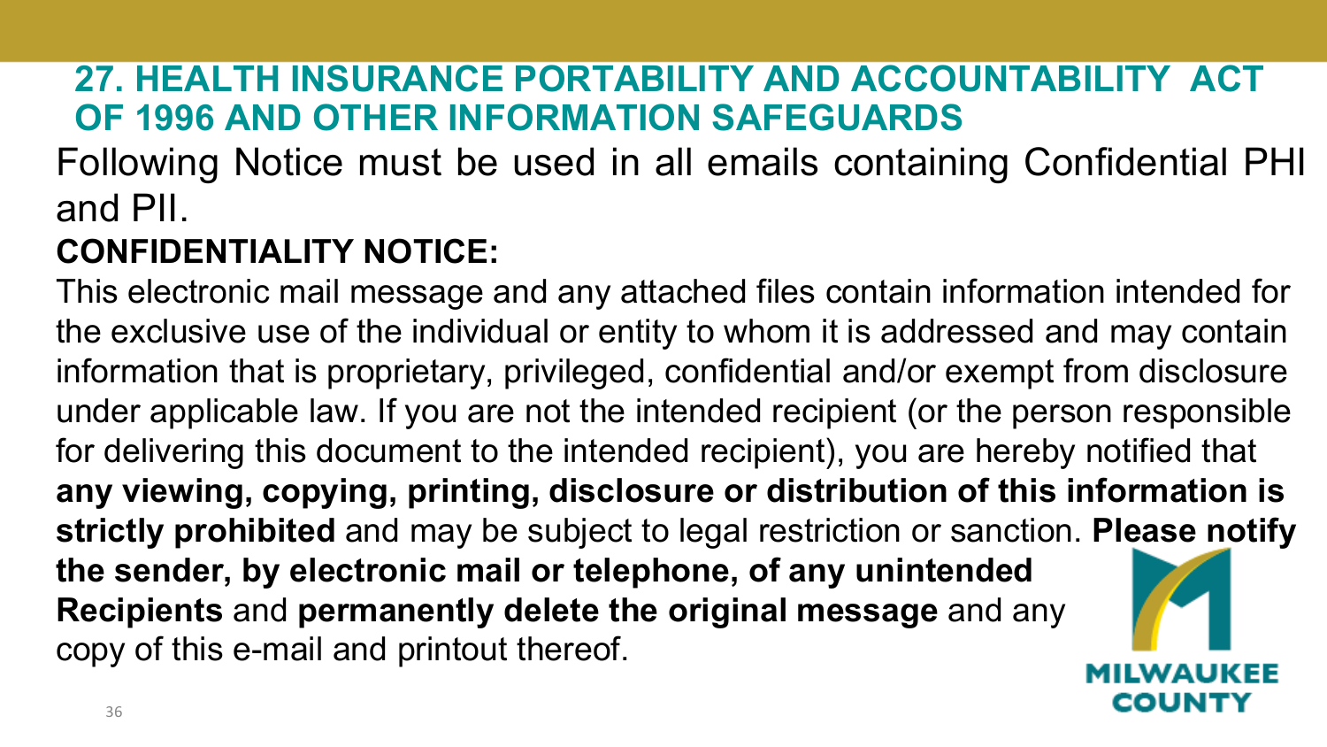## 27. HEALTH INSURANCE PORTABILITY AND ACCOUNTABILITY ACT OF 1996 AND OTHER INFORMATION SAFEGUARDS

Following Notice must be used in all emails containing Confidential PHI and PII.

**CONFIDENTIALITY NOTICE:**

This electronic mail message and any attached files contain information intended for the exclusive use of the individual or entity to whom it is addressed and may contain information that is proprietary, privileged, confidential and/or exempt from disclosure under applicable law. If you are not the intended recipient (or the person responsible for delivering this document to the intended recipient), you are hereby notified that **any viewing, copying, printing, disclosure or distribution of this information is strictly prohibited** and may be subject to legal restriction or sanction. **Please notify the sender, by electronic mail or telephone, of any unintended Recipients** and **permanently delete the original message** and any copy of this e-mail and printout thereof.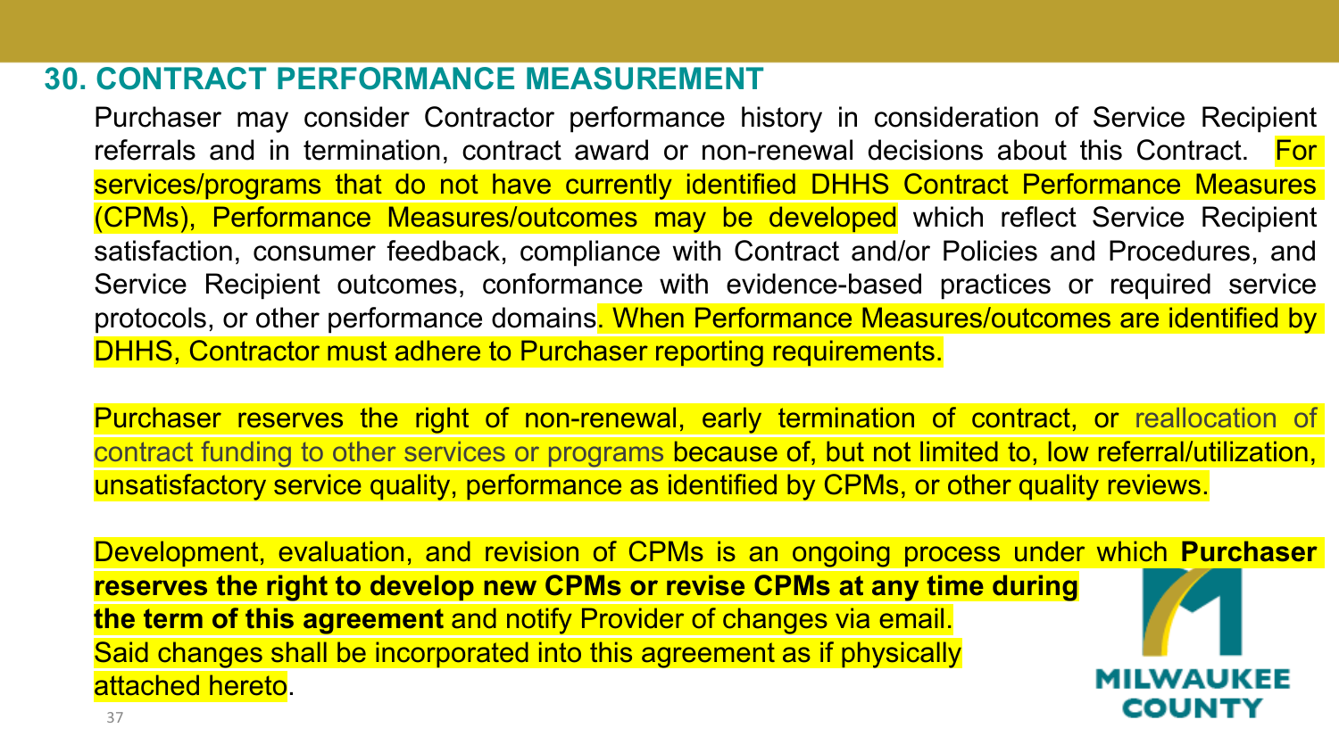## 30. CONTRACT PERFORMANCE MEASUREMENT

Purchaser may consider Contractor performance history in consideration of Service Recipient referrals and in termination, contract award or non-renewal decisions about this Contract. For services/programs that do not have currently identified DHHS Contract Performance Measures (CPMs), Performance Measures/outcomes may be developed which reflect Service Recipient satisfaction, consumer feedback, compliance with Contract and/or Policies and Procedures, and Service Recipient outcomes, conformance with evidence-based practices or required service protocols, or other performance domains. When Performance Measures/outcomes are identified by DHHS, Contractor must adhere to Purchaser reporting requirements.

Purchaser reserves the right of non-renewal, early termination of contract, or reallocation of contract funding to other services or programs because of, but not limited to, low referral/utilization, unsatisfactory service quality, performance as identified by CPMs, or other quality reviews.

Development, evaluation, and revision of CPMs is an ongoing process under which **Purchaser reserves the right to develop new CPMs or revise CPMs at any time during the term of this agreement** and notify Provider of changes via email. Said changes shall be incorporated into this agreement as if physically attached hereto.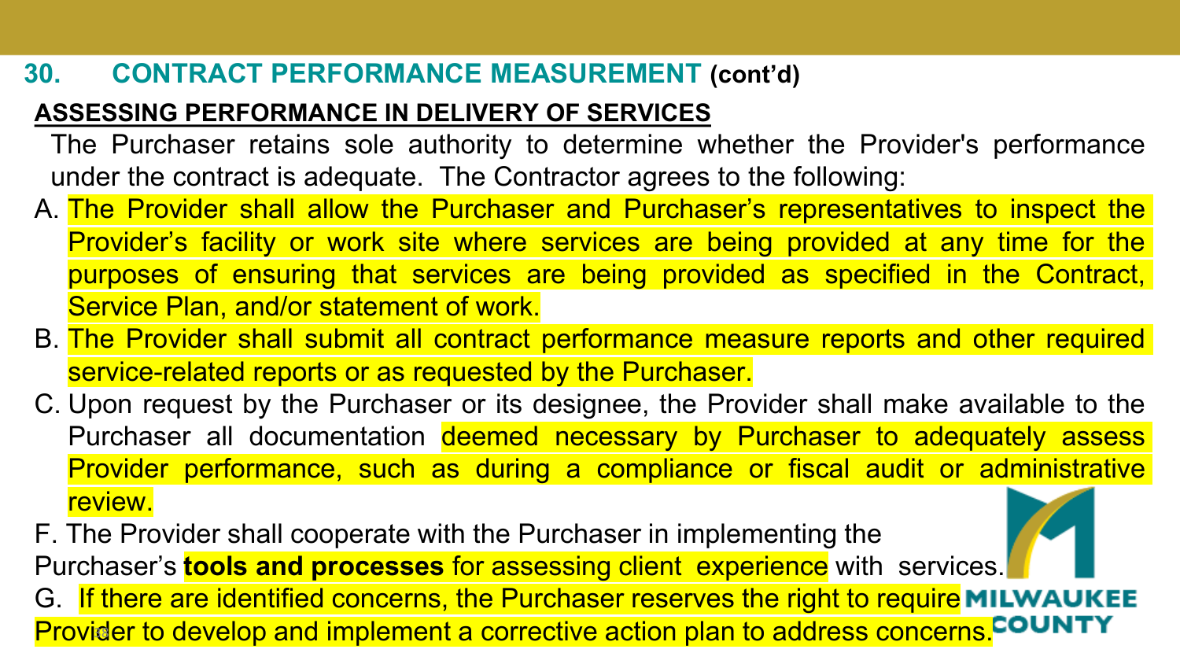## 30. CONTRACT PERFORMANCE MEASUREMENT (cont'd)

**ASSESSING PERFORMANCE IN DELIVERY OF SERVICES**

The Purchaser retains sole authority to determine whether the Provider's performance under the contract is adequate. The Contractor agrees to the following:

A. The Provider shall allow the Purchaser and Purchaser's representatives to inspect the Provider's facility or work site where services are being provided at any time for the purposes of ensuring that services are being provided as specified in the Contract, Service Plan, and/or statement of work.

B. The Provider shall submit all contract performance measure reports and other required service-related reports or as requested by the Purchaser.

C. Upon request by the Purchaser or its designee, the Provider shall make available to the Purchaser all documentation deemed necessary by Purchaser to adequately assess Provider performance, such as during a compliance or fiscal audit or administrative review.

F. The Provider shall cooperate with the Purchaser in implementing the Purchaser's **tools and processes** for assessing client experience with services.

G. If there are identified concerns, the Purchaser reserves the right to require Provider to develop and implement a corrective action plan to address concerns.

MILWAUKEE COUNTY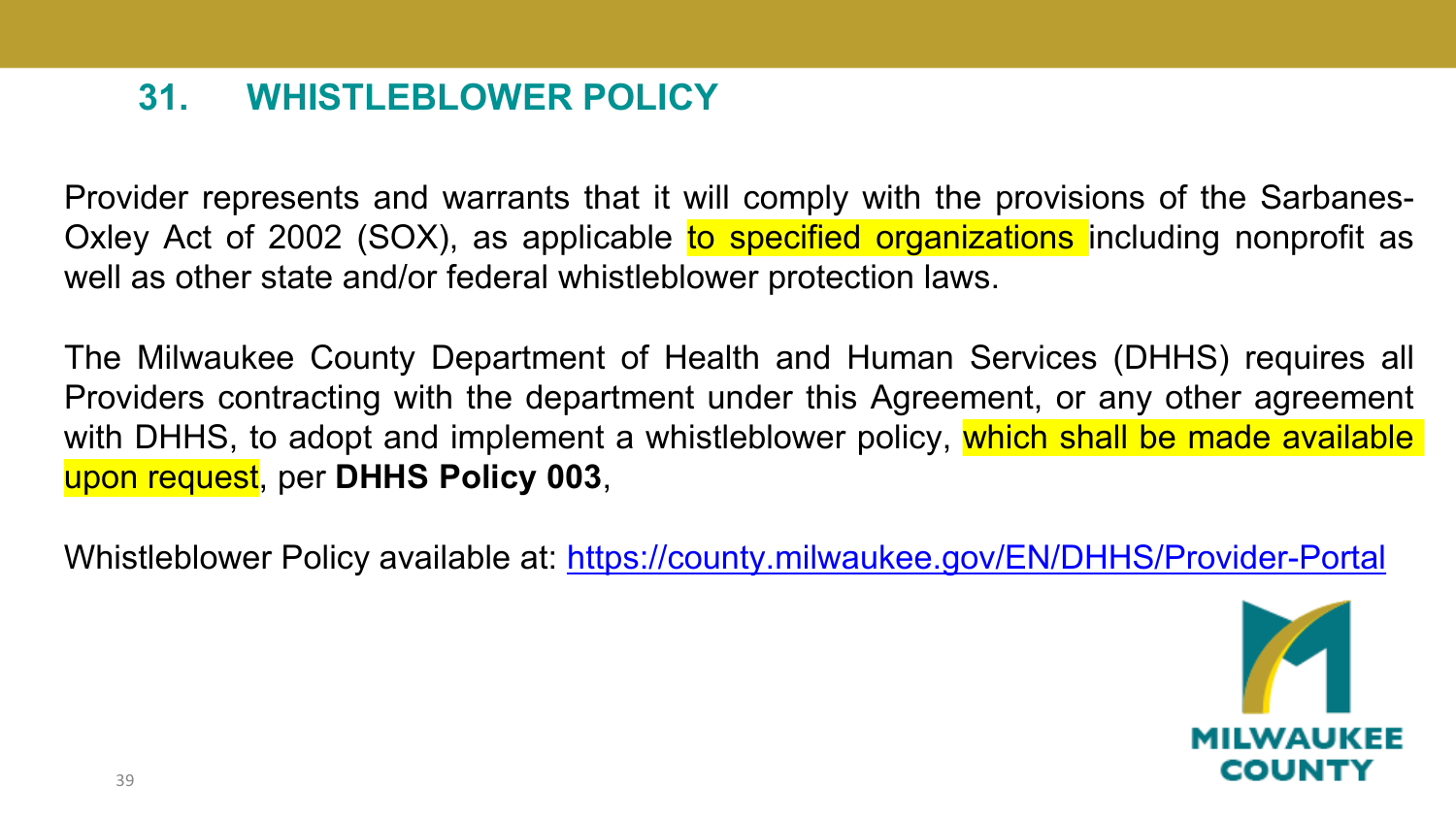## 31. WHISTLEBLOWER POLICY

Provider represents and warrants that it will comply with the provisions of the Sarbanes-Oxley Act of 2002 (SOX), as applicable to specified organizations including nonprofit as well as other state and/or federal whistleblower protection laws.

The Milwaukee County Department of Health and Human Services (DHHS) requires all Providers contracting with the department under this Agreement, or any other agreement with DHHS, to adopt and implement a whistleblower policy, which shall be made available upon request, per **DHHS Policy 003**,

Whistleblower Policy available at: https://county.milwaukee.gov/EN/DHHS/Provider-Portal

MILWAUKEE COUNTY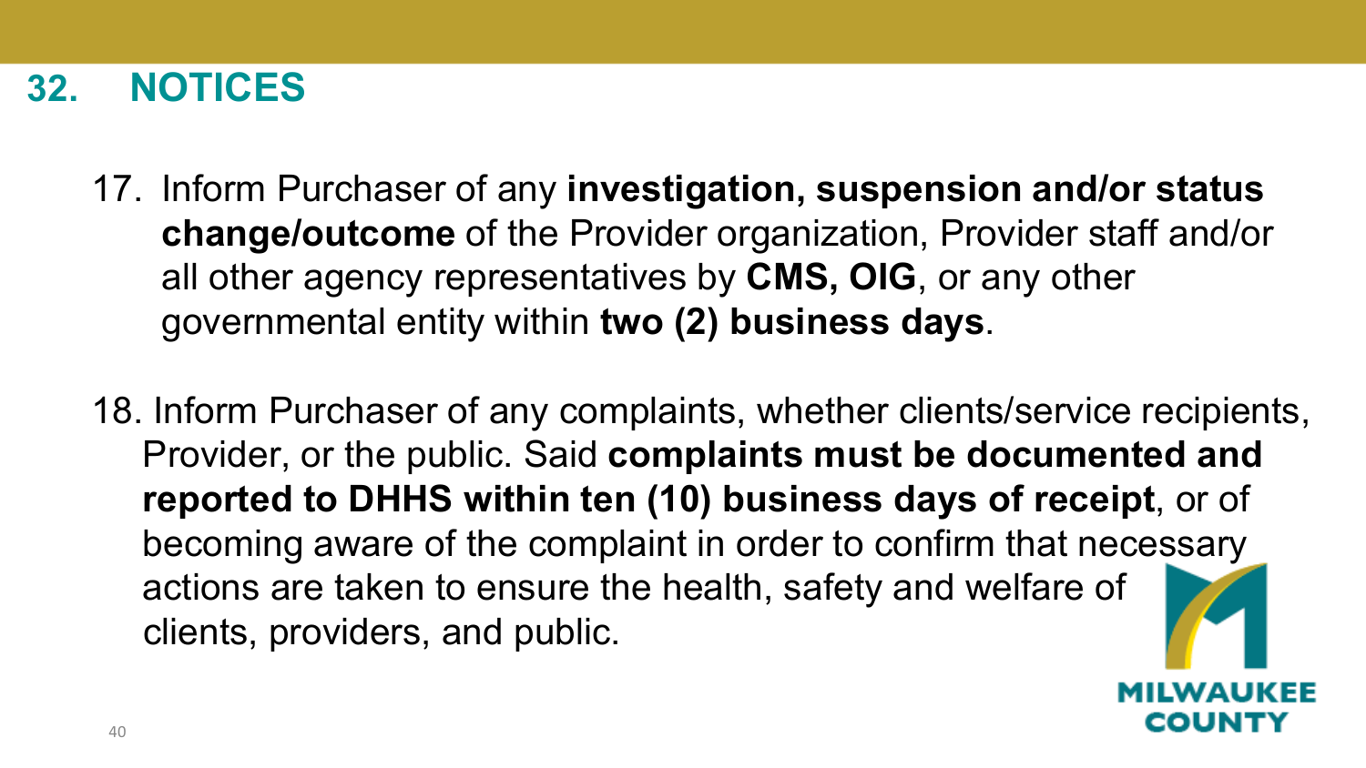# 32. NOTICES

17. Inform Purchaser of any **investigation, suspension and/or status change/outcome** of the Provider organization, Provider staff and/or all other agency representatives by **CMS, OIG**, or any other governmental entity within **two (2) business days**.

18. Inform Purchaser of any complaints, whether clients/service recipients, Provider, or the public. Said **complaints must be documented and reported to DHHS within ten (10) business days of receipt**, or of becoming aware of the complaint in order to confirm that necessary actions are taken to ensure the health, safety and welfare of clients, providers, and public.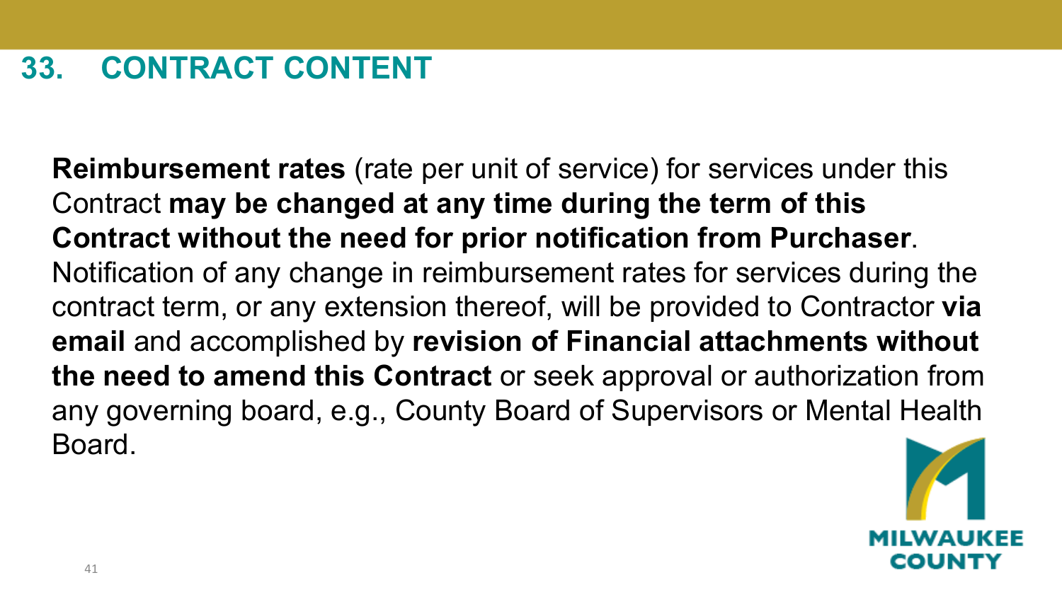## 33. CONTRACT CONTENT

**Reimbursement rates** (rate per unit of service) for services under this Contract **may be changed at any time during the term of this Contract without the need for prior notification from Purchaser**. Notification of any change in reimbursement rates for services during the contract term, or any extension thereof, will be provided to Contractor **via email** and accomplished by **revision of Financial attachments without the need to amend this Contract** or seek approval or authorization from any governing board, e.g., County Board of Supervisors or Mental Health Board.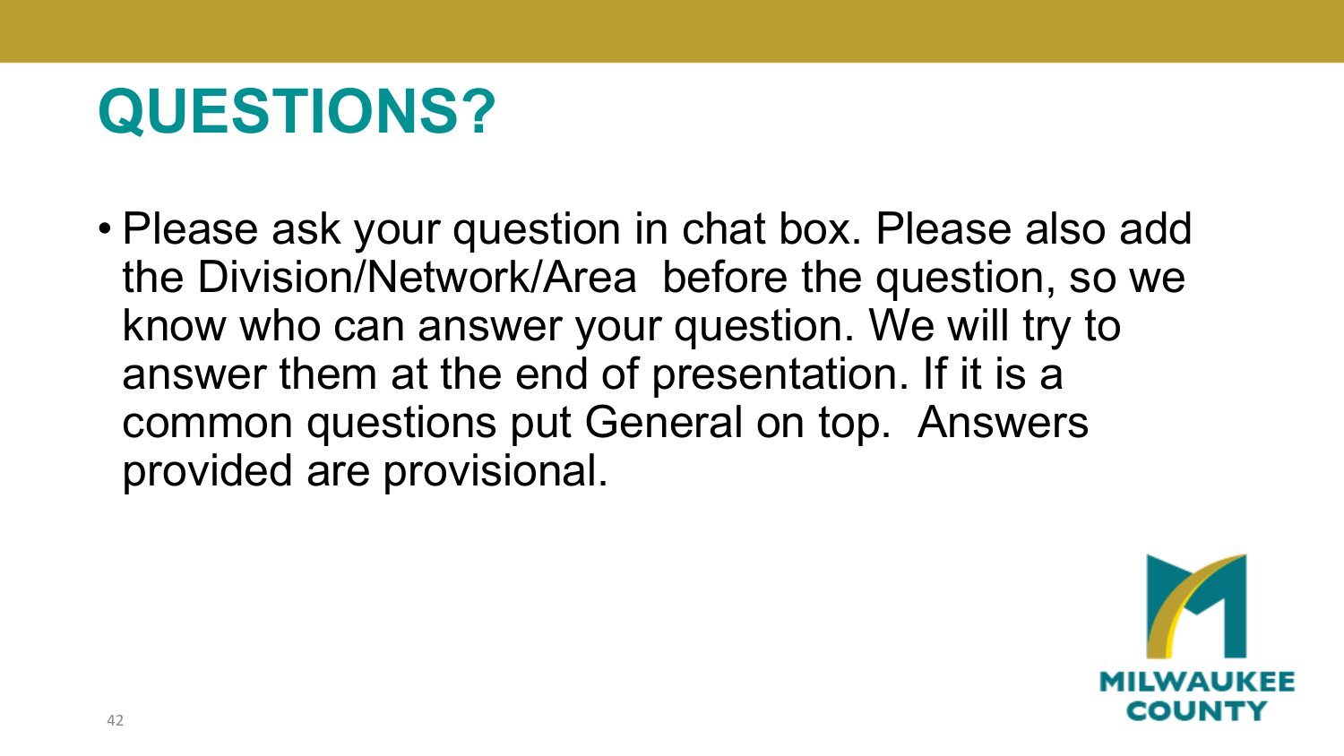# QUESTIONS?

- Please ask your question in chat box. Please also add the Division/Network/Area before the question, so we know who can answer your question. We will try to answer them at the end of presentation. If it is a common questions put General on top. Answers provided are provisional.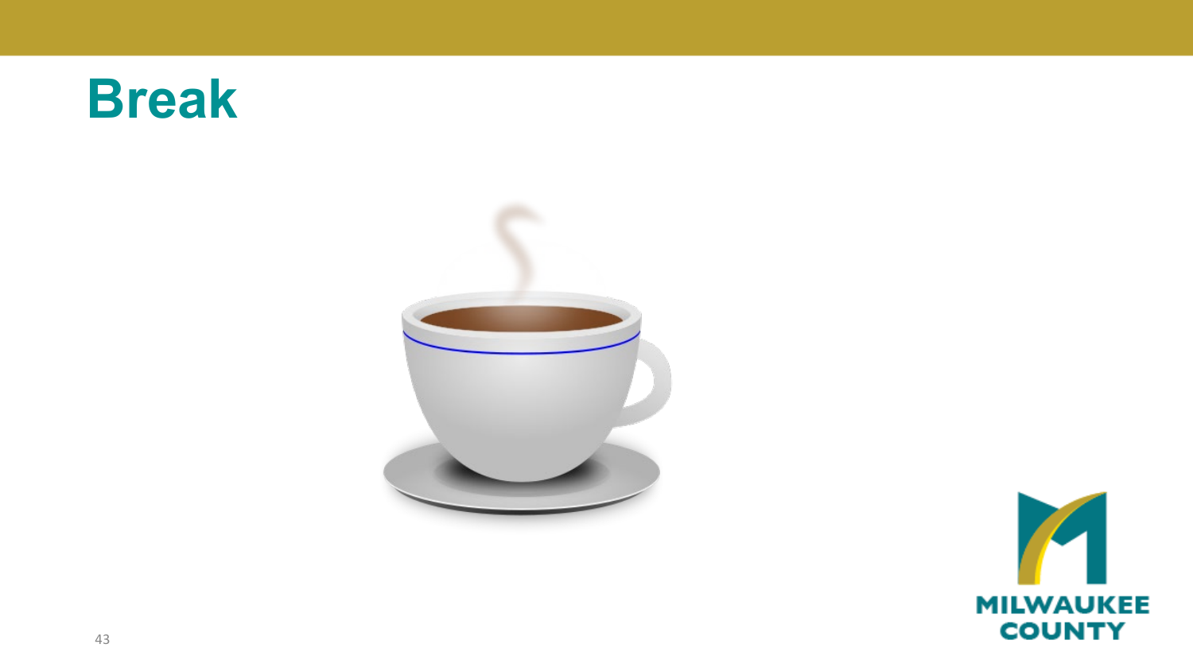# Break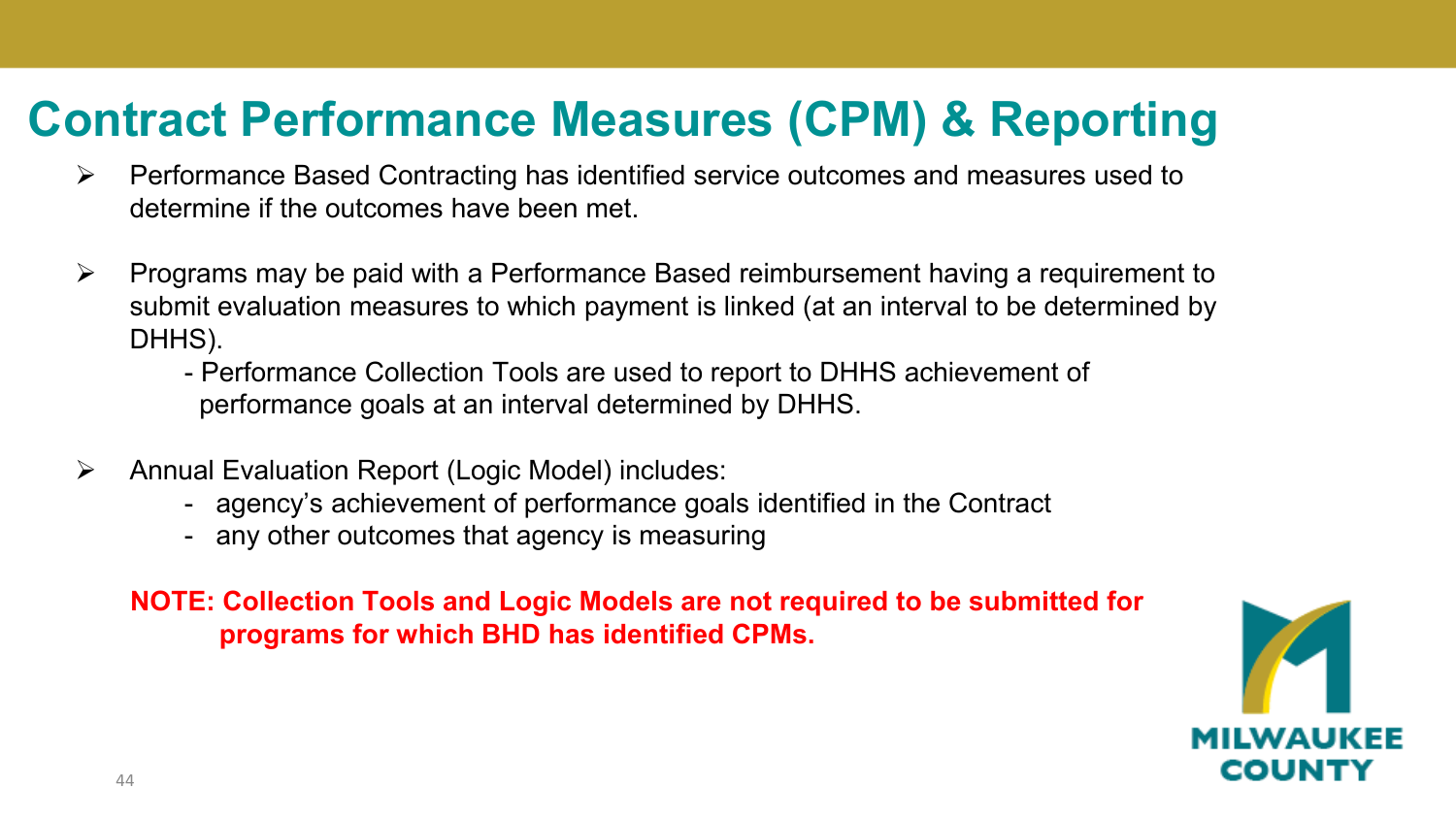# Contract Performance Measures (CPM) & Reporting

- Performance Based Contracting has identified service outcomes and measures used to determine if the outcomes have been met.

- Programs may be paid with a Performance Based reimbursement having a requirement to submit evaluation measures to which payment is linked (at an interval to be determined by DHHS).
  - Performance Collection Tools are used to report to DHHS achievement of performance goals at an interval determined by DHHS.

- Annual Evaluation Report (Logic Model) includes:
  - agency's achievement of performance goals identified in the Contract
  - any other outcomes that agency is measuring

**NOTE: Collection Tools and Logic Models are not required to be submitted for programs for which BHD has identified CPMs.**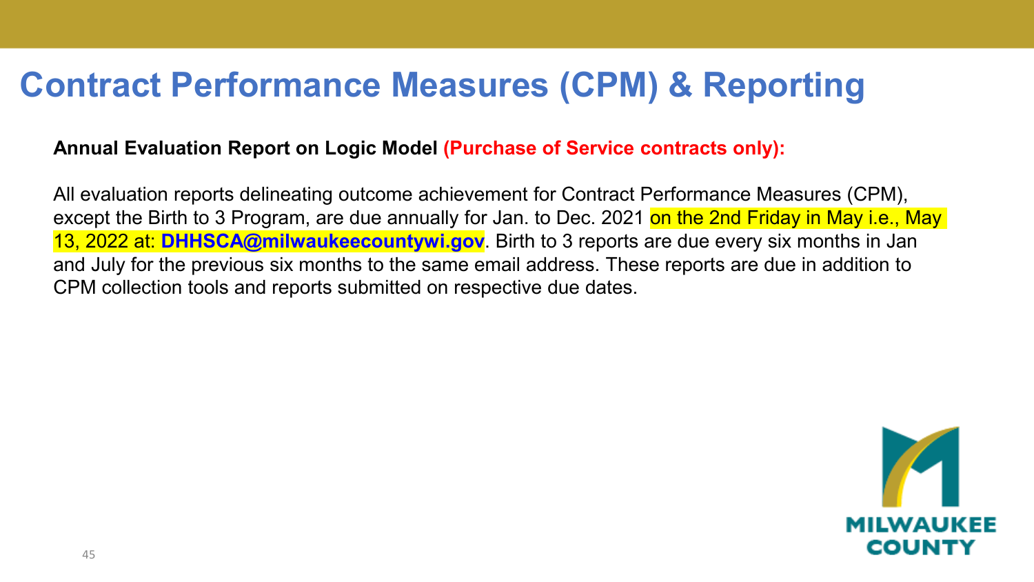# Contract Performance Measures (CPM) & Reporting

**Annual Evaluation Report on Logic Model (Purchase of Service contracts only):**

All evaluation reports delineating outcome achievement for Contract Performance Measures (CPM), except the Birth to 3 Program, are due annually for Jan. to Dec. 2021 on the 2nd Friday in May i.e., May 13, 2022 at: **DHHSCA@milwaukeecountywi.gov**. Birth to 3 reports are due every six months in Jan and July for the previous six months to the same email address. These reports are due in addition to CPM collection tools and reports submitted on respective due dates.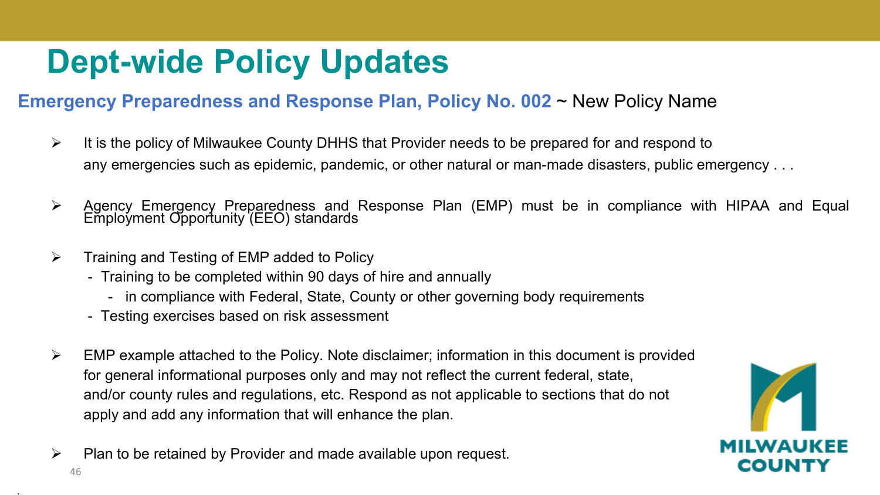# Dept-wide Policy Updates

**Emergency Preparedness and Response Plan, Policy No. 002** ~ New Policy Name

- It is the policy of Milwaukee County DHHS that Provider needs to be prepared for and respond to any emergencies such as epidemic, pandemic, or other natural or man-made disasters, public emergency . . .

- Agency Emergency Preparedness and Response Plan (EMP) must be in compliance with HIPAA and Equal Employment Opportunity (EEO) standards

- Training and Testing of EMP added to Policy
  - Training to be completed within 90 days of hire and annually
    - in compliance with Federal, State, County or other governing body requirements
  - Testing exercises based on risk assessment

- EMP example attached to the Policy. Note disclaimer; information in this document is provided for general informational purposes only and may not reflect the current federal, state, and/or county rules and regulations, etc. Respond as not applicable to sections that do not apply and add any information that will enhance the plan.

- Plan to be retained by Provider and made available upon request.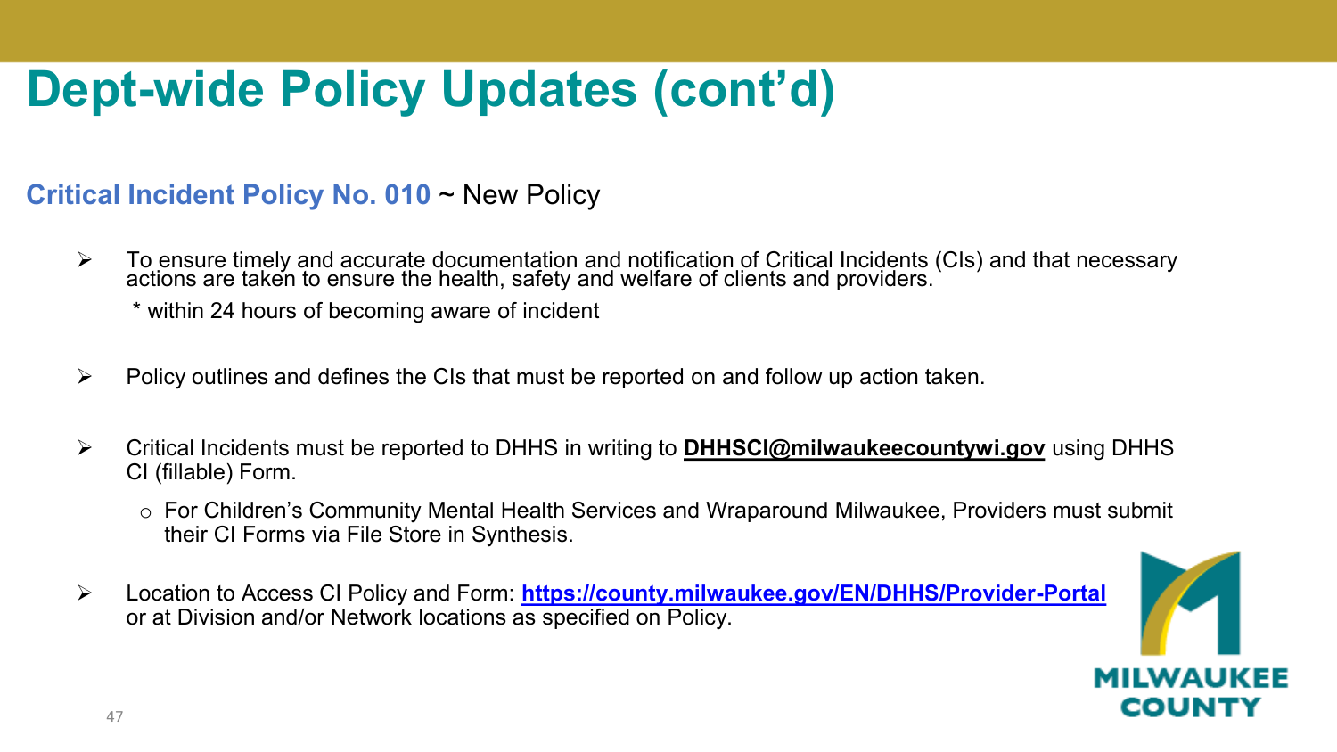# Dept-wide Policy Updates (cont'd)

**Critical Incident Policy No. 010** ~ New Policy

- To ensure timely and accurate documentation and notification of Critical Incidents (CIs) and that necessary actions are taken to ensure the health, safety and welfare of clients and providers.

  * within 24 hours of becoming aware of incident

- Policy outlines and defines the CIs that must be reported on and follow up action taken.

- Critical Incidents must be reported to DHHS in writing to **DHHSCI@milwaukeecountywi.gov** using DHHS CI (fillable) Form.
  - For Children's Community Mental Health Services and Wraparound Milwaukee, Providers must submit their CI Forms via File Store in Synthesis.

- Location to Access CI Policy and Form: **https://county.milwaukee.gov/EN/DHHS/Provider-Portal** or at Division and/or Network locations as specified on Policy.

MILWAUKEE COUNTY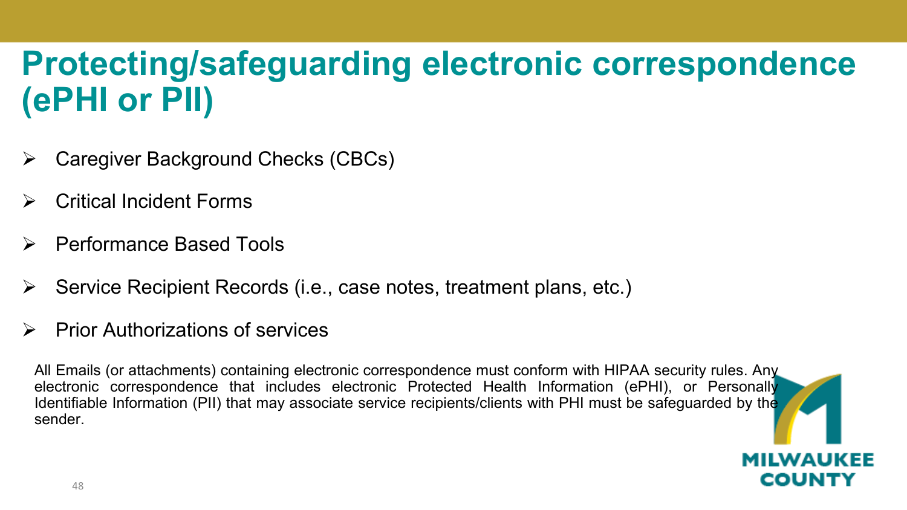# Protecting/safeguarding electronic correspondence (ePHI or PII)

- Caregiver Background Checks (CBCs)
- Critical Incident Forms
- Performance Based Tools
- Service Recipient Records (i.e., case notes, treatment plans, etc.)
- Prior Authorizations of services

All Emails (or attachments) containing electronic correspondence must conform with HIPAA security rules. Any electronic correspondence that includes electronic Protected Health Information (ePHI), or Personally Identifiable Information (PII) that may associate service recipients/clients with PHI must be safeguarded by the sender.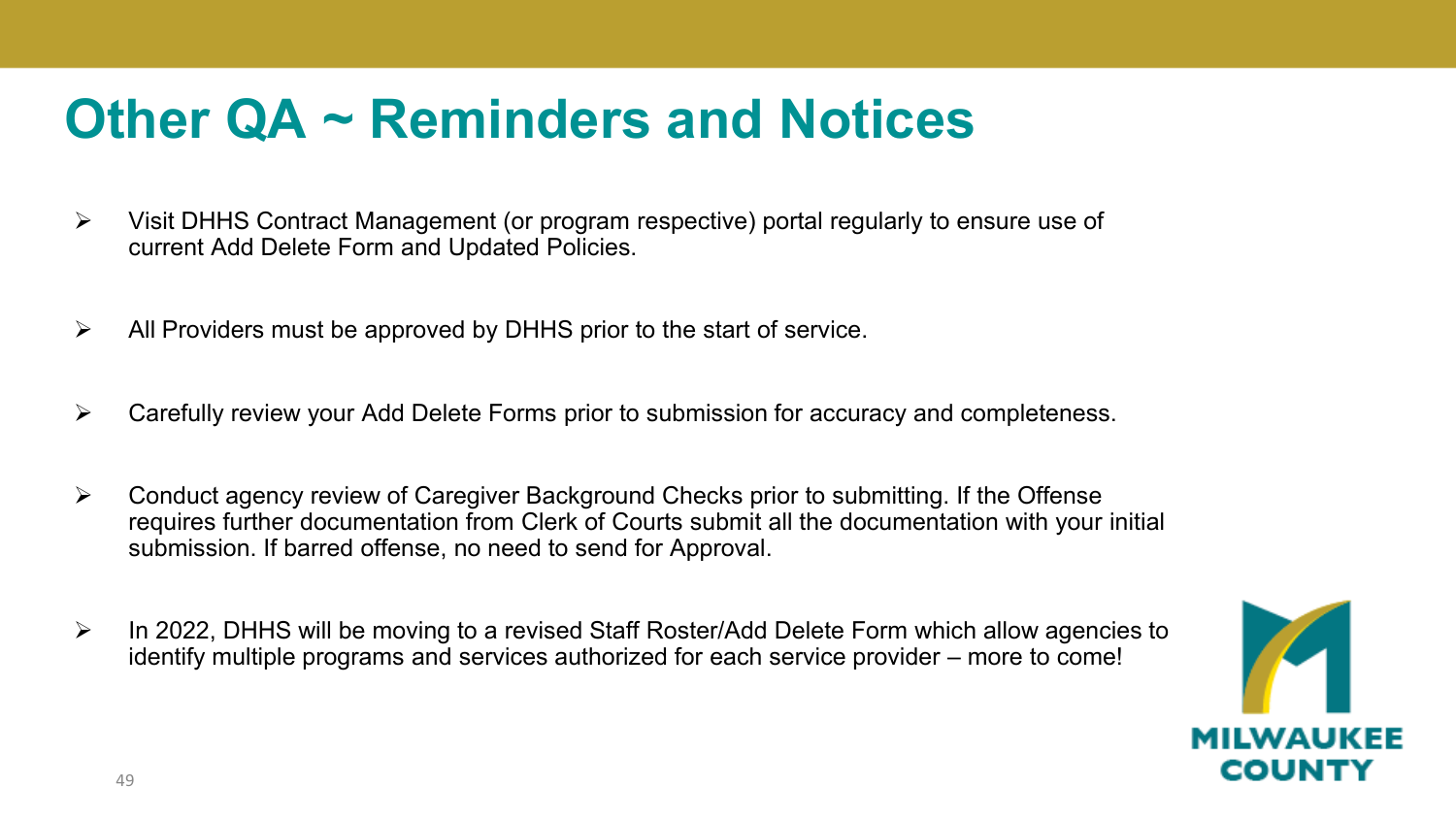# Other QA ~ Reminders and Notices

- Visit DHHS Contract Management (or program respective) portal regularly to ensure use of current Add Delete Form and Updated Policies.
- All Providers must be approved by DHHS prior to the start of service.
- Carefully review your Add Delete Forms prior to submission for accuracy and completeness.
- Conduct agency review of Caregiver Background Checks prior to submitting. If the Offense requires further documentation from Clerk of Courts submit all the documentation with your initial submission. If barred offense, no need to send for Approval.
- In 2022, DHHS will be moving to a revised Staff Roster/Add Delete Form which allow agencies to identify multiple programs and services authorized for each service provider – more to come!

MILWAUKEE COUNTY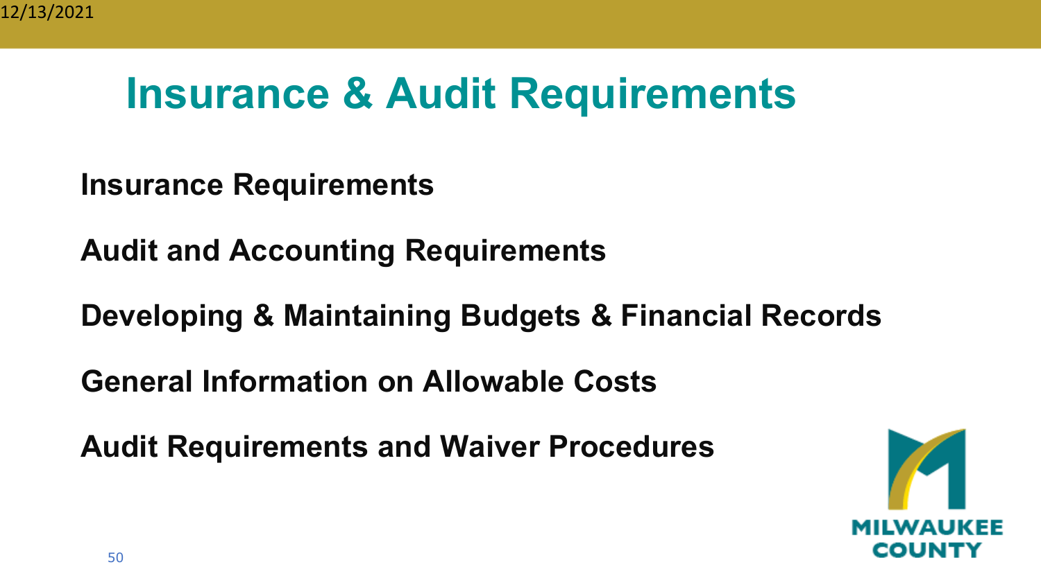# Insurance & Audit Requirements

**Insurance Requirements**

**Audit and Accounting Requirements**

**Developing & Maintaining Budgets & Financial Records**

**General Information on Allowable Costs**

**Audit Requirements and Waiver Procedures**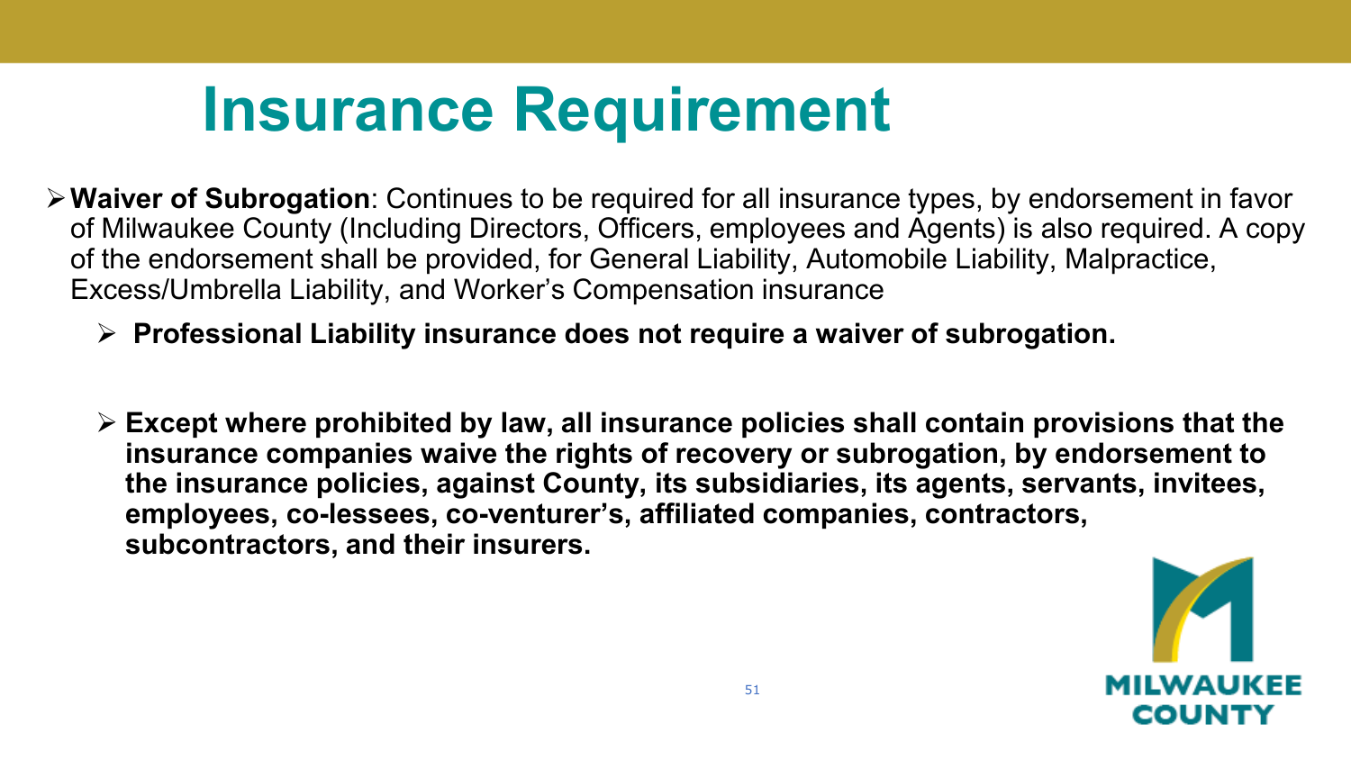# Insurance Requirement

- **Waiver of Subrogation**: Continues to be required for all insurance types, by endorsement in favor of Milwaukee County (Including Directors, Officers, employees and Agents) is also required. A copy of the endorsement shall be provided, for General Liability, Automobile Liability, Malpractice, Excess/Umbrella Liability, and Worker's Compensation insurance
  - **Professional Liability insurance does not require a waiver of subrogation.**
  - **Except where prohibited by law, all insurance policies shall contain provisions that the insurance companies waive the rights of recovery or subrogation, by endorsement to the insurance policies, against County, its subsidiaries, its agents, servants, invitees, employees, co-lessees, co-venturer's, affiliated companies, contractors, subcontractors, and their insurers.**

MILWAUKEE COUNTY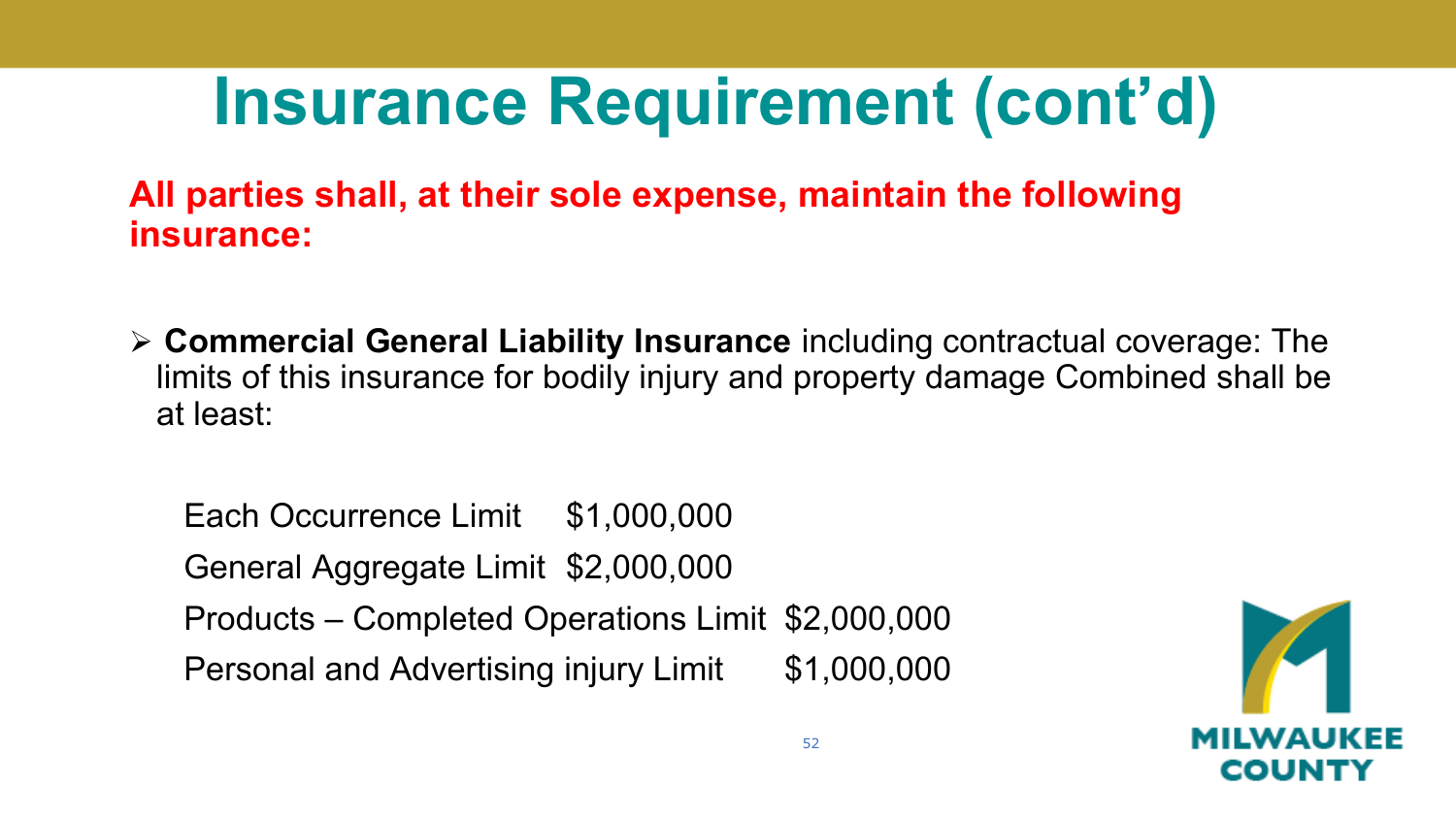# Insurance Requirement (cont'd)

**All parties shall, at their sole expense, maintain the following insurance:**

- **Commercial General Liability Insurance** including contractual coverage: The limits of this insurance for bodily injury and property damage Combined shall be at least:

| | |
|---|---|
| Each Occurrence Limit | $1,000,000 |
| General Aggregate Limit | $2,000,000 |
| Products – Completed Operations Limit | $2,000,000 |
| Personal and Advertising injury Limit | $1,000,000 |

MILWAUKEE COUNTY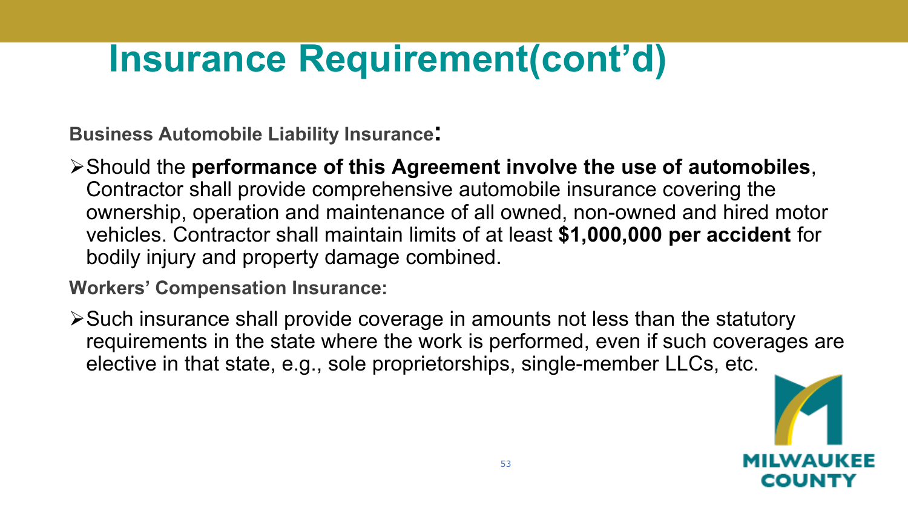# Insurance Requirement(cont’d)

**Business Automobile Liability Insurance:**

- Should the **performance of this Agreement involve the use of automobiles**, Contractor shall provide comprehensive automobile insurance covering the ownership, operation and maintenance of all owned, non-owned and hired motor vehicles. Contractor shall maintain limits of at least **$1,000,000 per accident** for bodily injury and property damage combined.

**Workers’ Compensation Insurance:**

- Such insurance shall provide coverage in amounts not less than the statutory requirements in the state where the work is performed, even if such coverages are elective in that state, e.g., sole proprietorships, single-member LLCs, etc.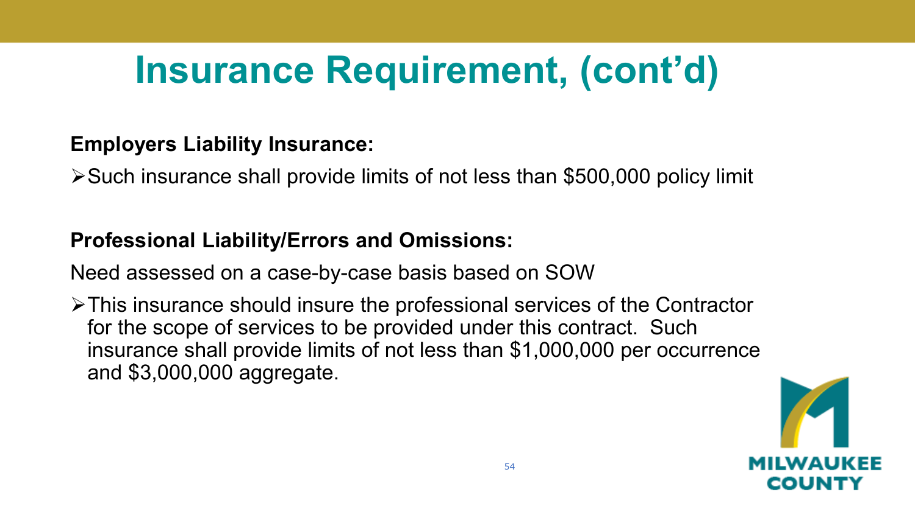# Insurance Requirement, (cont'd)

**Employers Liability Insurance:**

- Such insurance shall provide limits of not less than $500,000 policy limit

**Professional Liability/Errors and Omissions:**

Need assessed on a case-by-case basis based on SOW

- This insurance should insure the professional services of the Contractor for the scope of services to be provided under this contract. Such insurance shall provide limits of not less than $1,000,000 per occurrence and $3,000,000 aggregate.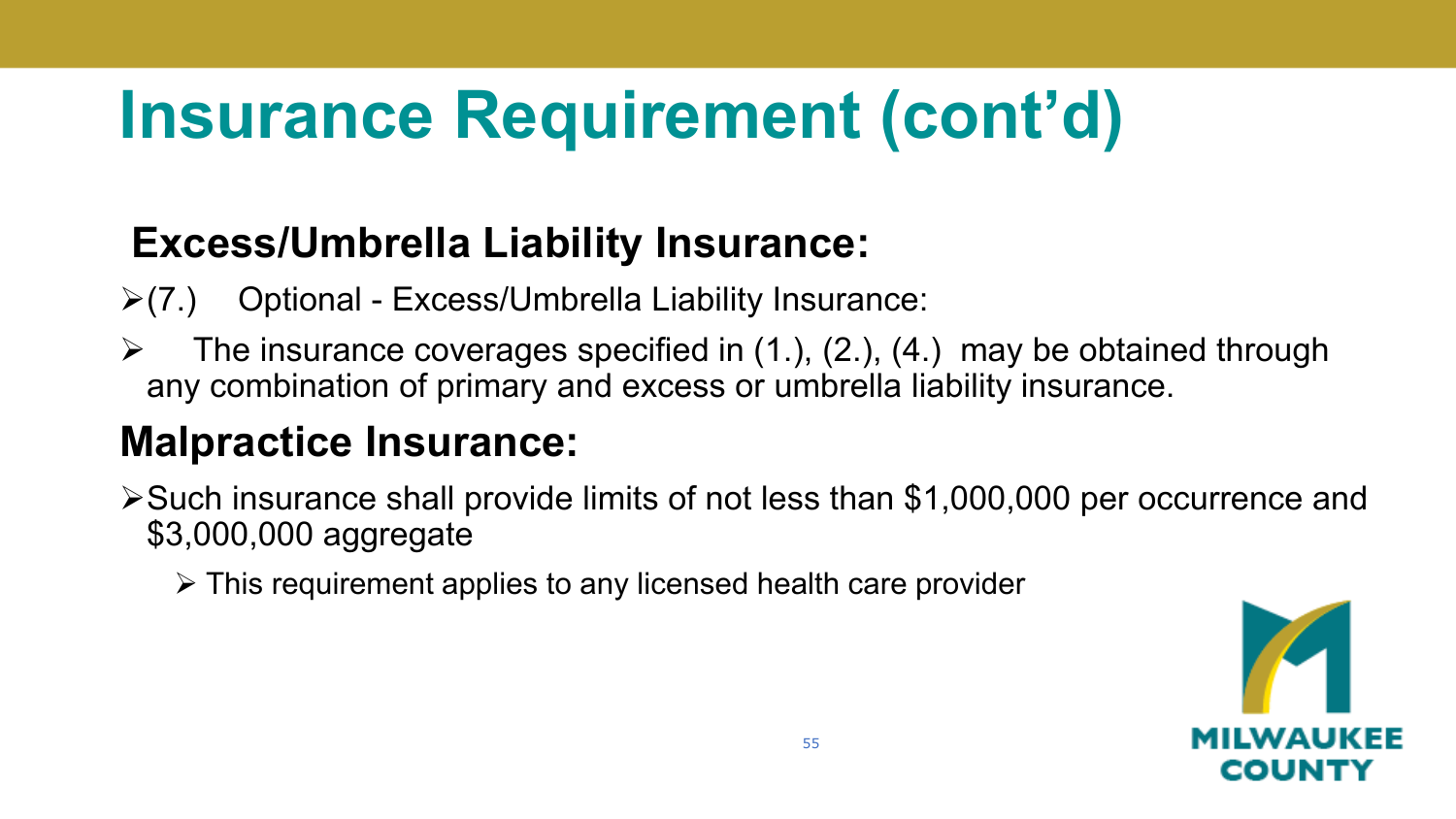# Insurance Requirement (cont'd)

## Excess/Umbrella Liability Insurance:

- (7.) Optional - Excess/Umbrella Liability Insurance:
- The insurance coverages specified in (1.), (2.), (4.) may be obtained through any combination of primary and excess or umbrella liability insurance.

## Malpractice Insurance:

- Such insurance shall provide limits of not less than $1,000,000 per occurrence and $3,000,000 aggregate
  - This requirement applies to any licensed health care provider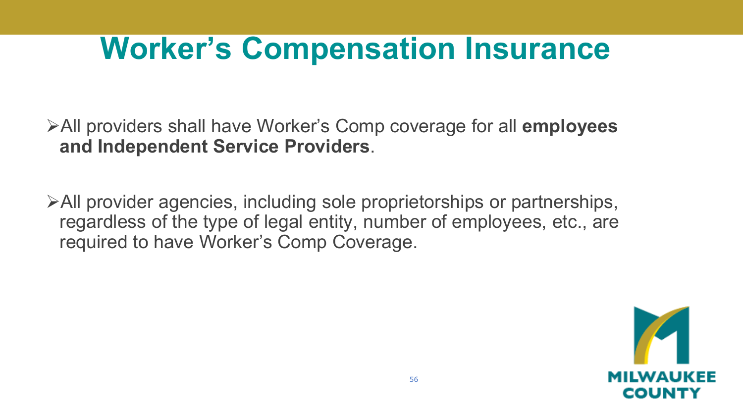# Worker's Compensation Insurance

- All providers shall have Worker's Comp coverage for all **employees and Independent Service Providers**.

- All provider agencies, including sole proprietorships or partnerships, regardless of the type of legal entity, number of employees, etc., are required to have Worker's Comp Coverage.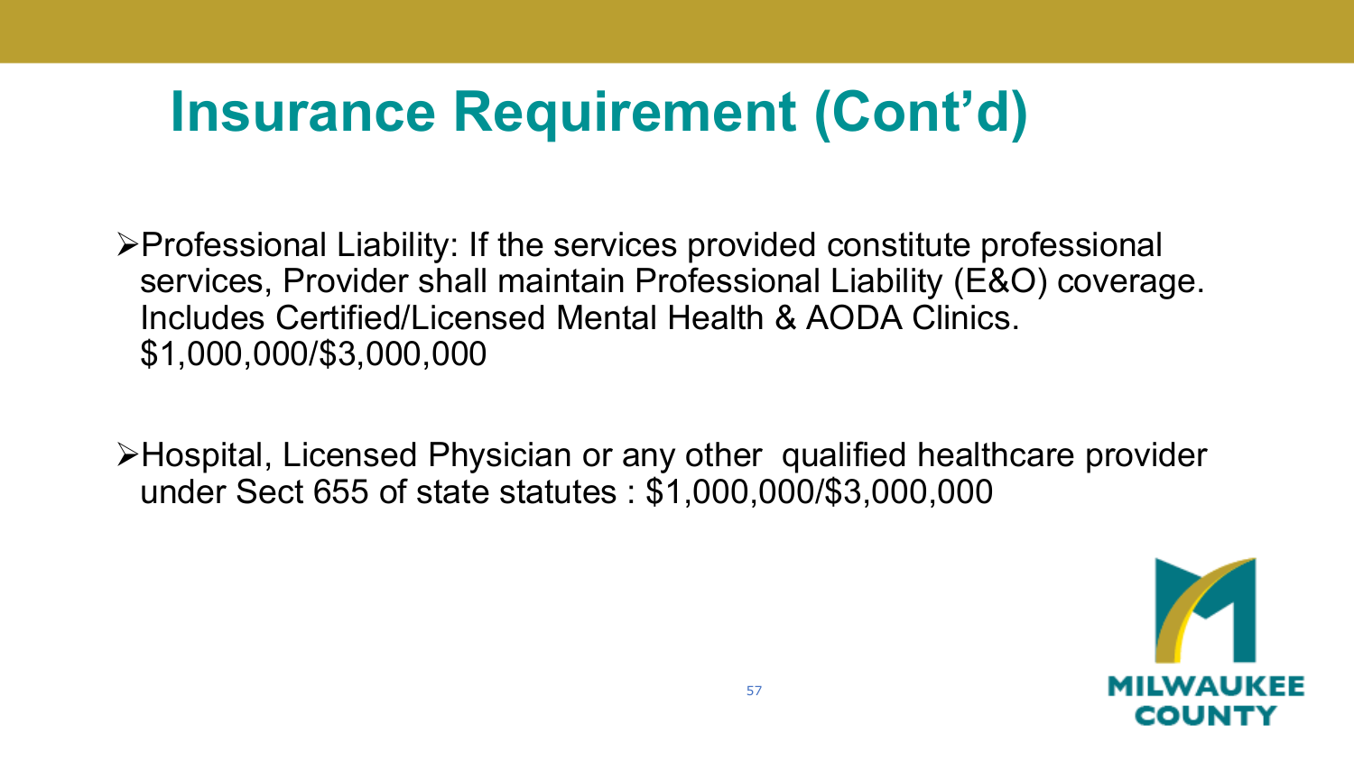# Insurance Requirement (Cont'd)

- Professional Liability: If the services provided constitute professional services, Provider shall maintain Professional Liability (E&O) coverage. Includes Certified/Licensed Mental Health & AODA Clinics. $1,000,000/$3,000,000

- Hospital, Licensed Physician or any other qualified healthcare provider under Sect 655 of state statutes : $1,000,000/$3,000,000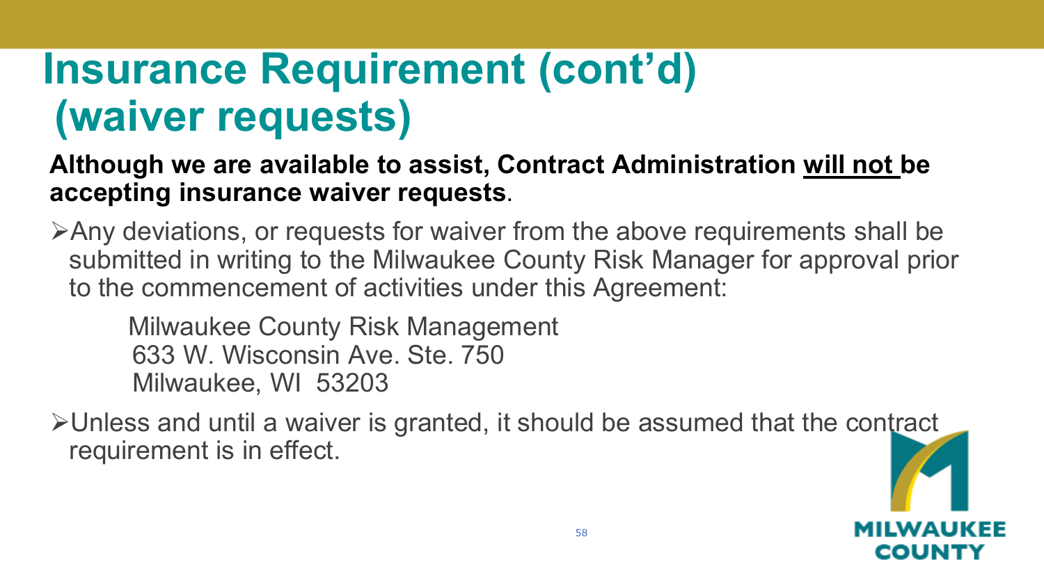# Insurance Requirement (cont'd) (waiver requests)

**Although we are available to assist, Contract Administration <u>will not</u> be accepting insurance waiver requests**.

- Any deviations, or requests for waiver from the above requirements shall be submitted in writing to the Milwaukee County Risk Manager for approval prior to the commencement of activities under this Agreement:

  Milwaukee County Risk Management
  633 W. Wisconsin Ave. Ste. 750
  Milwaukee, WI 53203

- Unless and until a waiver is granted, it should be assumed that the contract requirement is in effect.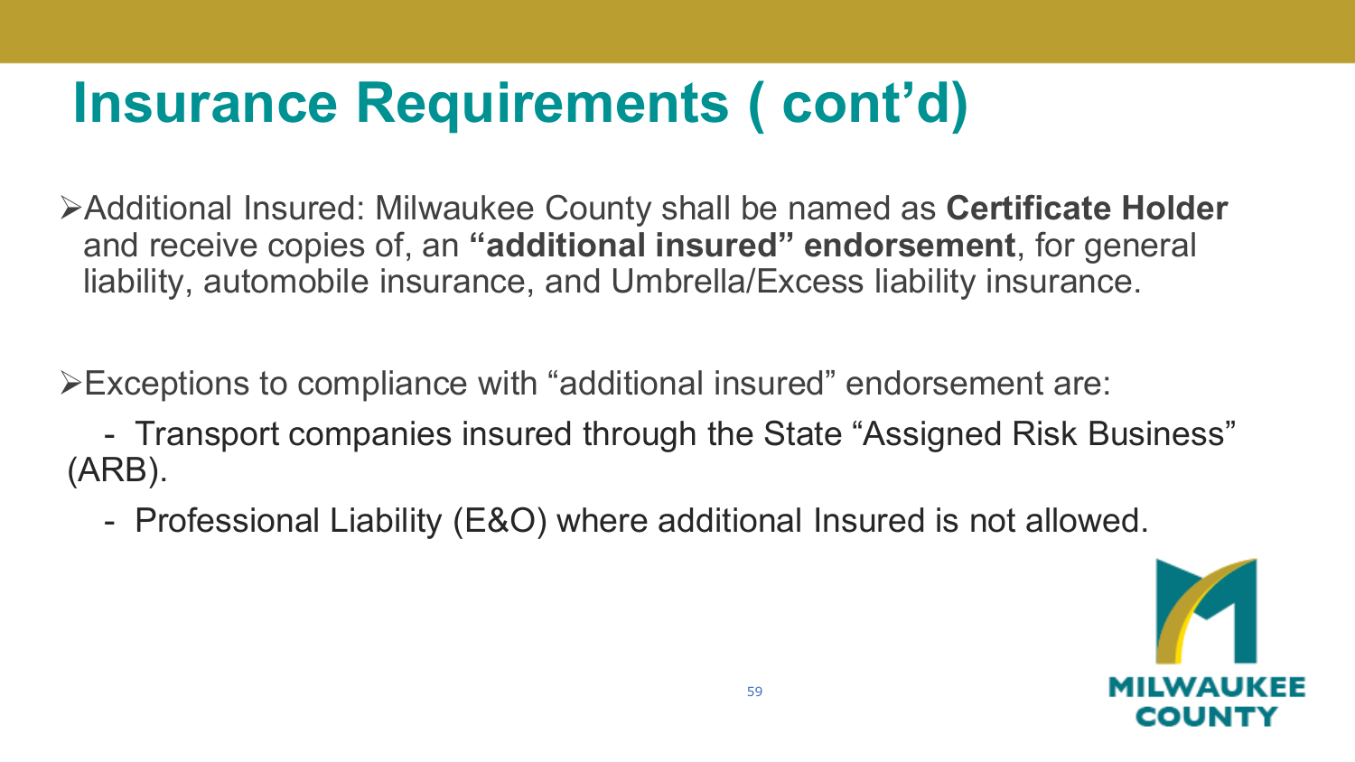# Insurance Requirements ( cont'd)

- Additional Insured: Milwaukee County shall be named as **Certificate Holder** and receive copies of, an **"additional insured" endorsement**, for general liability, automobile insurance, and Umbrella/Excess liability insurance.

- Exceptions to compliance with "additional insured" endorsement are:

  - Transport companies insured through the State "Assigned Risk Business" (ARB).
  - Professional Liability (E&O) where additional Insured is not allowed.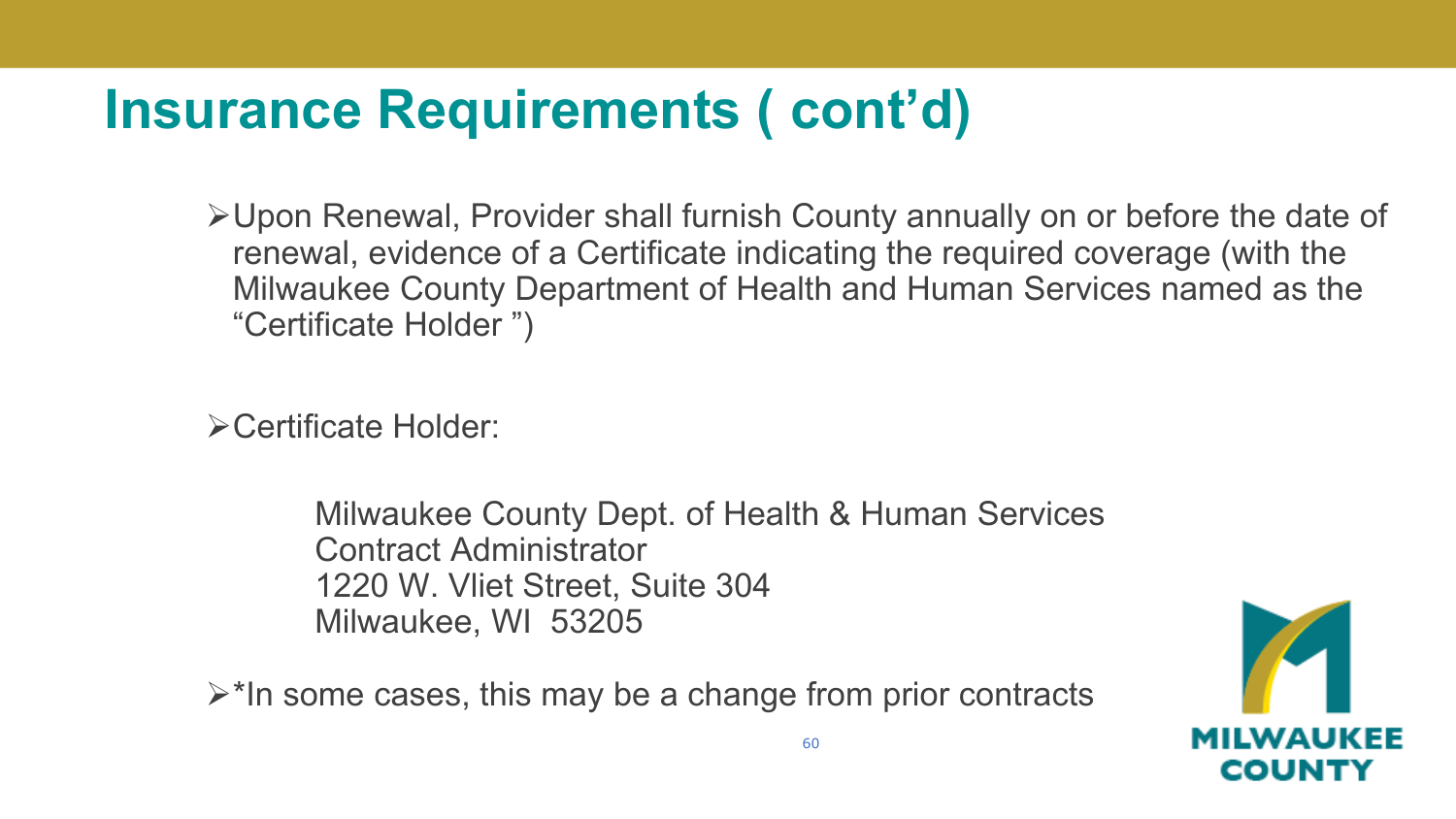# Insurance Requirements ( cont'd)

- Upon Renewal, Provider shall furnish County annually on or before the date of renewal, evidence of a Certificate indicating the required coverage (with the Milwaukee County Department of Health and Human Services named as the "Certificate Holder ")

- Certificate Holder:

  Milwaukee County Dept. of Health & Human Services
  Contract Administrator
  1220 W. Vliet Street, Suite 304
  Milwaukee, WI 53205

- *In some cases, this may be a change from prior contracts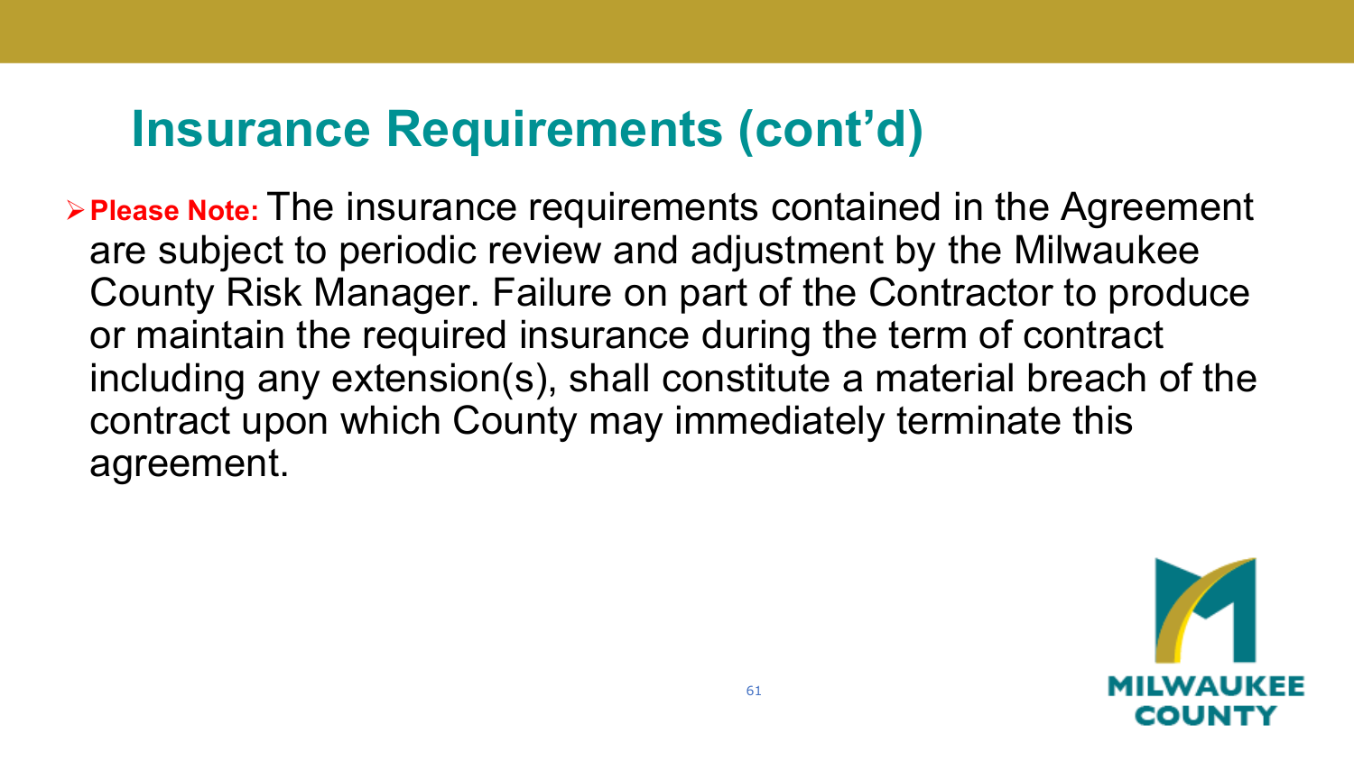## Insurance Requirements (cont'd)

- **Please Note:** The insurance requirements contained in the Agreement are subject to periodic review and adjustment by the Milwaukee County Risk Manager. Failure on part of the Contractor to produce or maintain the required insurance during the term of contract including any extension(s), shall constitute a material breach of the contract upon which County may immediately terminate this agreement.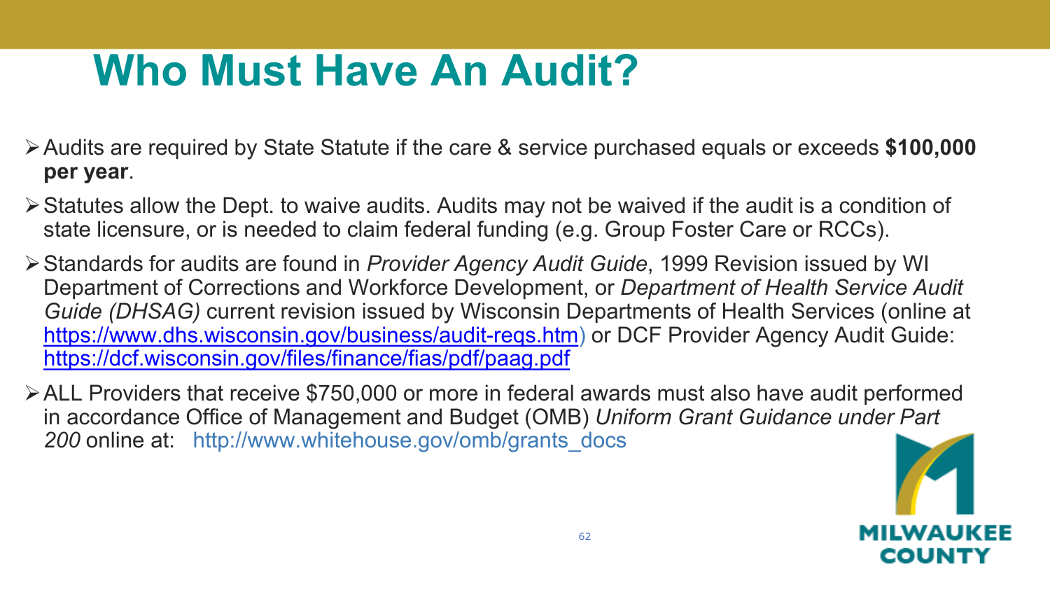# Who Must Have An Audit?

- Audits are required by State Statute if the care & service purchased equals or exceeds **$100,000 per year**.
- Statutes allow the Dept. to waive audits. Audits may not be waived if the audit is a condition of state licensure, or is needed to claim federal funding (e.g. Group Foster Care or RCCs).
- Standards for audits are found in *Provider Agency Audit Guide*, 1999 Revision issued by WI Department of Corrections and Workforce Development, or *Department of Health Service Audit Guide (DHSAG)* current revision issued by Wisconsin Departments of Health Services (online at https://www.dhs.wisconsin.gov/business/audit-reqs.htm) or DCF Provider Agency Audit Guide: https://dcf.wisconsin.gov/files/finance/fias/pdf/paag.pdf
- ALL Providers that receive $750,000 or more in federal awards must also have audit performed in accordance Office of Management and Budget (OMB) *Uniform Grant Guidance under Part 200* online at: http://www.whitehouse.gov/omb/grants_docs

MILWAUKEE COUNTY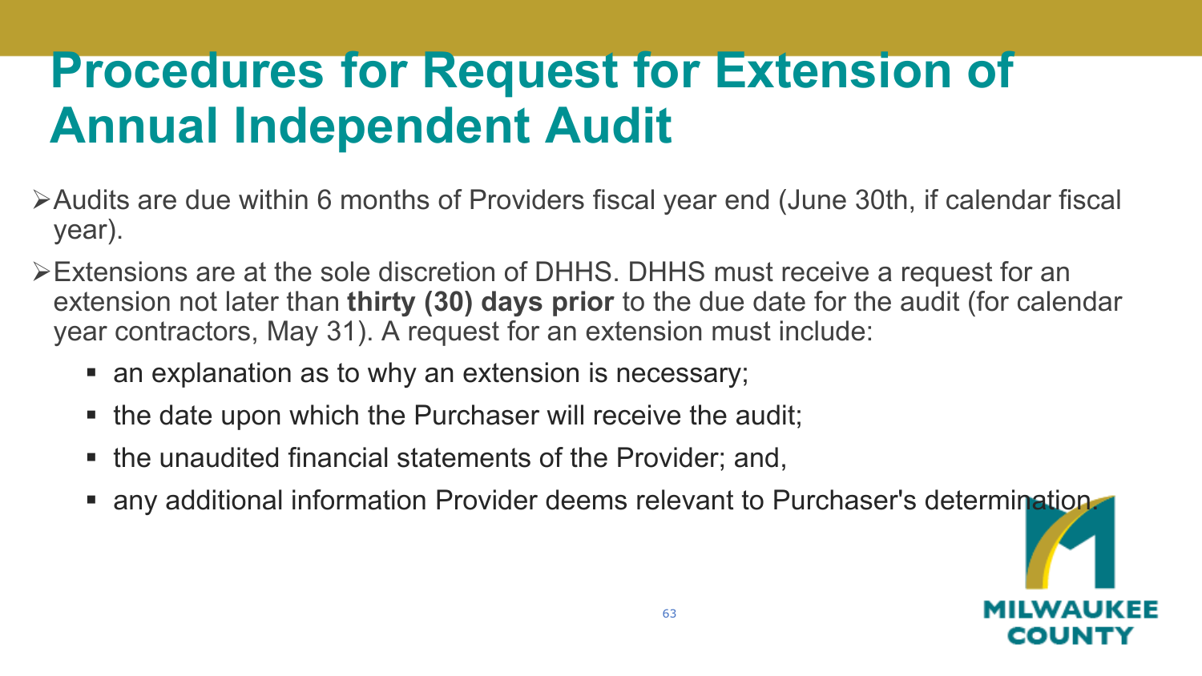# Procedures for Request for Extension of Annual Independent Audit

- Audits are due within 6 months of Providers fiscal year end (June 30th, if calendar fiscal year).
- Extensions are at the sole discretion of DHHS. DHHS must receive a request for an extension not later than **thirty (30) days prior** to the due date for the audit (for calendar year contractors, May 31). A request for an extension must include:
  - an explanation as to why an extension is necessary;
  - the date upon which the Purchaser will receive the audit;
  - the unaudited financial statements of the Provider; and,
  - any additional information Provider deems relevant to Purchaser's determination.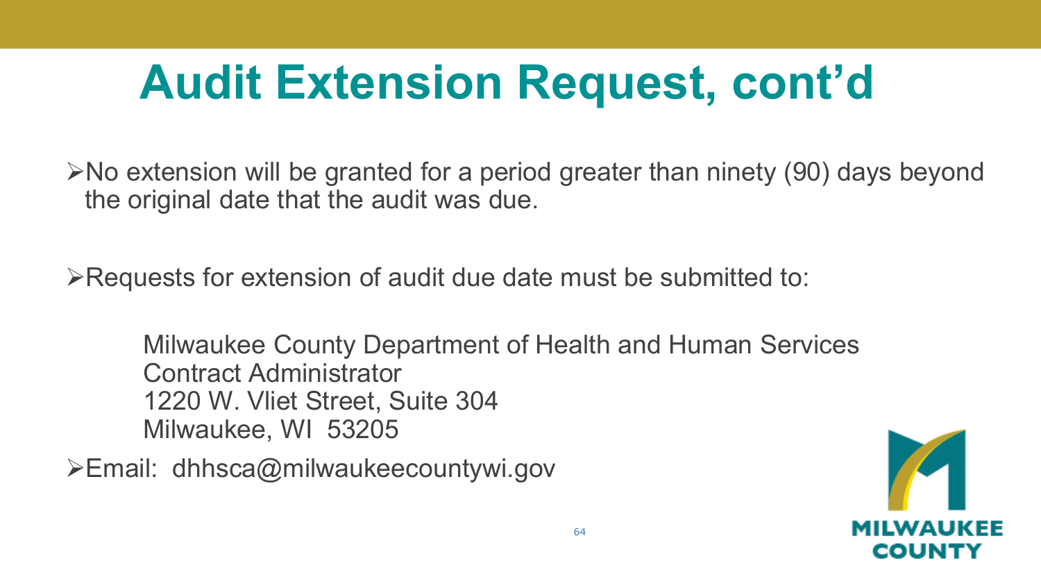# Audit Extension Request, cont'd

- No extension will be granted for a period greater than ninety (90) days beyond the original date that the audit was due.

- Requests for extension of audit due date must be submitted to:

  Milwaukee County Department of Health and Human Services
  Contract Administrator
  1220 W. Vliet Street, Suite 304
  Milwaukee, WI 53205

- Email: dhhsca@milwaukeecountywi.gov

MILWAUKEE COUNTY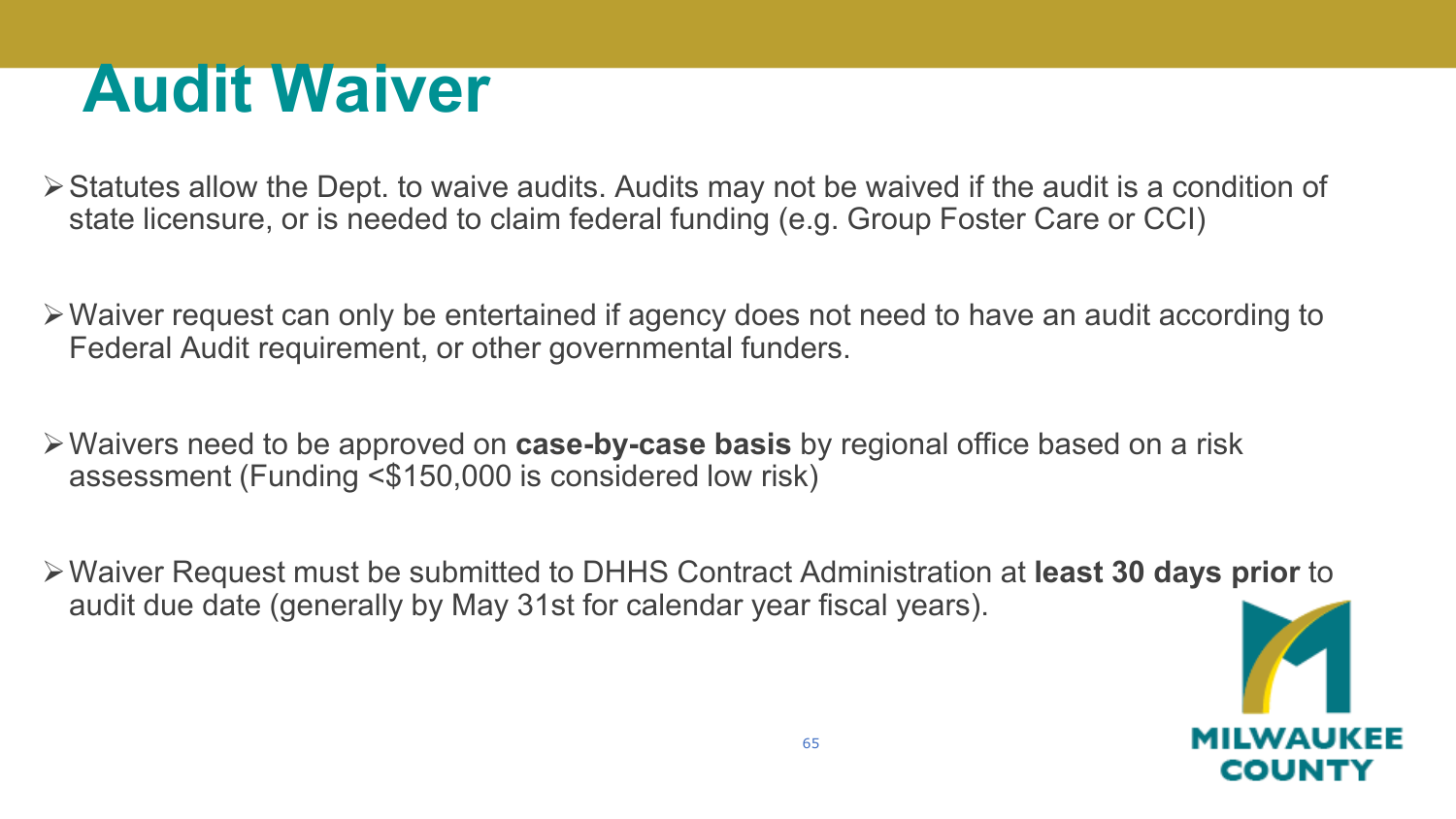# Audit Waiver

- Statutes allow the Dept. to waive audits. Audits may not be waived if the audit is a condition of state licensure, or is needed to claim federal funding (e.g. Group Foster Care or CCI)
- Waiver request can only be entertained if agency does not need to have an audit according to Federal Audit requirement, or other governmental funders.
- Waivers need to be approved on **case-by-case basis** by regional office based on a risk assessment (Funding <$150,000 is considered low risk)
- Waiver Request must be submitted to DHHS Contract Administration at **least 30 days prior** to audit due date (generally by May 31st for calendar year fiscal years).

MILWAUKEE COUNTY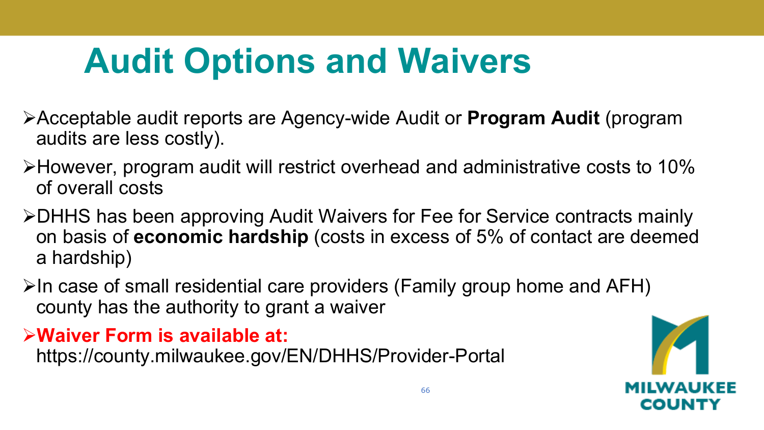# Audit Options and Waivers

- Acceptable audit reports are Agency-wide Audit or **Program Audit** (program audits are less costly).
- However, program audit will restrict overhead and administrative costs to 10% of overall costs
- DHHS has been approving Audit Waivers for Fee for Service contracts mainly on basis of **economic hardship** (costs in excess of 5% of contact are deemed a hardship)
- In case of small residential care providers (Family group home and AFH) county has the authority to grant a waiver
- **Waiver Form is available at:** https://county.milwaukee.gov/EN/DHHS/Provider-Portal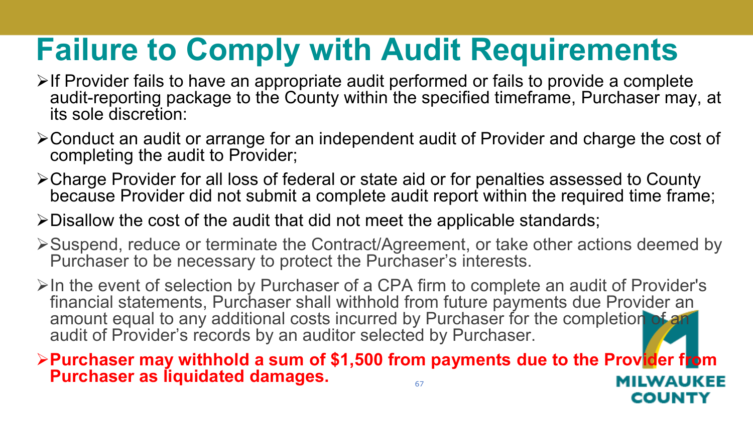# Failure to Comply with Audit Requirements

- If Provider fails to have an appropriate audit performed or fails to provide a complete audit-reporting package to the County within the specified timeframe, Purchaser may, at its sole discretion:
- Conduct an audit or arrange for an independent audit of Provider and charge the cost of completing the audit to Provider;
- Charge Provider for all loss of federal or state aid or for penalties assessed to County because Provider did not submit a complete audit report within the required time frame;
- Disallow the cost of the audit that did not meet the applicable standards;
- Suspend, reduce or terminate the Contract/Agreement, or take other actions deemed by Purchaser to be necessary to protect the Purchaser's interests.
- In the event of selection by Purchaser of a CPA firm to complete an audit of Provider's financial statements, Purchaser shall withhold from future payments due Provider an amount equal to any additional costs incurred by Purchaser for the completion of an audit of Provider's records by an auditor selected by Purchaser.
- **Purchaser may withhold a sum of $1,500 from payments due to the Provider from Purchaser as liquidated damages.**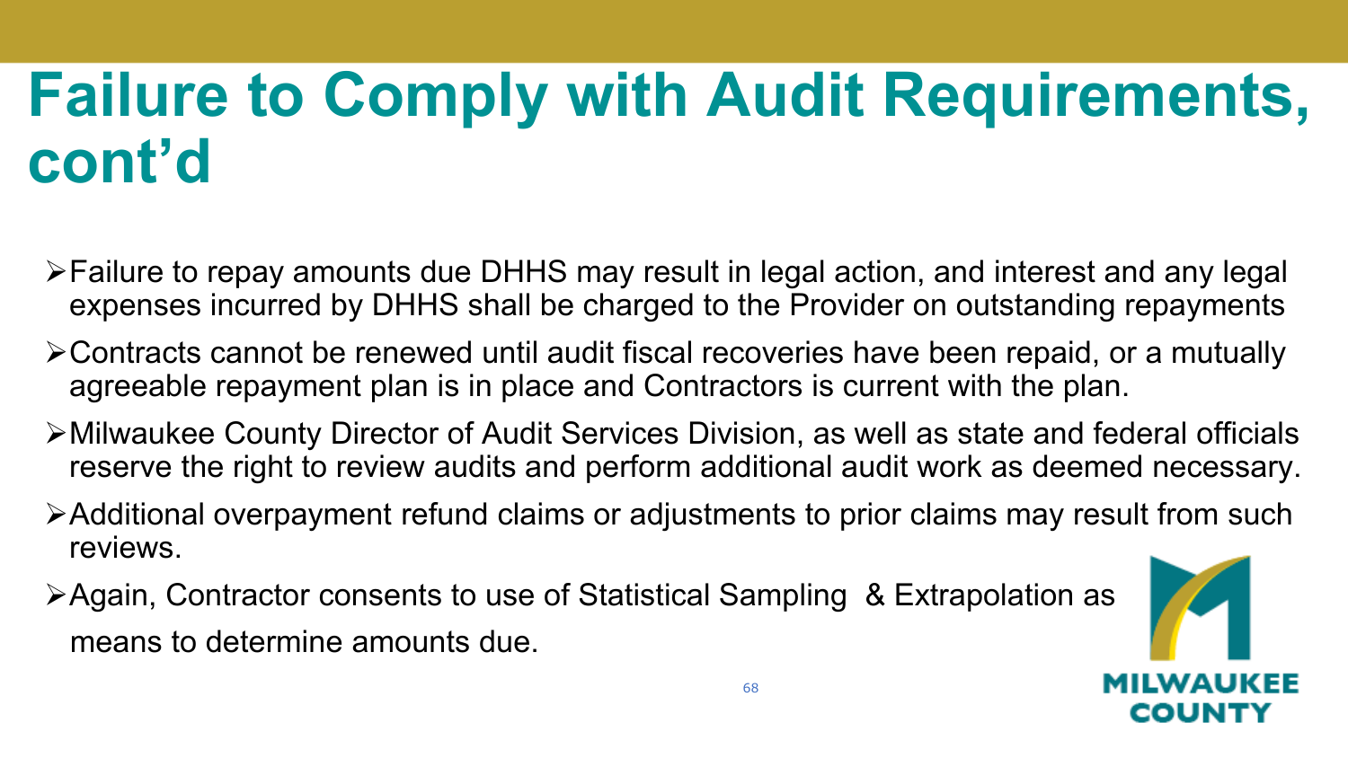# Failure to Comply with Audit Requirements, cont'd

- Failure to repay amounts due DHHS may result in legal action, and interest and any legal expenses incurred by DHHS shall be charged to the Provider on outstanding repayments
- Contracts cannot be renewed until audit fiscal recoveries have been repaid, or a mutually agreeable repayment plan is in place and Contractors is current with the plan.
- Milwaukee County Director of Audit Services Division, as well as state and federal officials reserve the right to review audits and perform additional audit work as deemed necessary.
- Additional overpayment refund claims or adjustments to prior claims may result from such reviews.
- Again, Contractor consents to use of Statistical Sampling & Extrapolation as means to determine amounts due.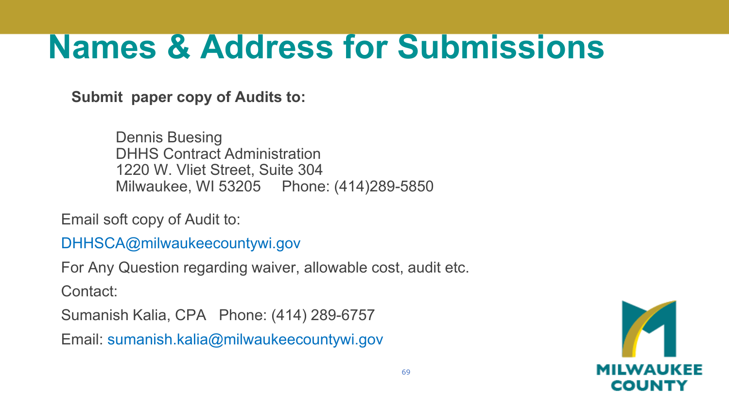# Names & Address for Submissions

**Submit paper copy of Audits to:**

Dennis Buesing
DHHS Contract Administration
1220 W. Vliet Street, Suite 304
Milwaukee, WI 53205 Phone: (414)289-5850

Email soft copy of Audit to:

DHHSCA@milwaukeecountywi.gov

For Any Question regarding waiver, allowable cost, audit etc.

Contact:

Sumanish Kalia, CPA Phone: (414) 289-6757

Email: sumanish.kalia@milwaukeecountywi.gov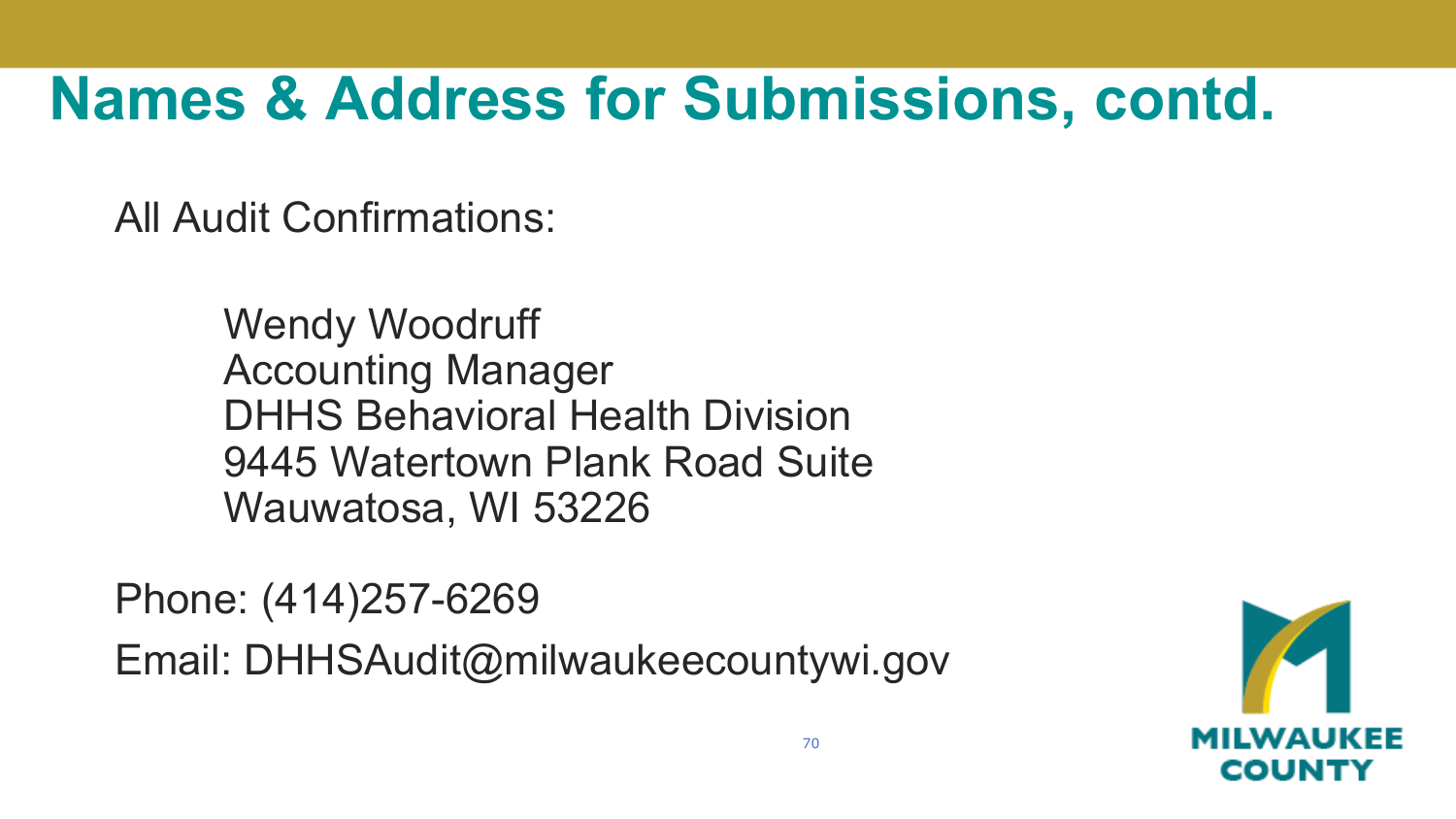# Names & Address for Submissions, contd.

All Audit Confirmations:

Wendy Woodruff
Accounting Manager
DHHS Behavioral Health Division
9445 Watertown Plank Road Suite
Wauwatosa, WI 53226

Phone: (414)257-6269

Email: DHHSAudit@milwaukeecountywi.gov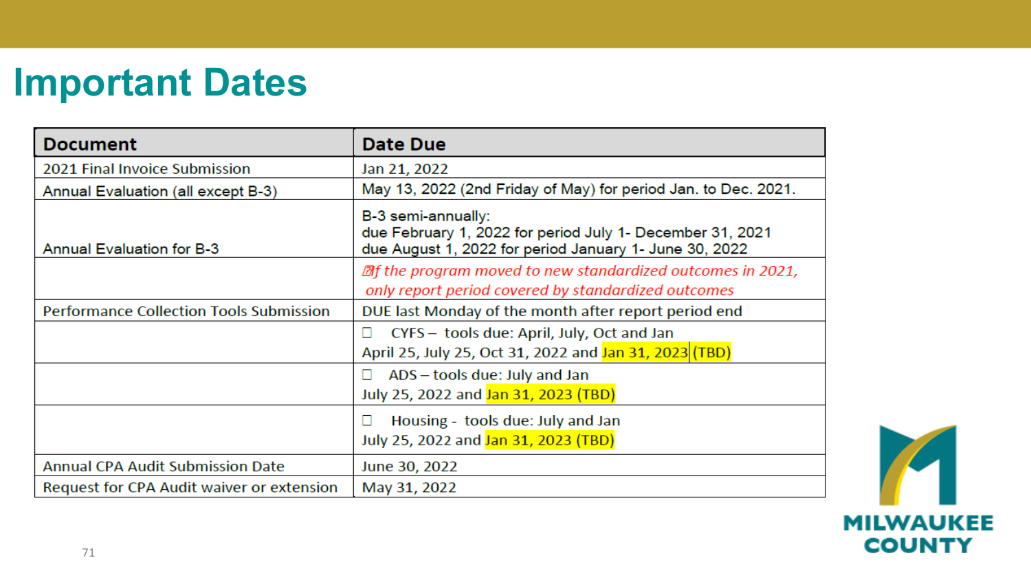# Important Dates

| Document | Date Due |
|---|---|
| 2021 Final Invoice Submission | Jan 21, 2022 |
| Annual Evaluation (all except B-3) | May 13, 2022 (2nd Friday of May) for period Jan. to Dec. 2021. |
| Annual Evaluation for B-3 | B-3 semi-annually:<br>due February 1, 2022 for period July 1- December 31, 2021<br>due August 1, 2022 for period January 1- June 30, 2022 |
| | *If the program moved to new standardized outcomes in 2021, only report period covered by standardized outcomes* |
| Performance Collection Tools Submission | DUE last Monday of the month after report period end |
| | ☐ CYFS – tools due: April, July, Oct and Jan<br>April 25, July 25, Oct 31, 2022 and Jan 31, 2023 (TBD) |
| | ☐ ADS – tools due: July and Jan<br>July 25, 2022 and Jan 31, 2023 (TBD) |
| | ☐ Housing - tools due: July and Jan<br>July 25, 2022 and Jan 31, 2023 (TBD) |
| Annual CPA Audit Submission Date | June 30, 2022 |
| Request for CPA Audit waiver or extension | May 31, 2022 |

MILWAUKEE COUNTY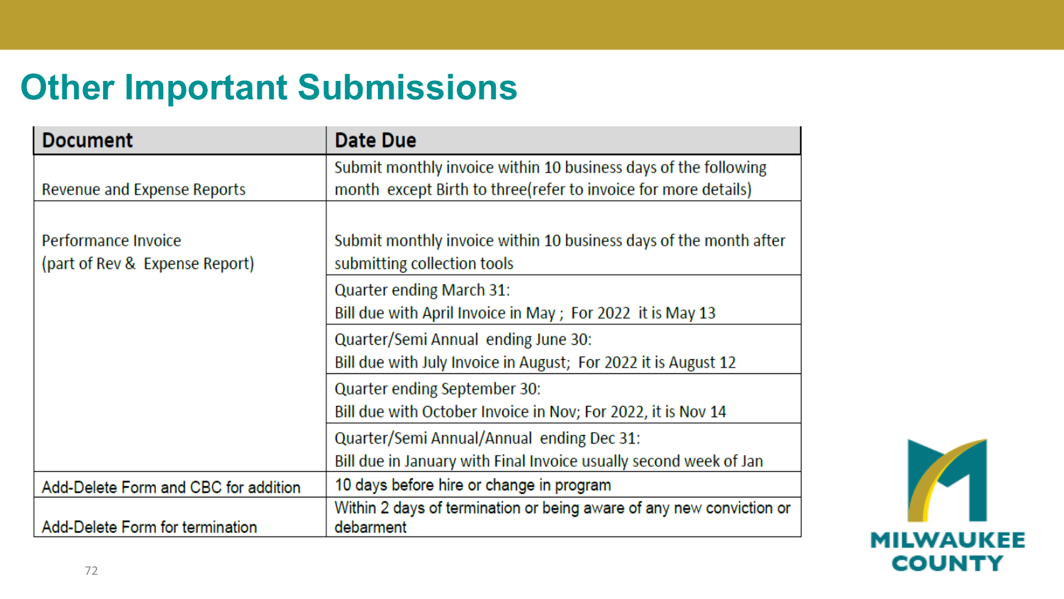# Other Important Submissions

| Document | Date Due |
|---|---|
| Revenue and Expense Reports | Submit monthly invoice within 10 business days of the following month except Birth to three(refer to invoice for more details) |
| Performance Invoice (part of Rev & Expense Report) | Submit monthly invoice within 10 business days of the month after submitting collection tools |
| | Quarter ending March 31: Bill due with April Invoice in May ; For 2022 it is May 13 |
| | Quarter/Semi Annual ending June 30: Bill due with July Invoice in August; For 2022 it is August 12 |
| | Quarter ending September 30: Bill due with October Invoice in Nov; For 2022, it is Nov 14 |
| | Quarter/Semi Annual/Annual ending Dec 31: Bill due in January with Final Invoice usually second week of Jan |
| Add-Delete Form and CBC for addition | 10 days before hire or change in program |
| Add-Delete Form for termination | Within 2 days of termination or being aware of any new conviction or debarment |

MILWAUKEE COUNTY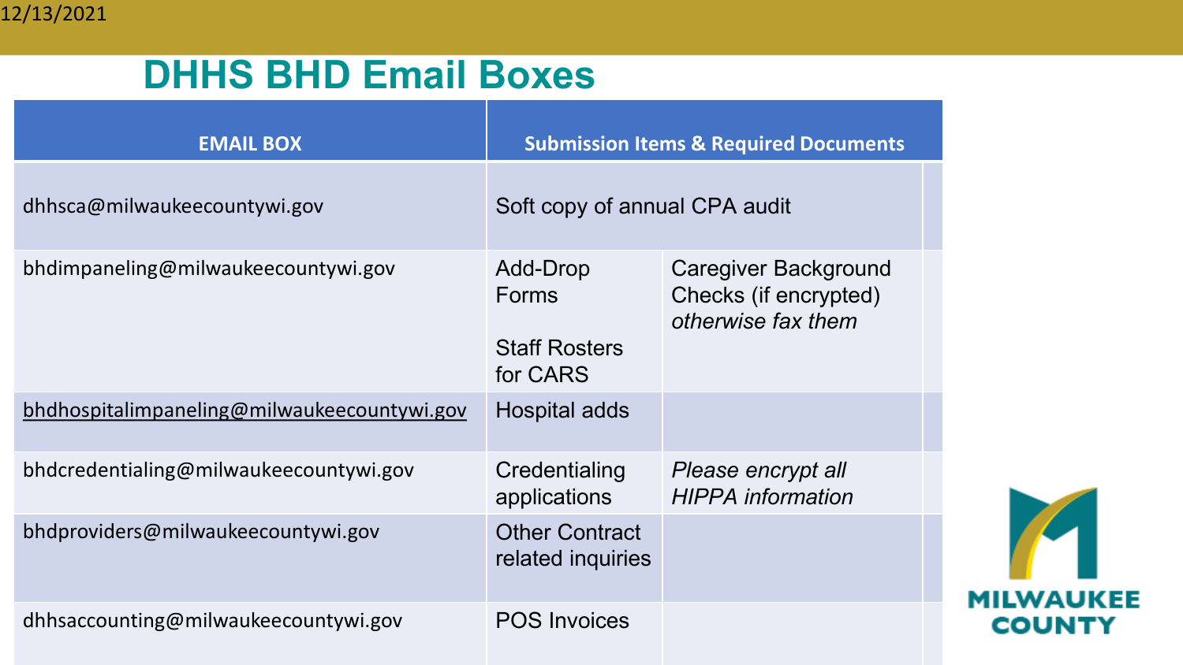# DHHS BHD Email Boxes

| EMAIL BOX | Submission Items & Required Documents | |
|---|---|---|
| dhhsca@milwaukeecountywi.gov | Soft copy of annual CPA audit | |
| bhdimpaneling@milwaukeecountywi.gov | Add-Drop Forms<br><br>Staff Rosters for CARS | Caregiver Background Checks (if encrypted) *otherwise fax them* |
| bhdhospitalimpaneling@milwaukeecountywi.gov | Hospital adds | |
| bhdcredentialing@milwaukeecountywi.gov | Credentialing applications | *Please encrypt all HIPPA information* |
| bhdproviders@milwaukeecountywi.gov | Other Contract related inquiries | |
| dhhsaccounting@milwaukeecountywi.gov | POS Invoices | |

MILWAUKEE COUNTY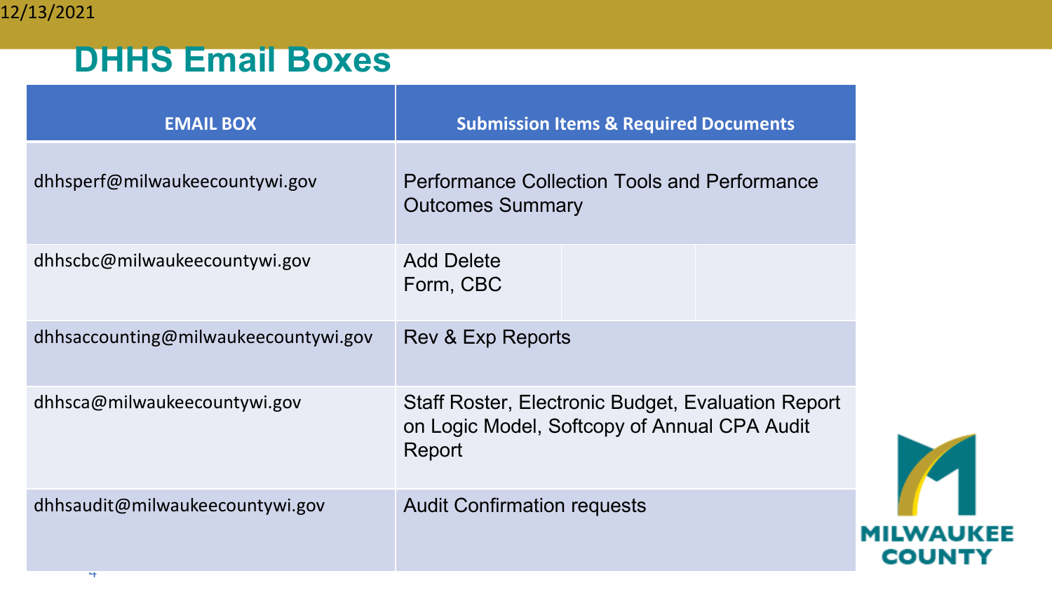## DHHS Email Boxes

| EMAIL BOX | Submission Items & Required Documents |
|---|---|
| dhhsperf@milwaukeecountywi.gov | Performance Collection Tools and Performance Outcomes Summary |
| dhhscbc@milwaukeecountywi.gov | Add Delete Form, CBC |
| dhhsaccounting@milwaukeecountywi.gov | Rev & Exp Reports |
| dhhsca@milwaukeecountywi.gov | Staff Roster, Electronic Budget, Evaluation Report on Logic Model, Softcopy of Annual CPA Audit Report |
| dhhsaudit@milwaukeecountywi.gov | Audit Confirmation requests |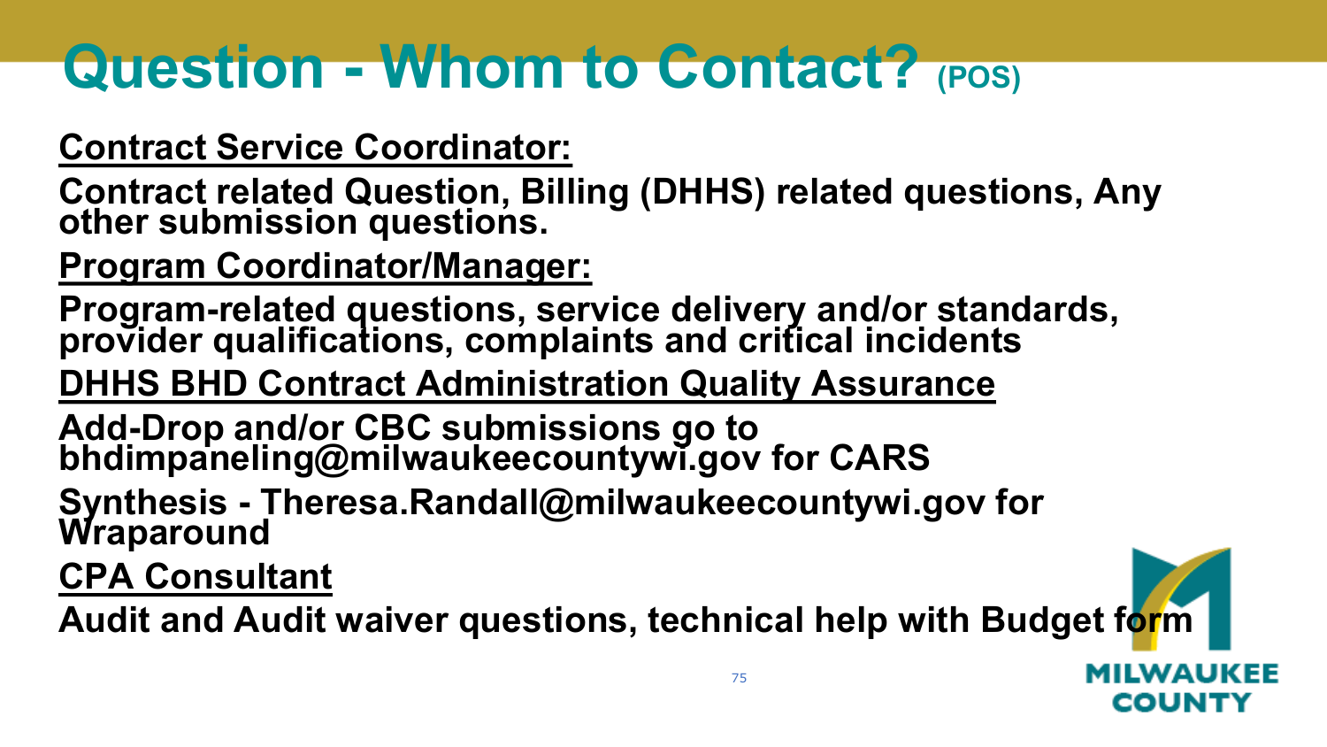# Question - Whom to Contact? (POS)

**Contract Service Coordinator:**

**Contract related Question, Billing (DHHS) related questions, Any other submission questions.**

**Program Coordinator/Manager:**

**Program-related questions, service delivery and/or standards, provider qualifications, complaints and critical incidents**

**DHHS BHD Contract Administration Quality Assurance**

**Add-Drop and/or CBC submissions go to bhdimpaneling@milwaukeecountywi.gov for CARS**

**Synthesis - Theresa.Randall@milwaukeecountywi.gov for Wraparound**

**CPA Consultant**

**Audit and Audit waiver questions, technical help with Budget form**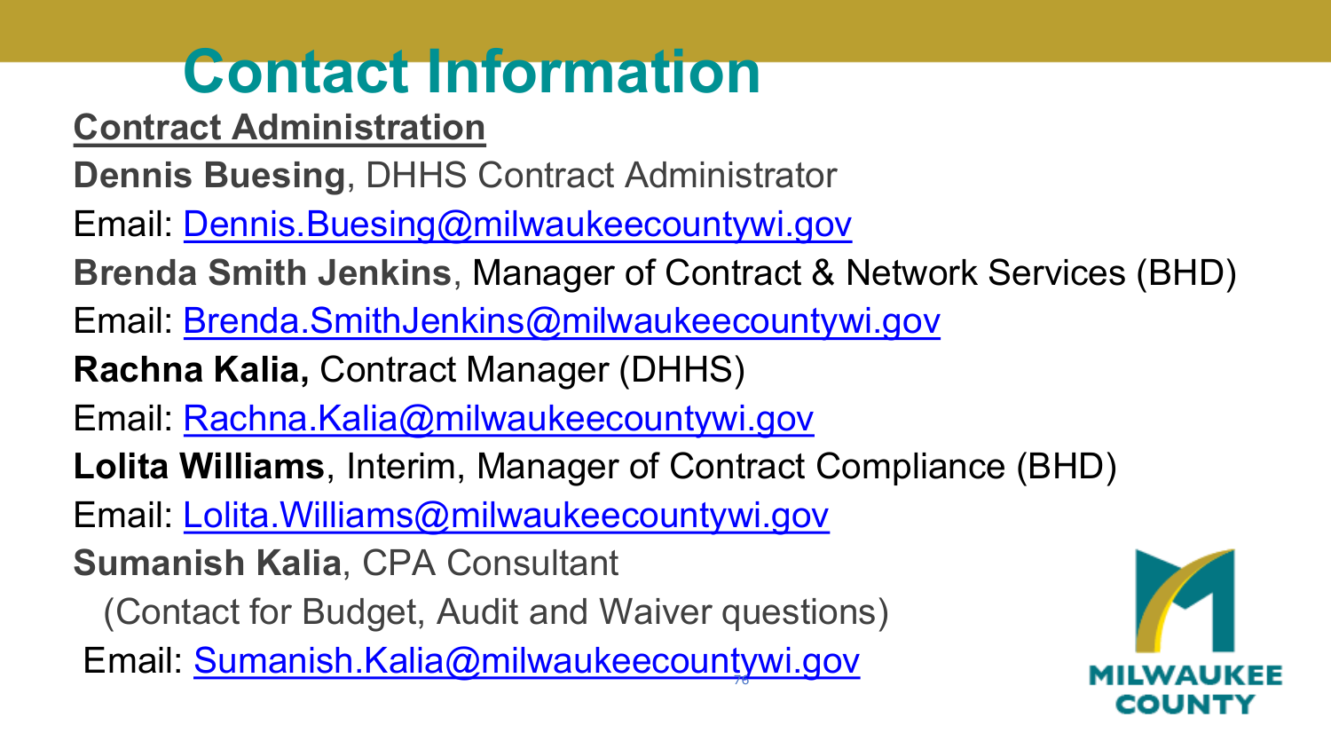# Contact Information

## Contract Administration

**Dennis Buesing**, DHHS Contract Administrator

Email: Dennis.Buesing@milwaukeecountywi.gov

**Brenda Smith Jenkins**, Manager of Contract & Network Services (BHD)

Email: Brenda.SmithJenkins@milwaukeecountywi.gov

**Rachna Kalia,** Contract Manager (DHHS)

Email: Rachna.Kalia@milwaukeecountywi.gov

**Lolita Williams**, Interim, Manager of Contract Compliance (BHD)

Email: Lolita.Williams@milwaukeecountywi.gov

**Sumanish Kalia**, CPA Consultant

(Contact for Budget, Audit and Waiver questions)

Email: Sumanish.Kalia@milwaukeecountywi.gov

MILWAUKEE COUNTY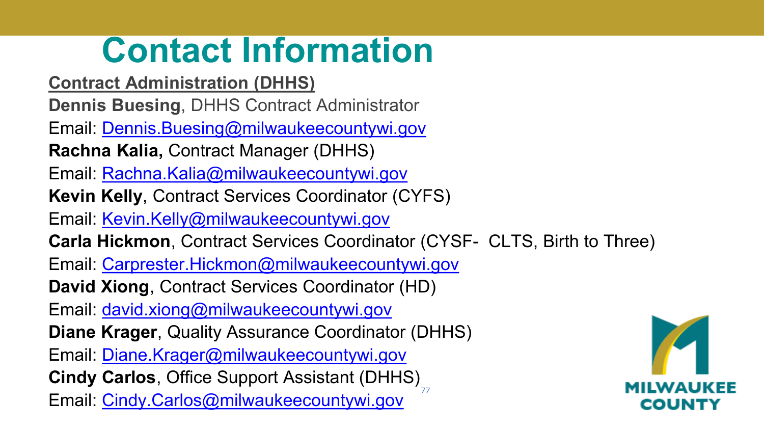# Contact Information

**Contract Administration (DHHS)**

**Dennis Buesing**, DHHS Contract Administrator
Email: Dennis.Buesing@milwaukeecountywi.gov

**Rachna Kalia,** Contract Manager (DHHS)
Email: Rachna.Kalia@milwaukeecountywi.gov

**Kevin Kelly**, Contract Services Coordinator (CYFS)
Email: Kevin.Kelly@milwaukeecountywi.gov

**Carla Hickmon**, Contract Services Coordinator (CYSF- CLTS, Birth to Three)
Email: Carprester.Hickmon@milwaukeecountywi.gov

**David Xiong**, Contract Services Coordinator (HD)
Email: david.xiong@milwaukeecountywi.gov

**Diane Krager**, Quality Assurance Coordinator (DHHS)
Email: Diane.Krager@milwaukeecountywi.gov

**Cindy Carlos**, Office Support Assistant (DHHS)
Email: Cindy.Carlos@milwaukeecountywi.gov

MILWAUKEE COUNTY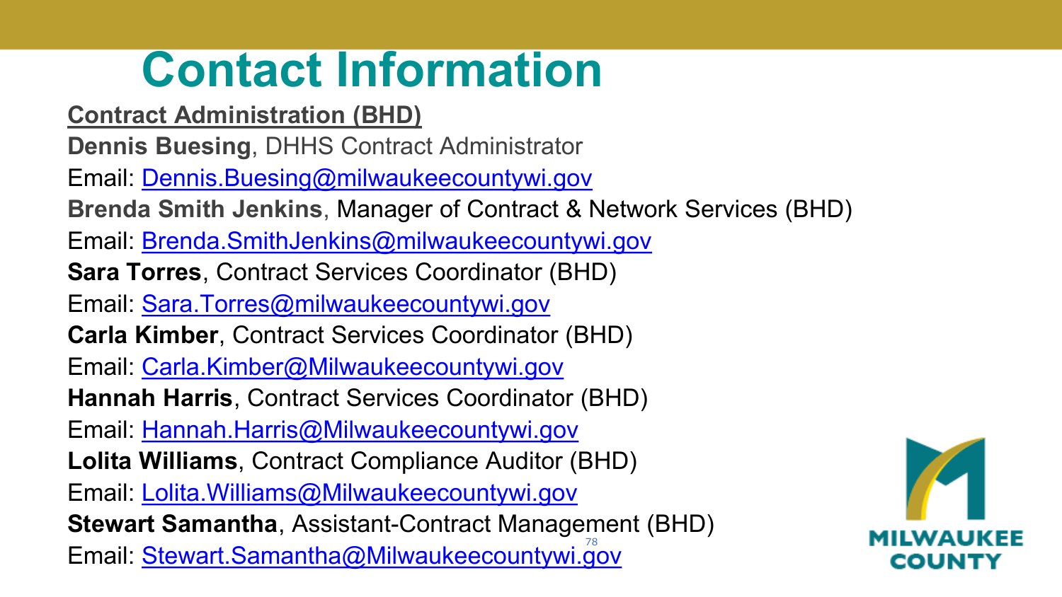# Contact Information

**Contract Administration (BHD)**

**Dennis Buesing**, DHHS Contract Administrator
Email: Dennis.Buesing@milwaukeecountywi.gov

**Brenda Smith Jenkins**, Manager of Contract & Network Services (BHD)
Email: Brenda.SmithJenkins@milwaukeecountywi.gov

**Sara Torres**, Contract Services Coordinator (BHD)
Email: Sara.Torres@milwaukeecountywi.gov

**Carla Kimber**, Contract Services Coordinator (BHD)
Email: Carla.Kimber@Milwaukeecountywi.gov

**Hannah Harris**, Contract Services Coordinator (BHD)
Email: Hannah.Harris@Milwaukeecountywi.gov

**Lolita Williams**, Contract Compliance Auditor (BHD)
Email: Lolita.Williams@Milwaukeecountywi.gov

**Stewart Samantha**, Assistant-Contract Management (BHD)
Email: Stewart.Samantha@Milwaukeecountywi.gov

MILWAUKEE COUNTY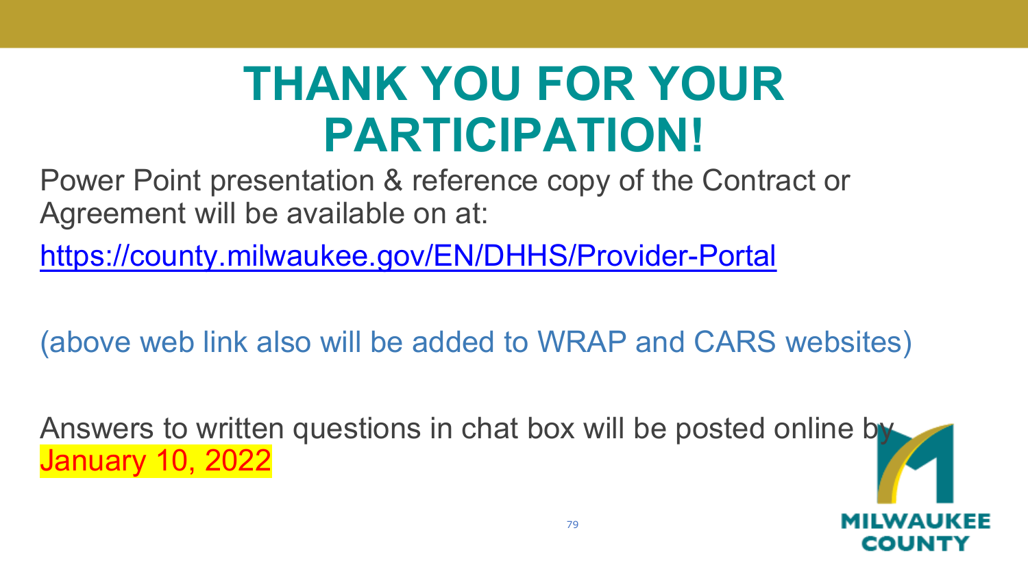# THANK YOU FOR YOUR PARTICIPATION!

Power Point presentation & reference copy of the Contract or Agreement will be available on at:

https://county.milwaukee.gov/EN/DHHS/Provider-Portal

(above web link also will be added to WRAP and CARS websites)

Answers to written questions in chat box will be posted online by January 10, 2022

MILWAUKEE COUNTY